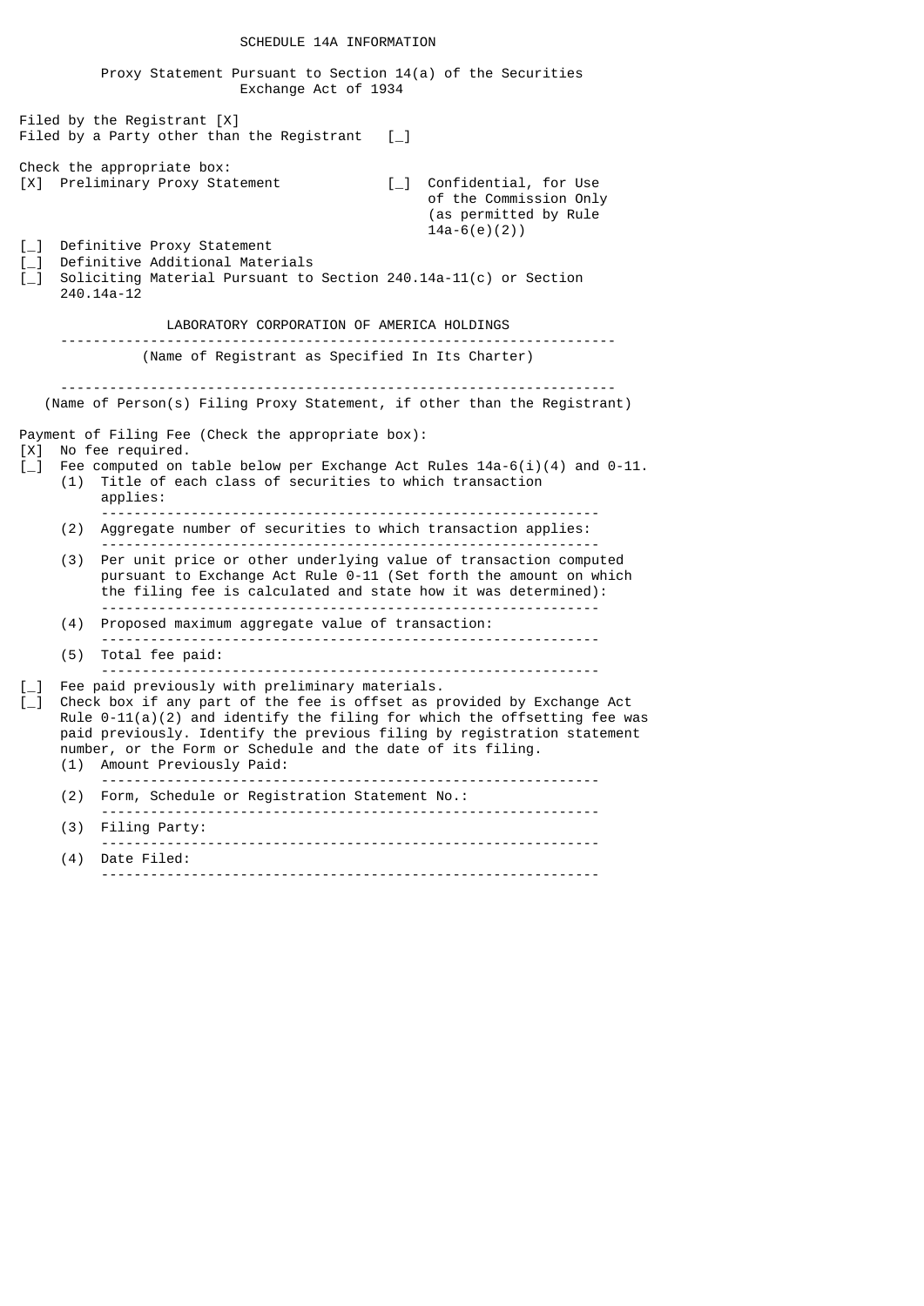# SCHEDULE 14A INFORMATION

Proxy Statement Pursuant to Section 14(a) of the Securities Exchange Act of 1934

Filed by the Registrant [X]
Filed by a Party other than the Registrant [_]

Check the appropriate box:

[X] Preliminary Proxy Statement

[_] Confidential, for Use of the Commission Only (as permitted by Rule 14a-6(e)(2))

[_] Definitive Proxy Statement

[_] Definitive Additional Materials

[_] Soliciting Material Pursuant to Section 240.14a-11(c) or Section 240.14a-12

LABORATORY CORPORATION OF AMERICA HOLDINGS

---

(Name of Registrant as Specified In Its Charter)

---

(Name of Person(s) Filing Proxy Statement, if other than the Registrant)

Payment of Filing Fee (Check the appropriate box):

[X] No fee required.

[_] Fee computed on table below per Exchange Act Rules 14a-6(i)(4) and 0-11.

(1) Title of each class of securities to which transaction applies:

---

(2) Aggregate number of securities to which transaction applies:

---

(3) Per unit price or other underlying value of transaction computed pursuant to Exchange Act Rule 0-11 (Set forth the amount on which the filing fee is calculated and state how it was determined):

---

(4) Proposed maximum aggregate value of transaction:

---

(5) Total fee paid:

---

[_] Fee paid previously with preliminary materials.

[_] Check box if any part of the fee is offset as provided by Exchange Act Rule 0-11(a)(2) and identify the filing for which the offsetting fee was paid previously. Identify the previous filing by registration statement number, or the Form or Schedule and the date of its filing.

(1) Amount Previously Paid:

---

(2) Form, Schedule or Registration Statement No.:

---

(3) Filing Party:

---

(4) Date Filed:

---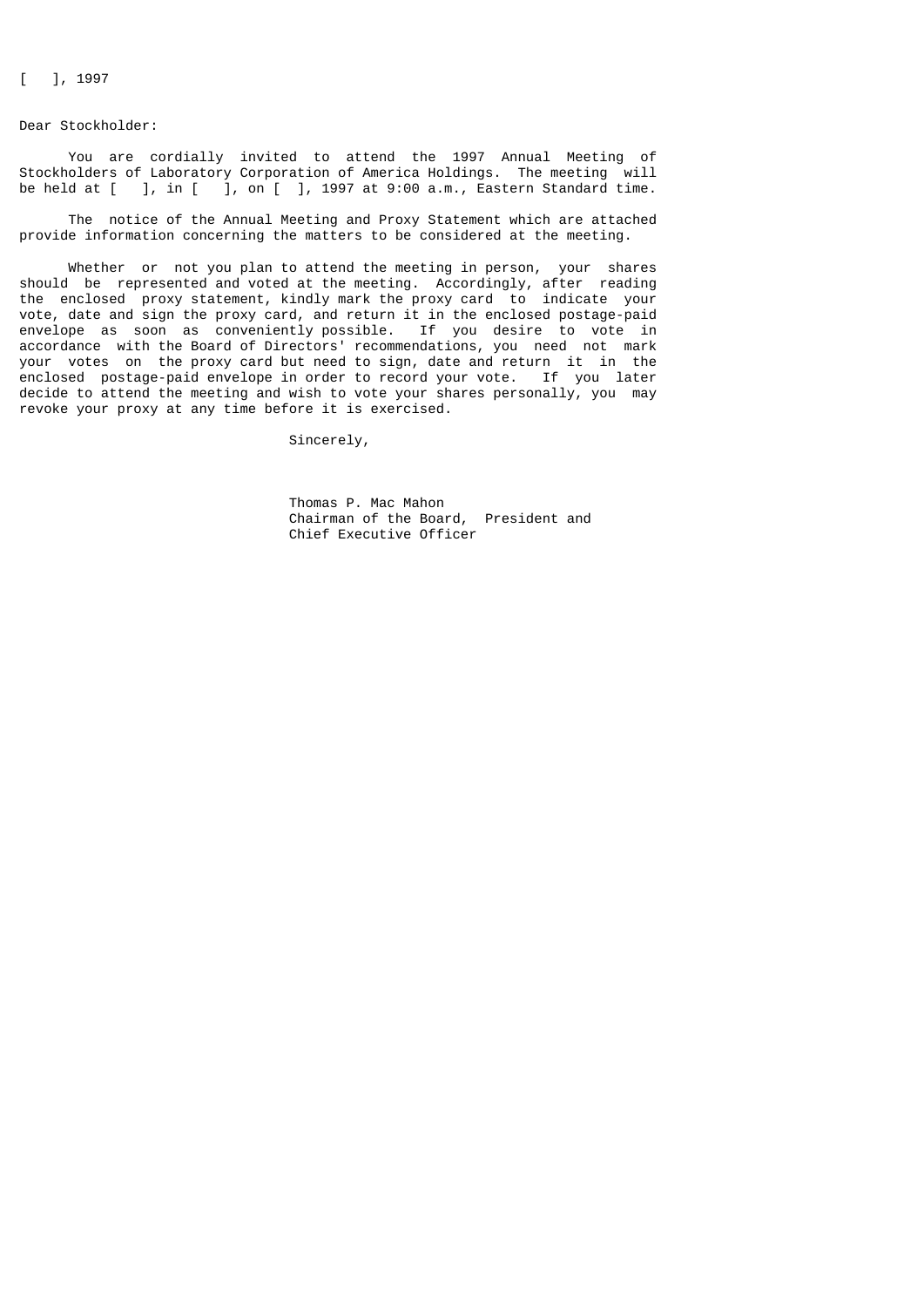[ ], 1997

Dear Stockholder:

You are cordially invited to attend the 1997 Annual Meeting of Stockholders of Laboratory Corporation of America Holdings. The meeting will be held at [ ], in [ ], on [ ], 1997 at 9:00 a.m., Eastern Standard time.

The notice of the Annual Meeting and Proxy Statement which are attached provide information concerning the matters to be considered at the meeting.

Whether or not you plan to attend the meeting in person, your shares should be represented and voted at the meeting. Accordingly, after reading the enclosed proxy statement, kindly mark the proxy card to indicate your vote, date and sign the proxy card, and return it in the enclosed postage-paid envelope as soon as conveniently possible. If you desire to vote in accordance with the Board of Directors' recommendations, you need not mark your votes on the proxy card but need to sign, date and return it in the enclosed postage-paid envelope in order to record your vote. If you later decide to attend the meeting and wish to vote your shares personally, you may revoke your proxy at any time before it is exercised.

Sincerely,

Thomas P. Mac Mahon
Chairman of the Board, President and
Chief Executive Officer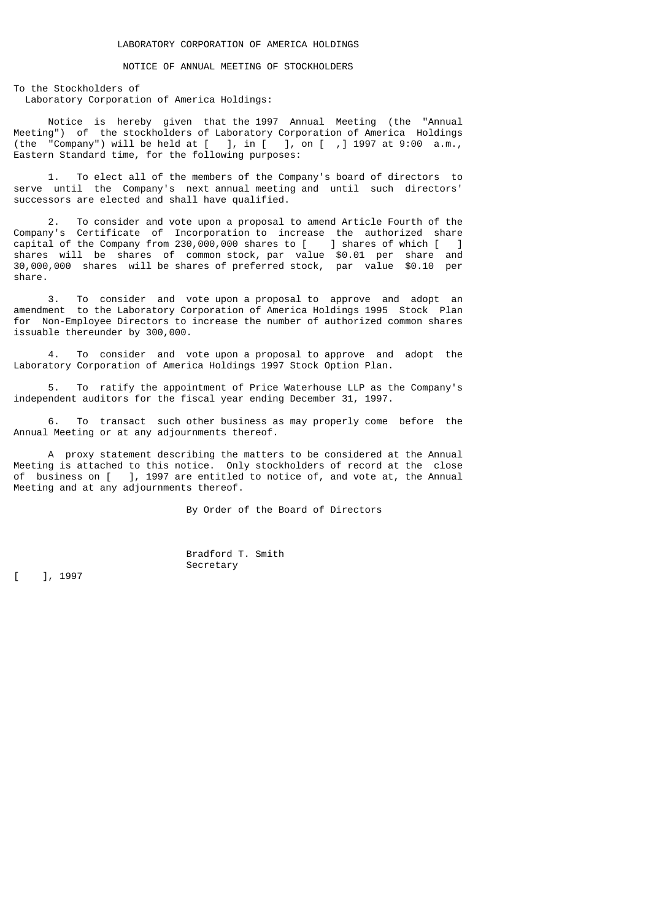# LABORATORY CORPORATION OF AMERICA HOLDINGS

## NOTICE OF ANNUAL MEETING OF STOCKHOLDERS

To the Stockholders of
Laboratory Corporation of America Holdings:

Notice is hereby given that the 1997 Annual Meeting (the "Annual Meeting") of the stockholders of Laboratory Corporation of America Holdings (the "Company") will be held at [ ], in [ ], on [ ,] 1997 at 9:00 a.m., Eastern Standard time, for the following purposes:

1. To elect all of the members of the Company's board of directors to serve until the Company's next annual meeting and until such directors' successors are elected and shall have qualified.

2. To consider and vote upon a proposal to amend Article Fourth of the Company's Certificate of Incorporation to increase the authorized share capital of the Company from 230,000,000 shares to [ ] shares of which [ ] shares will be shares of common stock, par value $0.01 per share and 30,000,000 shares will be shares of preferred stock, par value $0.10 per share.

3. To consider and vote upon a proposal to approve and adopt an amendment to the Laboratory Corporation of America Holdings 1995 Stock Plan for Non-Employee Directors to increase the number of authorized common shares issuable thereunder by 300,000.

4. To consider and vote upon a proposal to approve and adopt the Laboratory Corporation of America Holdings 1997 Stock Option Plan.

5. To ratify the appointment of Price Waterhouse LLP as the Company's independent auditors for the fiscal year ending December 31, 1997.

6. To transact such other business as may properly come before the Annual Meeting or at any adjournments thereof.

A proxy statement describing the matters to be considered at the Annual Meeting is attached to this notice. Only stockholders of record at the close of business on [ ], 1997 are entitled to notice of, and vote at, the Annual Meeting and at any adjournments thereof.

By Order of the Board of Directors

Bradford T. Smith
Secretary

[ ], 1997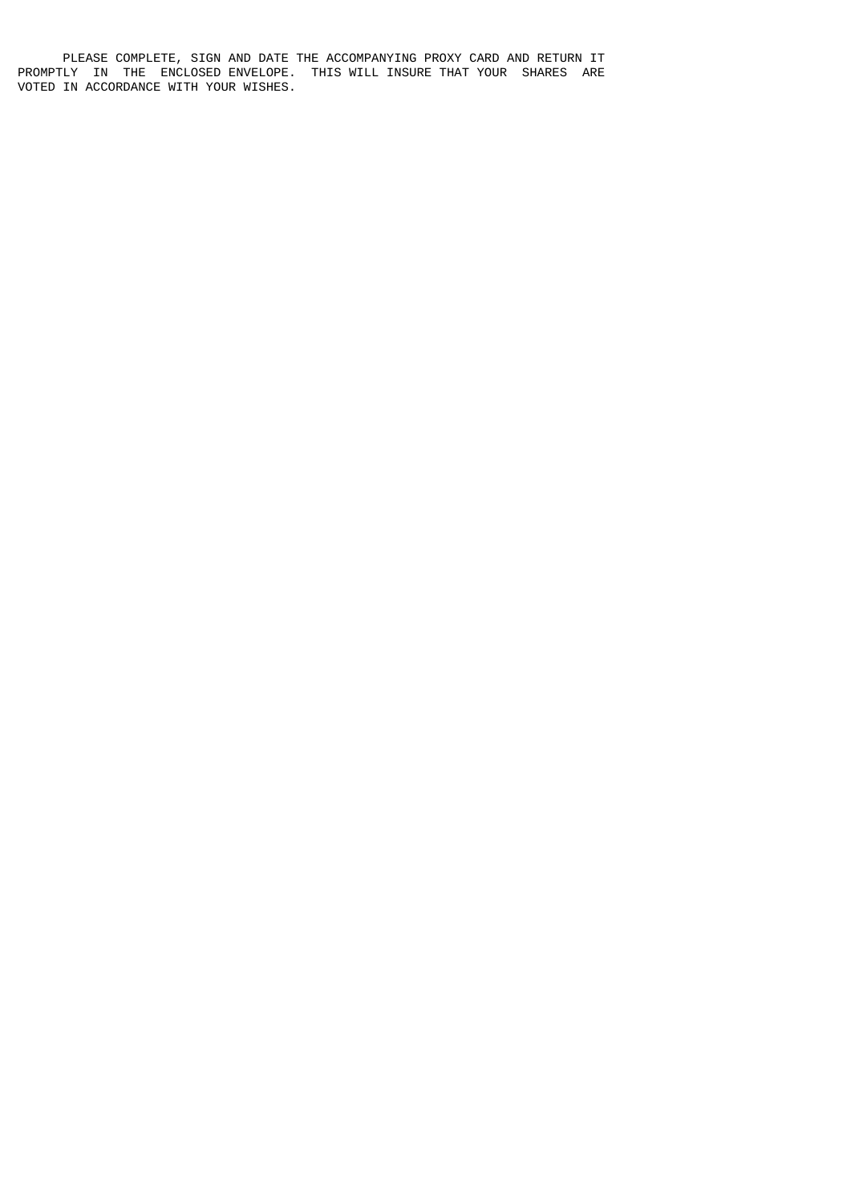PLEASE COMPLETE, SIGN AND DATE THE ACCOMPANYING PROXY CARD AND RETURN IT PROMPTLY IN THE ENCLOSED ENVELOPE. THIS WILL INSURE THAT YOUR SHARES ARE VOTED IN ACCORDANCE WITH YOUR WISHES.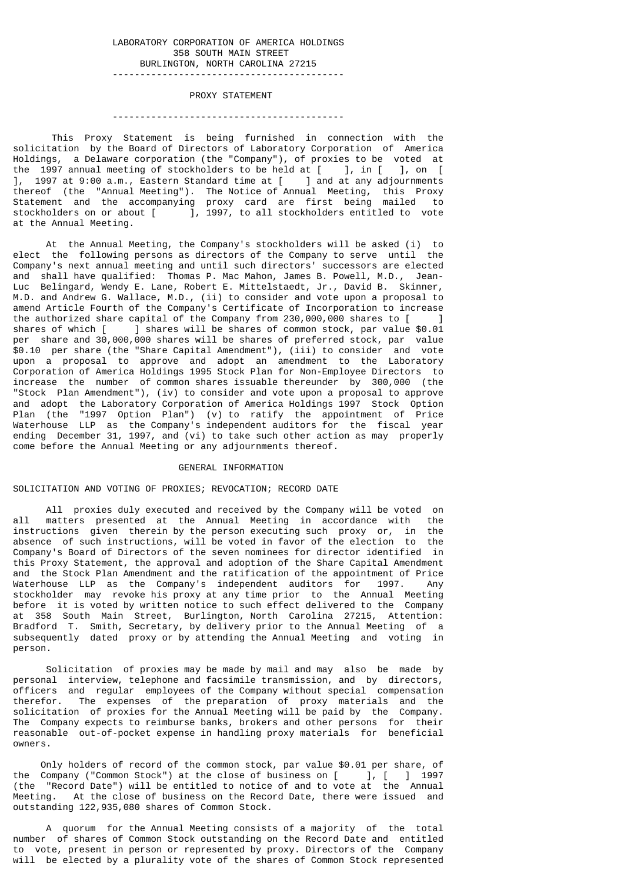LABORATORY CORPORATION OF AMERICA HOLDINGS
358 SOUTH MAIN STREET
BURLINGTON, NORTH CAROLINA 27215

---

# PROXY STATEMENT

---

This Proxy Statement is being furnished in connection with the solicitation by the Board of Directors of Laboratory Corporation of America Holdings, a Delaware corporation (the "Company"), of proxies to be voted at the 1997 annual meeting of stockholders to be held at [ ], in [ ], on [ ], 1997 at 9:00 a.m., Eastern Standard time at [ ] and at any adjournments thereof (the "Annual Meeting"). The Notice of Annual Meeting, this Proxy Statement and the accompanying proxy card are first being mailed to stockholders on or about [ ], 1997, to all stockholders entitled to vote at the Annual Meeting.

At the Annual Meeting, the Company's stockholders will be asked (i) to elect the following persons as directors of the Company to serve until the Company's next annual meeting and until such directors' successors are elected and shall have qualified: Thomas P. Mac Mahon, James B. Powell, M.D., Jean-Luc Belingard, Wendy E. Lane, Robert E. Mittelstaedt, Jr., David B. Skinner, M.D. and Andrew G. Wallace, M.D., (ii) to consider and vote upon a proposal to amend Article Fourth of the Company's Certificate of Incorporation to increase the authorized share capital of the Company from 230,000,000 shares to [ ] shares of which [ ] shares will be shares of common stock, par value $0.01 per share and 30,000,000 shares will be shares of preferred stock, par value $0.10 per share (the "Share Capital Amendment"), (iii) to consider and vote upon a proposal to approve and adopt an amendment to the Laboratory Corporation of America Holdings 1995 Stock Plan for Non-Employee Directors to increase the number of common shares issuable thereunder by 300,000 (the "Stock Plan Amendment"), (iv) to consider and vote upon a proposal to approve and adopt the Laboratory Corporation of America Holdings 1997 Stock Option Plan (the "1997 Option Plan") (v) to ratify the appointment of Price Waterhouse LLP as the Company's independent auditors for the fiscal year ending December 31, 1997, and (vi) to take such other action as may properly come before the Annual Meeting or any adjournments thereof.

## GENERAL INFORMATION

### SOLICITATION AND VOTING OF PROXIES; REVOCATION; RECORD DATE

All proxies duly executed and received by the Company will be voted on all matters presented at the Annual Meeting in accordance with the instructions given therein by the person executing such proxy or, in the absence of such instructions, will be voted in favor of the election to the Company's Board of Directors of the seven nominees for director identified in this Proxy Statement, the approval and adoption of the Share Capital Amendment and the Stock Plan Amendment and the ratification of the appointment of Price Waterhouse LLP as the Company's independent auditors for 1997. Any stockholder may revoke his proxy at any time prior to the Annual Meeting before it is voted by written notice to such effect delivered to the Company at 358 South Main Street, Burlington, North Carolina 27215, Attention: Bradford T. Smith, Secretary, by delivery prior to the Annual Meeting of a subsequently dated proxy or by attending the Annual Meeting and voting in person.

Solicitation of proxies may be made by mail and may also be made by personal interview, telephone and facsimile transmission, and by directors, officers and regular employees of the Company without special compensation therefor. The expenses of the preparation of proxy materials and the solicitation of proxies for the Annual Meeting will be paid by the Company. The Company expects to reimburse banks, brokers and other persons for their reasonable out-of-pocket expense in handling proxy materials for beneficial owners.

Only holders of record of the common stock, par value $0.01 per share, of the Company ("Common Stock") at the close of business on [ ], [ ] 1997 (the "Record Date") will be entitled to notice of and to vote at the Annual Meeting. At the close of business on the Record Date, there were issued and outstanding 122,935,080 shares of Common Stock.

A quorum for the Annual Meeting consists of a majority of the total number of shares of Common Stock outstanding on the Record Date and entitled to vote, present in person or represented by proxy. Directors of the Company will be elected by a plurality vote of the shares of Common Stock represented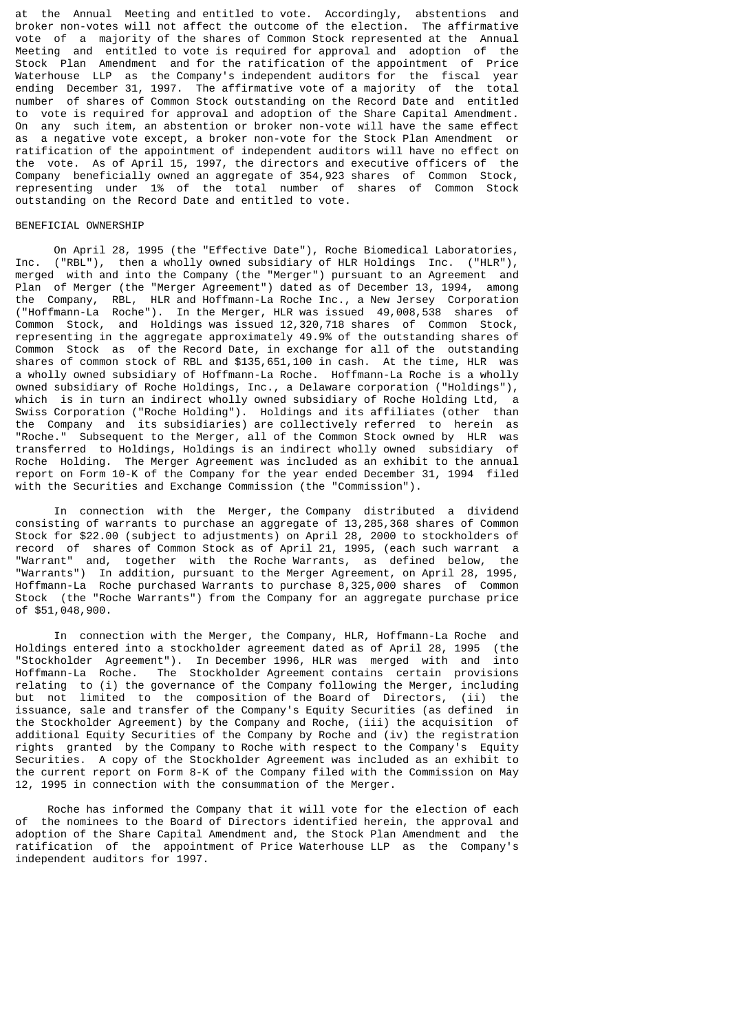at the Annual Meeting and entitled to vote. Accordingly, abstentions and broker non-votes will not affect the outcome of the election. The affirmative vote of a majority of the shares of Common Stock represented at the Annual Meeting and entitled to vote is required for approval and adoption of the Stock Plan Amendment and for the ratification of the appointment of Price Waterhouse LLP as the Company's independent auditors for the fiscal year ending December 31, 1997. The affirmative vote of a majority of the total number of shares of Common Stock outstanding on the Record Date and entitled to vote is required for approval and adoption of the Share Capital Amendment. On any such item, an abstention or broker non-vote will have the same effect as a negative vote except, a broker non-vote for the Stock Plan Amendment or ratification of the appointment of independent auditors will have no effect on the vote. As of April 15, 1997, the directors and executive officers of the Company beneficially owned an aggregate of 354,923 shares of Common Stock, representing under 1% of the total number of shares of Common Stock outstanding on the Record Date and entitled to vote.

## BENEFICIAL OWNERSHIP

On April 28, 1995 (the "Effective Date"), Roche Biomedical Laboratories, Inc. ("RBL"), then a wholly owned subsidiary of HLR Holdings Inc. ("HLR"), merged with and into the Company (the "Merger") pursuant to an Agreement and Plan of Merger (the "Merger Agreement") dated as of December 13, 1994, among the Company, RBL, HLR and Hoffmann-La Roche Inc., a New Jersey Corporation ("Hoffmann-La Roche"). In the Merger, HLR was issued 49,008,538 shares of Common Stock, and Holdings was issued 12,320,718 shares of Common Stock, representing in the aggregate approximately 49.9% of the outstanding shares of Common Stock as of the Record Date, in exchange for all of the outstanding shares of common stock of RBL and $135,651,100 in cash. At the time, HLR was a wholly owned subsidiary of Hoffmann-La Roche. Hoffmann-La Roche is a wholly owned subsidiary of Roche Holdings, Inc., a Delaware corporation ("Holdings"), which is in turn an indirect wholly owned subsidiary of Roche Holding Ltd, a Swiss Corporation ("Roche Holding"). Holdings and its affiliates (other than the Company and its subsidiaries) are collectively referred to herein as "Roche." Subsequent to the Merger, all of the Common Stock owned by HLR was transferred to Holdings, Holdings is an indirect wholly owned subsidiary of Roche Holding. The Merger Agreement was included as an exhibit to the annual report on Form 10-K of the Company for the year ended December 31, 1994 filed with the Securities and Exchange Commission (the "Commission").

In connection with the Merger, the Company distributed a dividend consisting of warrants to purchase an aggregate of 13,285,368 shares of Common Stock for $22.00 (subject to adjustments) on April 28, 2000 to stockholders of record of shares of Common Stock as of April 21, 1995, (each such warrant a "Warrant" and, together with the Roche Warrants, as defined below, the "Warrants") In addition, pursuant to the Merger Agreement, on April 28, 1995, Hoffmann-La Roche purchased Warrants to purchase 8,325,000 shares of Common Stock (the "Roche Warrants") from the Company for an aggregate purchase price of $51,048,900.

In connection with the Merger, the Company, HLR, Hoffmann-La Roche and Holdings entered into a stockholder agreement dated as of April 28, 1995 (the "Stockholder Agreement"). In December 1996, HLR was merged with and into Hoffmann-La Roche. The Stockholder Agreement contains certain provisions relating to (i) the governance of the Company following the Merger, including but not limited to the composition of the Board of Directors, (ii) the issuance, sale and transfer of the Company's Equity Securities (as defined in the Stockholder Agreement) by the Company and Roche, (iii) the acquisition of additional Equity Securities of the Company by Roche and (iv) the registration rights granted by the Company to Roche with respect to the Company's Equity Securities. A copy of the Stockholder Agreement was included as an exhibit to the current report on Form 8-K of the Company filed with the Commission on May 12, 1995 in connection with the consummation of the Merger.

Roche has informed the Company that it will vote for the election of each of the nominees to the Board of Directors identified herein, the approval and adoption of the Share Capital Amendment and, the Stock Plan Amendment and the ratification of the appointment of Price Waterhouse LLP as the Company's independent auditors for 1997.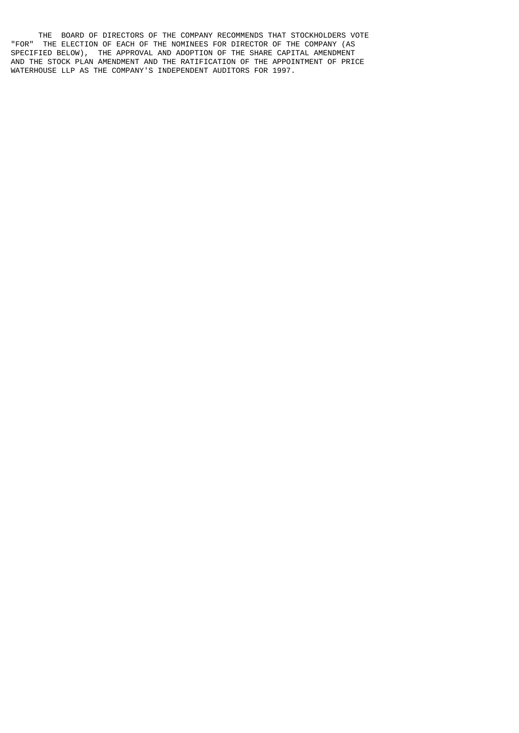THE BOARD OF DIRECTORS OF THE COMPANY RECOMMENDS THAT STOCKHOLDERS VOTE "FOR" THE ELECTION OF EACH OF THE NOMINEES FOR DIRECTOR OF THE COMPANY (AS SPECIFIED BELOW), THE APPROVAL AND ADOPTION OF THE SHARE CAPITAL AMENDMENT AND THE STOCK PLAN AMENDMENT AND THE RATIFICATION OF THE APPOINTMENT OF PRICE WATERHOUSE LLP AS THE COMPANY'S INDEPENDENT AUDITORS FOR 1997.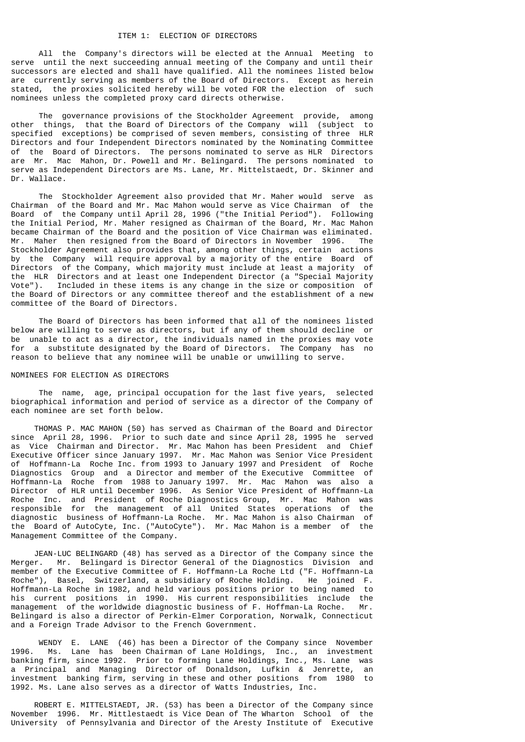## ITEM 1: ELECTION OF DIRECTORS

All the Company's directors will be elected at the Annual Meeting to serve until the next succeeding annual meeting of the Company and until their successors are elected and shall have qualified. All the nominees listed below are currently serving as members of the Board of Directors. Except as herein stated, the proxies solicited hereby will be voted FOR the election of such nominees unless the completed proxy card directs otherwise.

The governance provisions of the Stockholder Agreement provide, among other things, that the Board of Directors of the Company will (subject to specified exceptions) be comprised of seven members, consisting of three HLR Directors and four Independent Directors nominated by the Nominating Committee of the Board of Directors. The persons nominated to serve as HLR Directors are Mr. Mac Mahon, Dr. Powell and Mr. Belingard. The persons nominated to serve as Independent Directors are Ms. Lane, Mr. Mittelstaedt, Dr. Skinner and Dr. Wallace.

The Stockholder Agreement also provided that Mr. Maher would serve as Chairman of the Board and Mr. Mac Mahon would serve as Vice Chairman of the Board of the Company until April 28, 1996 ("the Initial Period"). Following the Initial Period, Mr. Maher resigned as Chairman of the Board, Mr. Mac Mahon became Chairman of the Board and the position of Vice Chairman was eliminated. Mr. Maher then resigned from the Board of Directors in November 1996. The Stockholder Agreement also provides that, among other things, certain actions by the Company will require approval by a majority of the entire Board of Directors of the Company, which majority must include at least a majority of the HLR Directors and at least one Independent Director (a "Special Majority Vote"). Included in these items is any change in the size or composition of the Board of Directors or any committee thereof and the establishment of a new committee of the Board of Directors.

The Board of Directors has been informed that all of the nominees listed below are willing to serve as directors, but if any of them should decline or be unable to act as a director, the individuals named in the proxies may vote for a substitute designated by the Board of Directors. The Company has no reason to believe that any nominee will be unable or unwilling to serve.

### NOMINEES FOR ELECTION AS DIRECTORS

The name, age, principal occupation for the last five years, selected biographical information and period of service as a director of the Company of each nominee are set forth below.

THOMAS P. MAC MAHON (50) has served as Chairman of the Board and Director since April 28, 1996. Prior to such date and since April 28, 1995 he served as Vice Chairman and Director. Mr. Mac Mahon has been President and Chief Executive Officer since January 1997. Mr. Mac Mahon was Senior Vice President of Hoffmann-La Roche Inc. from 1993 to January 1997 and President of Roche Diagnostics Group and a Director and member of the Executive Committee of Hoffmann-La Roche from 1988 to January 1997. Mr. Mac Mahon was also a Director of HLR until December 1996. As Senior Vice President of Hoffmann-La Roche Inc. and President of Roche Diagnostics Group, Mr. Mac Mahon was responsible for the management of all United States operations of the diagnostic business of Hoffmann-La Roche. Mr. Mac Mahon is also Chairman of the Board of AutoCyte, Inc. ("AutoCyte"). Mr. Mac Mahon is a member of the Management Committee of the Company.

JEAN-LUC BELINGARD (48) has served as a Director of the Company since the Merger. Mr. Belingard is Director General of the Diagnostics Division and member of the Executive Committee of F. Hoffmann-La Roche Ltd ("F. Hoffmann-La Roche"), Basel, Switzerland, a subsidiary of Roche Holding. He joined F. Hoffmann-La Roche in 1982, and held various positions prior to being named to his current positions in 1990. His current responsibilities include the management of the worldwide diagnostic business of F. Hoffman-La Roche. Mr. Belingard is also a director of Perkin-Elmer Corporation, Norwalk, Connecticut and a Foreign Trade Advisor to the French Government.

WENDY E. LANE (46) has been a Director of the Company since November 1996. Ms. Lane has been Chairman of Lane Holdings, Inc., an investment banking firm, since 1992. Prior to forming Lane Holdings, Inc., Ms. Lane was a Principal and Managing Director of Donaldson, Lufkin & Jenrette, an investment banking firm, serving in these and other positions from 1980 to 1992. Ms. Lane also serves as a director of Watts Industries, Inc.

ROBERT E. MITTELSTAEDT, JR. (53) has been a Director of the Company since November 1996. Mr. Mittlestaedt is Vice Dean of The Wharton School of the University of Pennsylvania and Director of the Aresty Institute of Executive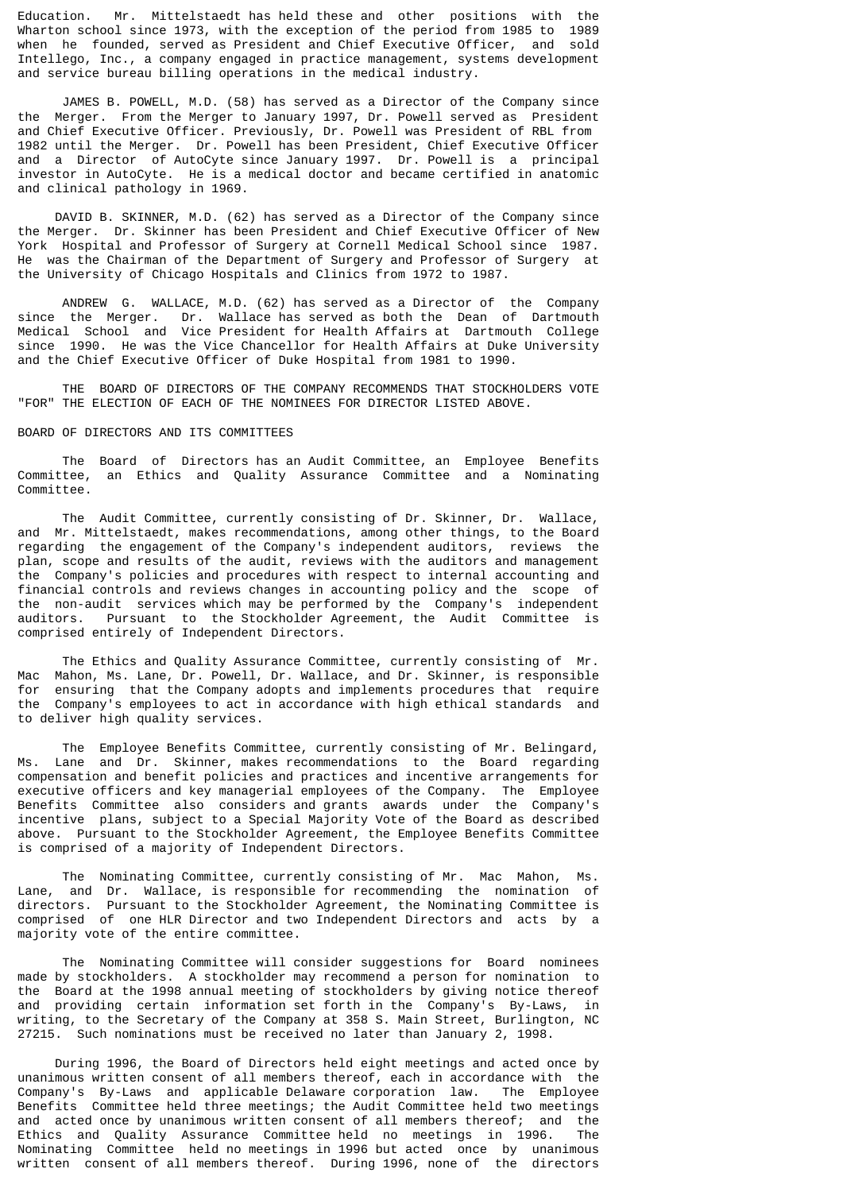Education. Mr. Mittelstaedt has held these and other positions with the Wharton school since 1973, with the exception of the period from 1985 to 1989 when he founded, served as President and Chief Executive Officer, and sold Intellego, Inc., a company engaged in practice management, systems development and service bureau billing operations in the medical industry.

JAMES B. POWELL, M.D. (58) has served as a Director of the Company since the Merger. From the Merger to January 1997, Dr. Powell served as President and Chief Executive Officer. Previously, Dr. Powell was President of RBL from 1982 until the Merger. Dr. Powell has been President, Chief Executive Officer and a Director of AutoCyte since January 1997. Dr. Powell is a principal investor in AutoCyte. He is a medical doctor and became certified in anatomic and clinical pathology in 1969.

DAVID B. SKINNER, M.D. (62) has served as a Director of the Company since the Merger. Dr. Skinner has been President and Chief Executive Officer of New York Hospital and Professor of Surgery at Cornell Medical School since 1987. He was the Chairman of the Department of Surgery and Professor of Surgery at the University of Chicago Hospitals and Clinics from 1972 to 1987.

ANDREW G. WALLACE, M.D. (62) has served as a Director of the Company since the Merger. Dr. Wallace has served as both the Dean of Dartmouth Medical School and Vice President for Health Affairs at Dartmouth College since 1990. He was the Vice Chancellor for Health Affairs at Duke University and the Chief Executive Officer of Duke Hospital from 1981 to 1990.

THE BOARD OF DIRECTORS OF THE COMPANY RECOMMENDS THAT STOCKHOLDERS VOTE "FOR" THE ELECTION OF EACH OF THE NOMINEES FOR DIRECTOR LISTED ABOVE.

BOARD OF DIRECTORS AND ITS COMMITTEES

The Board of Directors has an Audit Committee, an Employee Benefits Committee, an Ethics and Quality Assurance Committee and a Nominating Committee.

The Audit Committee, currently consisting of Dr. Skinner, Dr. Wallace, and Mr. Mittelstaedt, makes recommendations, among other things, to the Board regarding the engagement of the Company's independent auditors, reviews the plan, scope and results of the audit, reviews with the auditors and management the Company's policies and procedures with respect to internal accounting and financial controls and reviews changes in accounting policy and the scope of the non-audit services which may be performed by the Company's independent auditors. Pursuant to the Stockholder Agreement, the Audit Committee is comprised entirely of Independent Directors.

The Ethics and Quality Assurance Committee, currently consisting of Mr. Mac Mahon, Ms. Lane, Dr. Powell, Dr. Wallace, and Dr. Skinner, is responsible for ensuring that the Company adopts and implements procedures that require the Company's employees to act in accordance with high ethical standards and to deliver high quality services.

The Employee Benefits Committee, currently consisting of Mr. Belingard, Ms. Lane and Dr. Skinner, makes recommendations to the Board regarding compensation and benefit policies and practices and incentive arrangements for executive officers and key managerial employees of the Company. The Employee Benefits Committee also considers and grants awards under the Company's incentive plans, subject to a Special Majority Vote of the Board as described above. Pursuant to the Stockholder Agreement, the Employee Benefits Committee is comprised of a majority of Independent Directors.

The Nominating Committee, currently consisting of Mr. Mac Mahon, Ms. Lane, and Dr. Wallace, is responsible for recommending the nomination of directors. Pursuant to the Stockholder Agreement, the Nominating Committee is comprised of one HLR Director and two Independent Directors and acts by a majority vote of the entire committee.

The Nominating Committee will consider suggestions for Board nominees made by stockholders. A stockholder may recommend a person for nomination to the Board at the 1998 annual meeting of stockholders by giving notice thereof and providing certain information set forth in the Company's By-Laws, in writing, to the Secretary of the Company at 358 S. Main Street, Burlington, NC 27215. Such nominations must be received no later than January 2, 1998.

During 1996, the Board of Directors held eight meetings and acted once by unanimous written consent of all members thereof, each in accordance with the Company's By-Laws and applicable Delaware corporation law. The Employee Benefits Committee held three meetings; the Audit Committee held two meetings and acted once by unanimous written consent of all members thereof; and the Ethics and Quality Assurance Committee held no meetings in 1996. The Nominating Committee held no meetings in 1996 but acted once by unanimous written consent of all members thereof. During 1996, none of the directors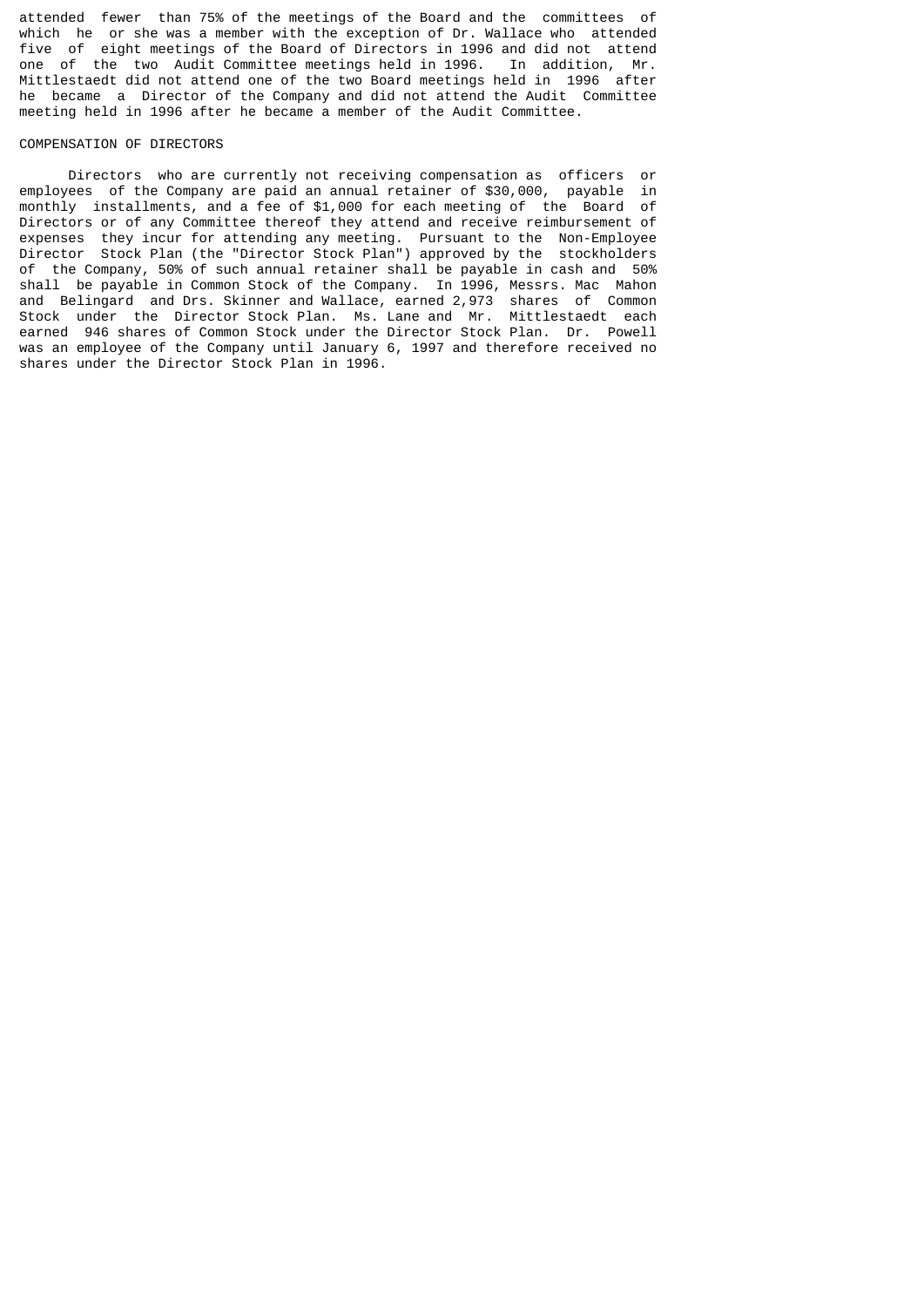attended fewer than 75% of the meetings of the Board and the committees of which he or she was a member with the exception of Dr. Wallace who attended five of eight meetings of the Board of Directors in 1996 and did not attend one of the two Audit Committee meetings held in 1996. In addition, Mr. Mittlestaedt did not attend one of the two Board meetings held in 1996 after he became a Director of the Company and did not attend the Audit Committee meeting held in 1996 after he became a member of the Audit Committee.

## COMPENSATION OF DIRECTORS

Directors who are currently not receiving compensation as officers or employees of the Company are paid an annual retainer of $30,000, payable in monthly installments, and a fee of $1,000 for each meeting of the Board of Directors or of any Committee thereof they attend and receive reimbursement of expenses they incur for attending any meeting. Pursuant to the Non-Employee Director Stock Plan (the "Director Stock Plan") approved by the stockholders of the Company, 50% of such annual retainer shall be payable in cash and 50% shall be payable in Common Stock of the Company. In 1996, Messrs. Mac Mahon and Belingard and Drs. Skinner and Wallace, earned 2,973 shares of Common Stock under the Director Stock Plan. Ms. Lane and Mr. Mittlestaedt each earned 946 shares of Common Stock under the Director Stock Plan. Dr. Powell was an employee of the Company until January 6, 1997 and therefore received no shares under the Director Stock Plan in 1996.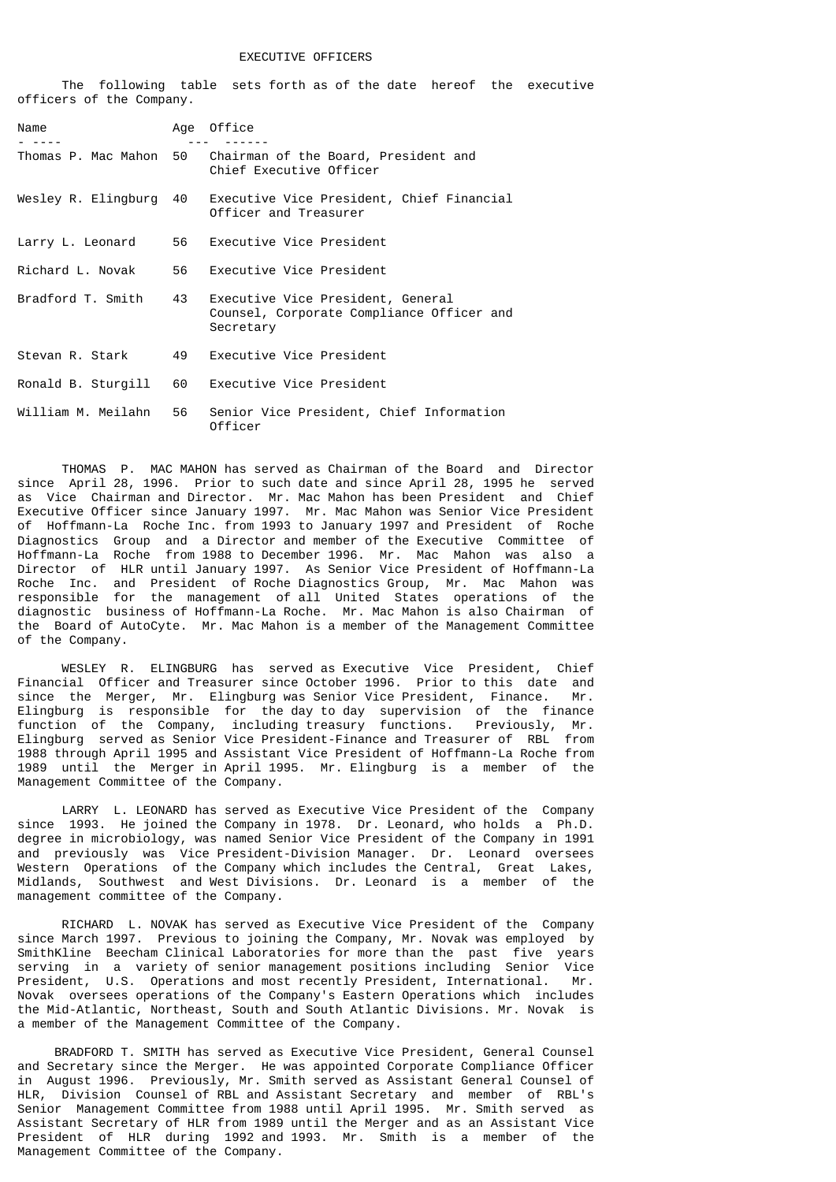# EXECUTIVE OFFICERS

The following table sets forth as of the date hereof the executive officers of the Company.

| Name | Age | Office |
|---|---|---|
| Thomas P. Mac Mahon | 50 | Chairman of the Board, President and Chief Executive Officer |
| Wesley R. Elingburg | 40 | Executive Vice President, Chief Financial Officer and Treasurer |
| Larry L. Leonard | 56 | Executive Vice President |
| Richard L. Novak | 56 | Executive Vice President |
| Bradford T. Smith | 43 | Executive Vice President, General Counsel, Corporate Compliance Officer and Secretary |
| Stevan R. Stark | 49 | Executive Vice President |
| Ronald B. Sturgill | 60 | Executive Vice President |
| William M. Meilahn | 56 | Senior Vice President, Chief Information Officer |

THOMAS P. MAC MAHON has served as Chairman of the Board and Director since April 28, 1996. Prior to such date and since April 28, 1995 he served as Vice Chairman and Director. Mr. Mac Mahon has been President and Chief Executive Officer since January 1997. Mr. Mac Mahon was Senior Vice President of Hoffmann-La Roche Inc. from 1993 to January 1997 and President of Roche Diagnostics Group and a Director and member of the Executive Committee of Hoffmann-La Roche from 1988 to December 1996. Mr. Mac Mahon was also a Director of HLR until January 1997. As Senior Vice President of Hoffmann-La Roche Inc. and President of Roche Diagnostics Group, Mr. Mac Mahon was responsible for the management of all United States operations of the diagnostic business of Hoffmann-La Roche. Mr. Mac Mahon is also Chairman of the Board of AutoCyte. Mr. Mac Mahon is a member of the Management Committee of the Company.

WESLEY R. ELINGBURG has served as Executive Vice President, Chief Financial Officer and Treasurer since October 1996. Prior to this date and since the Merger, Mr. Elingburg was Senior Vice President, Finance. Mr. Elingburg is responsible for the day to day supervision of the finance function of the Company, including treasury functions. Previously, Mr. Elingburg served as Senior Vice President-Finance and Treasurer of RBL from 1988 through April 1995 and Assistant Vice President of Hoffmann-La Roche from 1989 until the Merger in April 1995. Mr. Elingburg is a member of the Management Committee of the Company.

LARRY L. LEONARD has served as Executive Vice President of the Company since 1993. He joined the Company in 1978. Dr. Leonard, who holds a Ph.D. degree in microbiology, was named Senior Vice President of the Company in 1991 and previously was Vice President-Division Manager. Dr. Leonard oversees Western Operations of the Company which includes the Central, Great Lakes, Midlands, Southwest and West Divisions. Dr. Leonard is a member of the management committee of the Company.

RICHARD L. NOVAK has served as Executive Vice President of the Company since March 1997. Previous to joining the Company, Mr. Novak was employed by SmithKline Beecham Clinical Laboratories for more than the past five years serving in a variety of senior management positions including Senior Vice President, U.S. Operations and most recently President, International. Mr. Novak oversees operations of the Company's Eastern Operations which includes the Mid-Atlantic, Northeast, South and South Atlantic Divisions. Mr. Novak is a member of the Management Committee of the Company.

BRADFORD T. SMITH has served as Executive Vice President, General Counsel and Secretary since the Merger. He was appointed Corporate Compliance Officer in August 1996. Previously, Mr. Smith served as Assistant General Counsel of HLR, Division Counsel of RBL and Assistant Secretary and member of RBL's Senior Management Committee from 1988 until April 1995. Mr. Smith served as Assistant Secretary of HLR from 1989 until the Merger and as an Assistant Vice President of HLR during 1992 and 1993. Mr. Smith is a member of the Management Committee of the Company.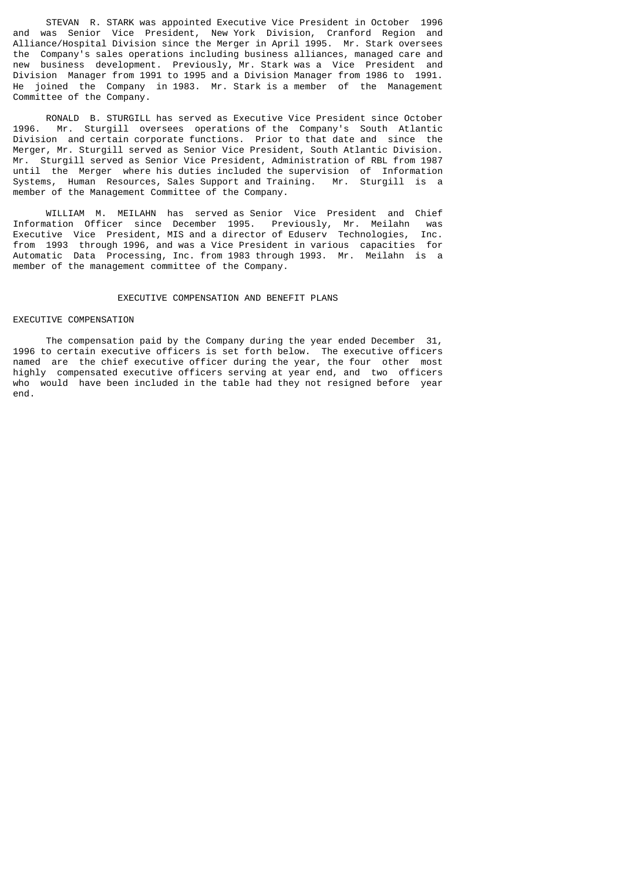STEVAN R. STARK was appointed Executive Vice President in October 1996 and was Senior Vice President, New York Division, Cranford Region and Alliance/Hospital Division since the Merger in April 1995. Mr. Stark oversees the Company's sales operations including business alliances, managed care and new business development. Previously, Mr. Stark was a Vice President and Division Manager from 1991 to 1995 and a Division Manager from 1986 to 1991. He joined the Company in 1983. Mr. Stark is a member of the Management Committee of the Company.

RONALD B. STURGILL has served as Executive Vice President since October 1996. Mr. Sturgill oversees operations of the Company's South Atlantic Division and certain corporate functions. Prior to that date and since the Merger, Mr. Sturgill served as Senior Vice President, South Atlantic Division. Mr. Sturgill served as Senior Vice President, Administration of RBL from 1987 until the Merger where his duties included the supervision of Information Systems, Human Resources, Sales Support and Training. Mr. Sturgill is a member of the Management Committee of the Company.

WILLIAM M. MEILAHN has served as Senior Vice President and Chief Information Officer since December 1995. Previously, Mr. Meilahn was Executive Vice President, MIS and a director of Eduserv Technologies, Inc. from 1993 through 1996, and was a Vice President in various capacities for Automatic Data Processing, Inc. from 1983 through 1993. Mr. Meilahn is a member of the management committee of the Company.

## EXECUTIVE COMPENSATION AND BENEFIT PLANS

### EXECUTIVE COMPENSATION

The compensation paid by the Company during the year ended December 31, 1996 to certain executive officers is set forth below. The executive officers named are the chief executive officer during the year, the four other most highly compensated executive officers serving at year end, and two officers who would have been included in the table had they not resigned before year end.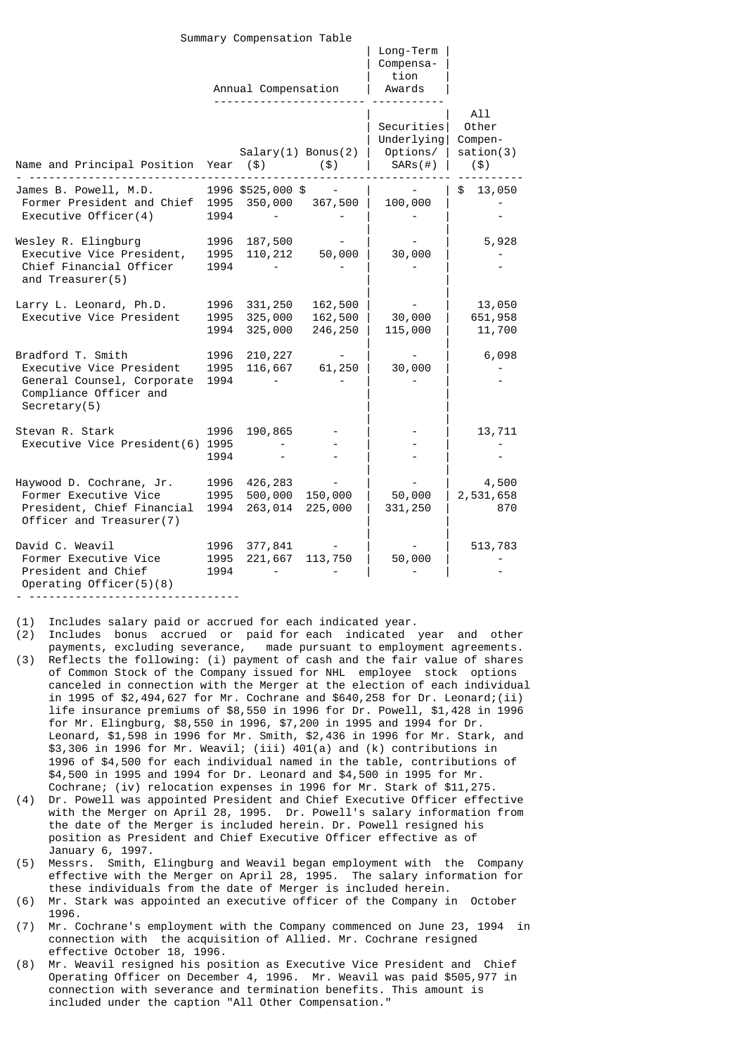Summary Compensation Table

| Name and Principal Position | Year | Annual Compensation Salary(1) ($) | Annual Compensation Bonus(2) ($) | Long-Term Compensation Awards Securities Underlying Options/ SARs(#) | All Other Compensation(3) ($) |
|---|---|---|---|---|---|
| James B. Powell, M.D. Former President and Chief Executive Officer(4) | 1996 | $525,000 | $ - | - | $ 13,050 |
| | 1995 | 350,000 | 367,500 | 100,000 | - |
| | 1994 | - | - | - | - |
| Wesley R. Elingburg Executive Vice President, Chief Financial Officer and Treasurer(5) | 1996 | 187,500 | - | - | 5,928 |
| | 1995 | 110,212 | 50,000 | 30,000 | - |
| | 1994 | - | - | - | - |
| Larry L. Leonard, Ph.D. Executive Vice President | 1996 | 331,250 | 162,500 | - | 13,050 |
| | 1995 | 325,000 | 162,500 | 30,000 | 651,958 |
| | 1994 | 325,000 | 246,250 | 115,000 | 11,700 |
| Bradford T. Smith Executive Vice President General Counsel, Corporate Compliance Officer and Secretary(5) | 1996 | 210,227 | - | - | 6,098 |
| | 1995 | 116,667 | 61,250 | 30,000 | - |
| | 1994 | - | - | - | - |
| Stevan R. Stark Executive Vice President(6) | 1996 | 190,865 | - | - | 13,711 |
| | 1995 | - | - | - | - |
| | 1994 | - | - | - | - |
| Haywood D. Cochrane, Jr. Former Executive Vice President, Chief Financial Officer and Treasurer(7) | 1996 | 426,283 | - | - | 4,500 |
| | 1995 | 500,000 | 150,000 | 50,000 | 2,531,658 |
| | 1994 | 263,014 | 225,000 | 331,250 | 870 |
| David C. Weavil Former Executive Vice President and Chief Operating Officer(5)(8) | 1996 | 377,841 | - | - | 513,783 |
| | 1995 | 221,667 | 113,750 | 50,000 | - |
| | 1994 | - | - | - | - |

(1) Includes salary paid or accrued for each indicated year.

(2) Includes bonus accrued or paid for each indicated year and other payments, excluding severance, made pursuant to employment agreements.

(3) Reflects the following: (i) payment of cash and the fair value of shares of Common Stock of the Company issued for NHL employee stock options canceled in connection with the Merger at the election of each individual in 1995 of $2,494,627 for Mr. Cochrane and $640,258 for Dr. Leonard;(ii) life insurance premiums of $8,550 in 1996 for Dr. Powell, $1,428 in 1996 for Mr. Elingburg, $8,550 in 1996, $7,200 in 1995 and 1994 for Dr. Leonard, $1,598 in 1996 for Mr. Smith, $2,436 in 1996 for Mr. Stark, and $3,306 in 1996 for Mr. Weavil; (iii) 401(a) and (k) contributions in 1996 of $4,500 for each individual named in the table, contributions of $4,500 in 1995 and 1994 for Dr. Leonard and $4,500 in 1995 for Mr. Cochrane; (iv) relocation expenses in 1996 for Mr. Stark of $11,275.

(4) Dr. Powell was appointed President and Chief Executive Officer effective with the Merger on April 28, 1995. Dr. Powell's salary information from the date of the Merger is included herein. Dr. Powell resigned his position as President and Chief Executive Officer effective as of January 6, 1997.

(5) Messrs. Smith, Elingburg and Weavil began employment with the Company effective with the Merger on April 28, 1995. The salary information for these individuals from the date of Merger is included herein.

(6) Mr. Stark was appointed an executive officer of the Company in October 1996.

(7) Mr. Cochrane's employment with the Company commenced on June 23, 1994 in connection with the acquisition of Allied. Mr. Cochrane resigned effective October 18, 1996.

(8) Mr. Weavil resigned his position as Executive Vice President and Chief Operating Officer on December 4, 1996. Mr. Weavil was paid $505,977 in connection with severance and termination benefits. This amount is included under the caption "All Other Compensation."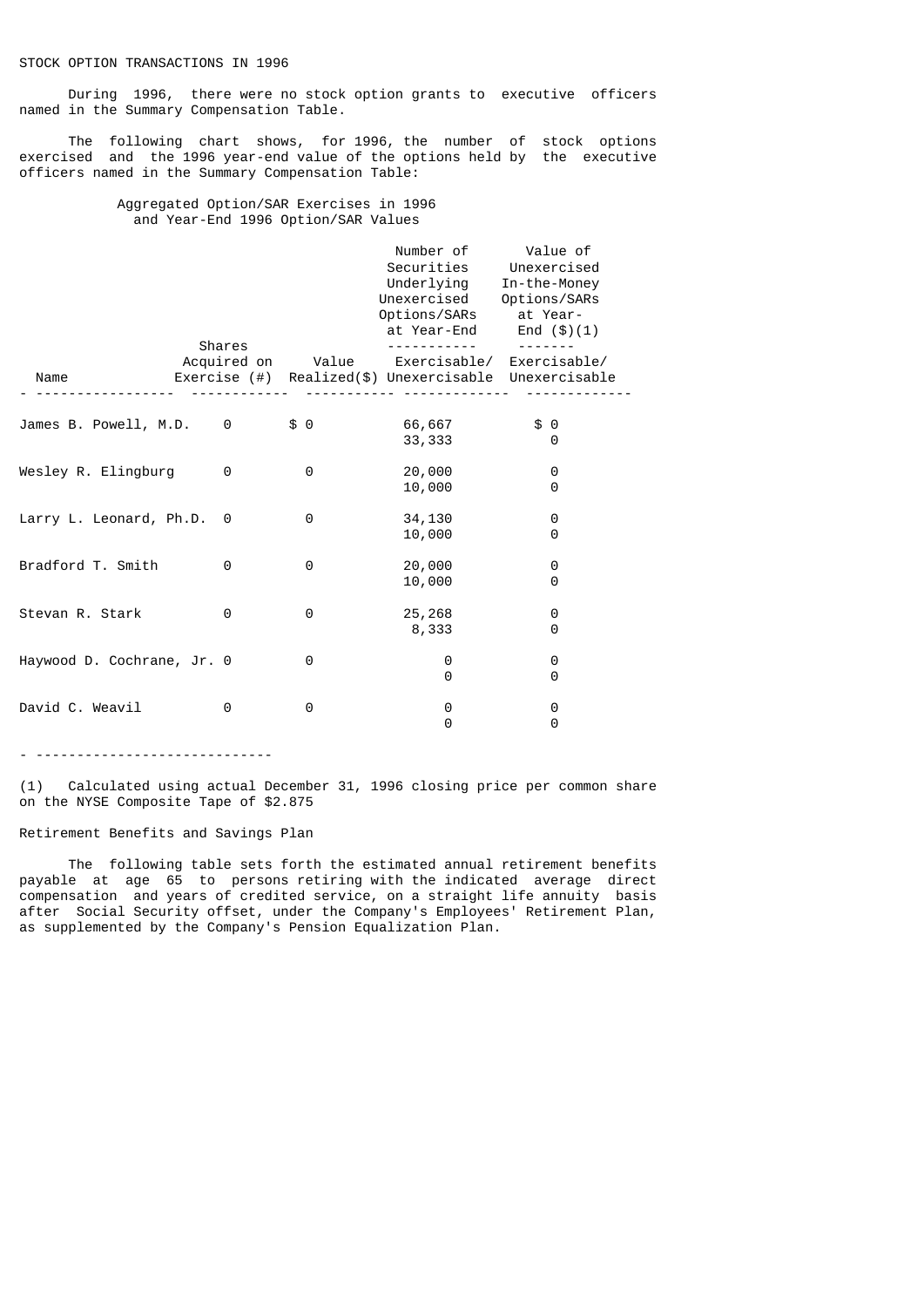STOCK OPTION TRANSACTIONS IN 1996

During 1996, there were no stock option grants to executive officers named in the Summary Compensation Table.

The following chart shows, for 1996, the number of stock options exercised and the 1996 year-end value of the options held by the executive officers named in the Summary Compensation Table:

Aggregated Option/SAR Exercises in 1996
and Year-End 1996 Option/SAR Values

| Name | Shares Acquired on Exercise (#) | Value Realized($) | Number of Securities Underlying Unexercised Options/SARs at Year-End Exercisable/ Unexercisable | Value of Unexercised In-the-Money Options/SARs at Year-End ($)(1) Exercisable/ Unexercisable |
|---|---|---|---|---|
| James B. Powell, M.D. | 0 | $ 0 | 66,667<br>33,333 | $ 0<br>0 |
| Wesley R. Elingburg | 0 | 0 | 20,000<br>10,000 | 0<br>0 |
| Larry L. Leonard, Ph.D. | 0 | 0 | 34,130<br>10,000 | 0<br>0 |
| Bradford T. Smith | 0 | 0 | 20,000<br>10,000 | 0<br>0 |
| Stevan R. Stark | 0 | 0 | 25,268<br>8,333 | 0<br>0 |
| Haywood D. Cochrane, Jr. | 0 | 0 | 0<br>0 | 0<br>0 |
| David C. Weavil | 0 | 0 | 0<br>0 | 0<br>0 |

(1) Calculated using actual December 31, 1996 closing price per common share on the NYSE Composite Tape of $2.875

Retirement Benefits and Savings Plan

The following table sets forth the estimated annual retirement benefits payable at age 65 to persons retiring with the indicated average direct compensation and years of credited service, on a straight life annuity basis after Social Security offset, under the Company's Employees' Retirement Plan, as supplemented by the Company's Pension Equalization Plan.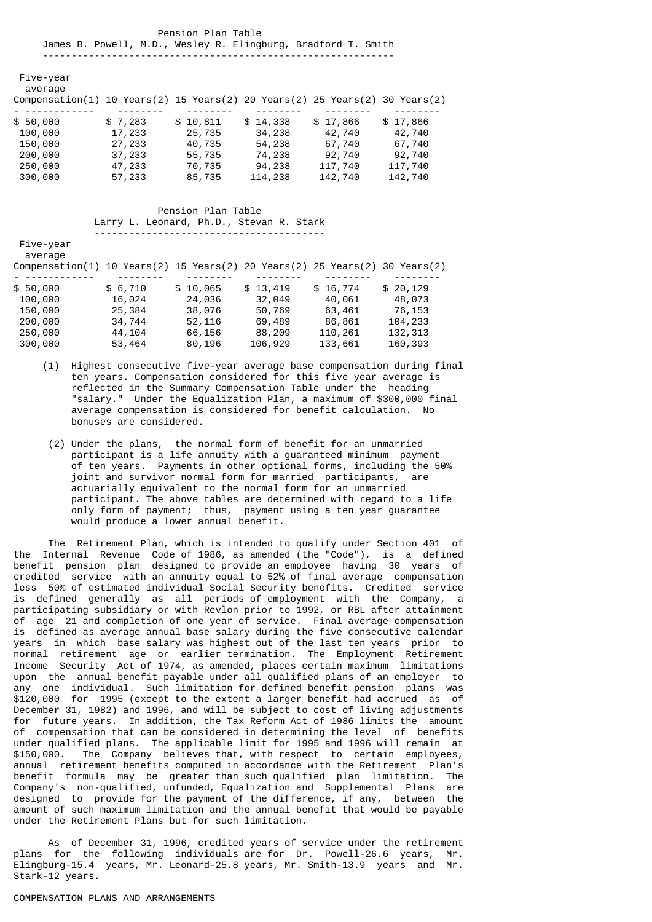Pension Plan Table

James B. Powell, M.D., Wesley R. Elingburg, Bradford T. Smith

| Five-year average Compensation(1) | 10 Years(2) | 15 Years(2) | 20 Years(2) | 25 Years(2) | 30 Years(2) |
|---|---|---|---|---|---|
| $ 50,000 | $ 7,283 | $ 10,811 | $ 14,338 | $ 17,866 | $ 17,866 |
| 100,000 | 17,233 | 25,735 | 34,238 | 42,740 | 42,740 |
| 150,000 | 27,233 | 40,735 | 54,238 | 67,740 | 67,740 |
| 200,000 | 37,233 | 55,735 | 74,238 | 92,740 | 92,740 |
| 250,000 | 47,233 | 70,735 | 94,238 | 117,740 | 117,740 |
| 300,000 | 57,233 | 85,735 | 114,238 | 142,740 | 142,740 |

Pension Plan Table

Larry L. Leonard, Ph.D., Stevan R. Stark

| Five-year average Compensation(1) | 10 Years(2) | 15 Years(2) | 20 Years(2) | 25 Years(2) | 30 Years(2) |
|---|---|---|---|---|---|
| $ 50,000 | $ 6,710 | $ 10,065 | $ 13,419 | $ 16,774 | $ 20,129 |
| 100,000 | 16,024 | 24,036 | 32,049 | 40,061 | 48,073 |
| 150,000 | 25,384 | 38,076 | 50,769 | 63,461 | 76,153 |
| 200,000 | 34,744 | 52,116 | 69,489 | 86,861 | 104,233 |
| 250,000 | 44,104 | 66,156 | 88,209 | 110,261 | 132,313 |
| 300,000 | 53,464 | 80,196 | 106,929 | 133,661 | 160,393 |

(1) Highest consecutive five-year average base compensation during final ten years. Compensation considered for this five year average is reflected in the Summary Compensation Table under the heading "salary." Under the Equalization Plan, a maximum of $300,000 final average compensation is considered for benefit calculation. No bonuses are considered.

(2) Under the plans, the normal form of benefit for an unmarried participant is a life annuity with a guaranteed minimum payment of ten years. Payments in other optional forms, including the 50% joint and survivor normal form for married participants, are actuarially equivalent to the normal form for an unmarried participant. The above tables are determined with regard to a life only form of payment; thus, payment using a ten year guarantee would produce a lower annual benefit.

The Retirement Plan, which is intended to qualify under Section 401 of the Internal Revenue Code of 1986, as amended (the "Code"), is a defined benefit pension plan designed to provide an employee having 30 years of credited service with an annuity equal to 52% of final average compensation less 50% of estimated individual Social Security benefits. Credited service is defined generally as all periods of employment with the Company, a participating subsidiary or with Revlon prior to 1992, or RBL after attainment of age 21 and completion of one year of service. Final average compensation is defined as average annual base salary during the five consecutive calendar years in which base salary was highest out of the last ten years prior to normal retirement age or earlier termination. The Employment Retirement Income Security Act of 1974, as amended, places certain maximum limitations upon the annual benefit payable under all qualified plans of an employer to any one individual. Such limitation for defined benefit pension plans was $120,000 for 1995 (except to the extent a larger benefit had accrued as of December 31, 1982) and 1996, and will be subject to cost of living adjustments for future years. In addition, the Tax Reform Act of 1986 limits the amount of compensation that can be considered in determining the level of benefits under qualified plans. The applicable limit for 1995 and 1996 will remain at $150,000. The Company believes that, with respect to certain employees, annual retirement benefits computed in accordance with the Retirement Plan's benefit formula may be greater than such qualified plan limitation. The Company's non-qualified, unfunded, Equalization and Supplemental Plans are designed to provide for the payment of the difference, if any, between the amount of such maximum limitation and the annual benefit that would be payable under the Retirement Plans but for such limitation.

As of December 31, 1996, credited years of service under the retirement plans for the following individuals are for Dr. Powell-26.6 years, Mr. Elingburg-15.4 years, Mr. Leonard-25.8 years, Mr. Smith-13.9 years and Mr. Stark-12 years.

COMPENSATION PLANS AND ARRANGEMENTS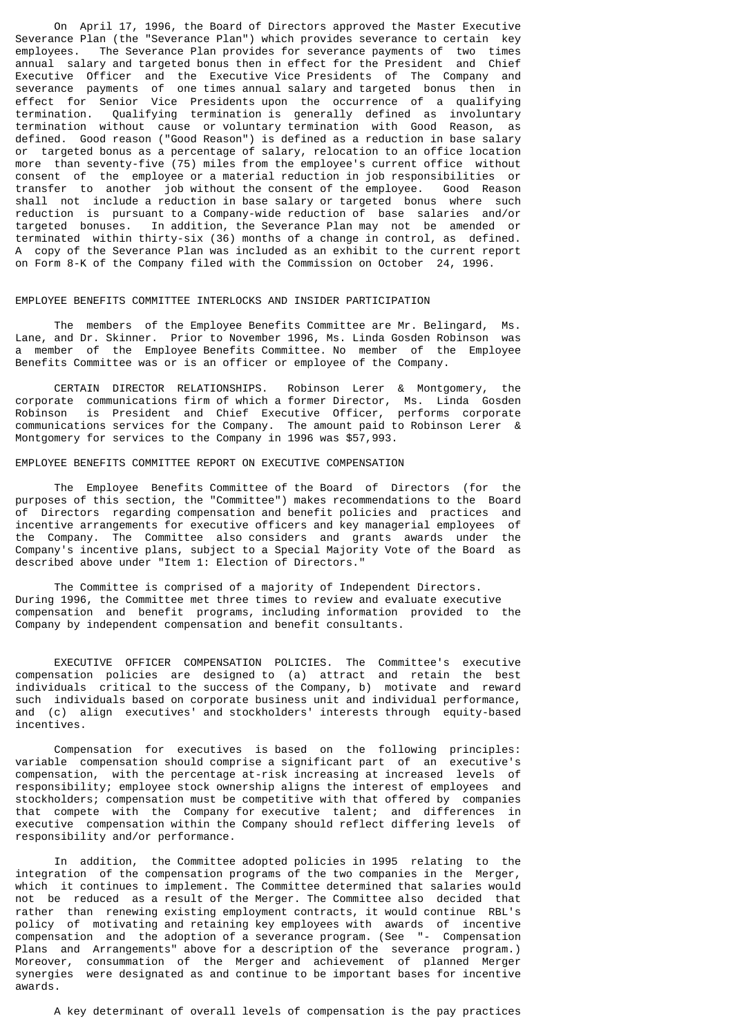On April 17, 1996, the Board of Directors approved the Master Executive Severance Plan (the "Severance Plan") which provides severance to certain key employees. The Severance Plan provides for severance payments of two times annual salary and targeted bonus then in effect for the President and Chief Executive Officer and the Executive Vice Presidents of The Company and severance payments of one times annual salary and targeted bonus then in effect for Senior Vice Presidents upon the occurrence of a qualifying termination. Qualifying termination is generally defined as involuntary termination without cause or voluntary termination with Good Reason, as defined. Good reason ("Good Reason") is defined as a reduction in base salary or targeted bonus as a percentage of salary, relocation to an office location more than seventy-five (75) miles from the employee's current office without consent of the employee or a material reduction in job responsibilities or transfer to another job without the consent of the employee. Good Reason shall not include a reduction in base salary or targeted bonus where such reduction is pursuant to a Company-wide reduction of base salaries and/or targeted bonuses. In addition, the Severance Plan may not be amended or terminated within thirty-six (36) months of a change in control, as defined. A copy of the Severance Plan was included as an exhibit to the current report on Form 8-K of the Company filed with the Commission on October 24, 1996.

## EMPLOYEE BENEFITS COMMITTEE INTERLOCKS AND INSIDER PARTICIPATION

The members of the Employee Benefits Committee are Mr. Belingard, Ms. Lane, and Dr. Skinner. Prior to November 1996, Ms. Linda Gosden Robinson was a member of the Employee Benefits Committee. No member of the Employee Benefits Committee was or is an officer or employee of the Company.

CERTAIN DIRECTOR RELATIONSHIPS. Robinson Lerer & Montgomery, the corporate communications firm of which a former Director, Ms. Linda Gosden Robinson is President and Chief Executive Officer, performs corporate communications services for the Company. The amount paid to Robinson Lerer & Montgomery for services to the Company in 1996 was $57,993.

## EMPLOYEE BENEFITS COMMITTEE REPORT ON EXECUTIVE COMPENSATION

The Employee Benefits Committee of the Board of Directors (for the purposes of this section, the "Committee") makes recommendations to the Board of Directors regarding compensation and benefit policies and practices and incentive arrangements for executive officers and key managerial employees of the Company. The Committee also considers and grants awards under the Company's incentive plans, subject to a Special Majority Vote of the Board as described above under "Item 1: Election of Directors."

The Committee is comprised of a majority of Independent Directors. During 1996, the Committee met three times to review and evaluate executive compensation and benefit programs, including information provided to the Company by independent compensation and benefit consultants.

EXECUTIVE OFFICER COMPENSATION POLICIES. The Committee's executive compensation policies are designed to (a) attract and retain the best individuals critical to the success of the Company, b) motivate and reward such individuals based on corporate business unit and individual performance, and (c) align executives' and stockholders' interests through equity-based incentives.

Compensation for executives is based on the following principles: variable compensation should comprise a significant part of an executive's compensation, with the percentage at-risk increasing at increased levels of responsibility; employee stock ownership aligns the interest of employees and stockholders; compensation must be competitive with that offered by companies that compete with the Company for executive talent; and differences in executive compensation within the Company should reflect differing levels of responsibility and/or performance.

In addition, the Committee adopted policies in 1995 relating to the integration of the compensation programs of the two companies in the Merger, which it continues to implement. The Committee determined that salaries would not be reduced as a result of the Merger. The Committee also decided that rather than renewing existing employment contracts, it would continue RBL's policy of motivating and retaining key employees with awards of incentive compensation and the adoption of a severance program. (See "- Compensation Plans and Arrangements" above for a description of the severance program.) Moreover, consummation of the Merger and achievement of planned Merger synergies were designated as and continue to be important bases for incentive awards.

A key determinant of overall levels of compensation is the pay practices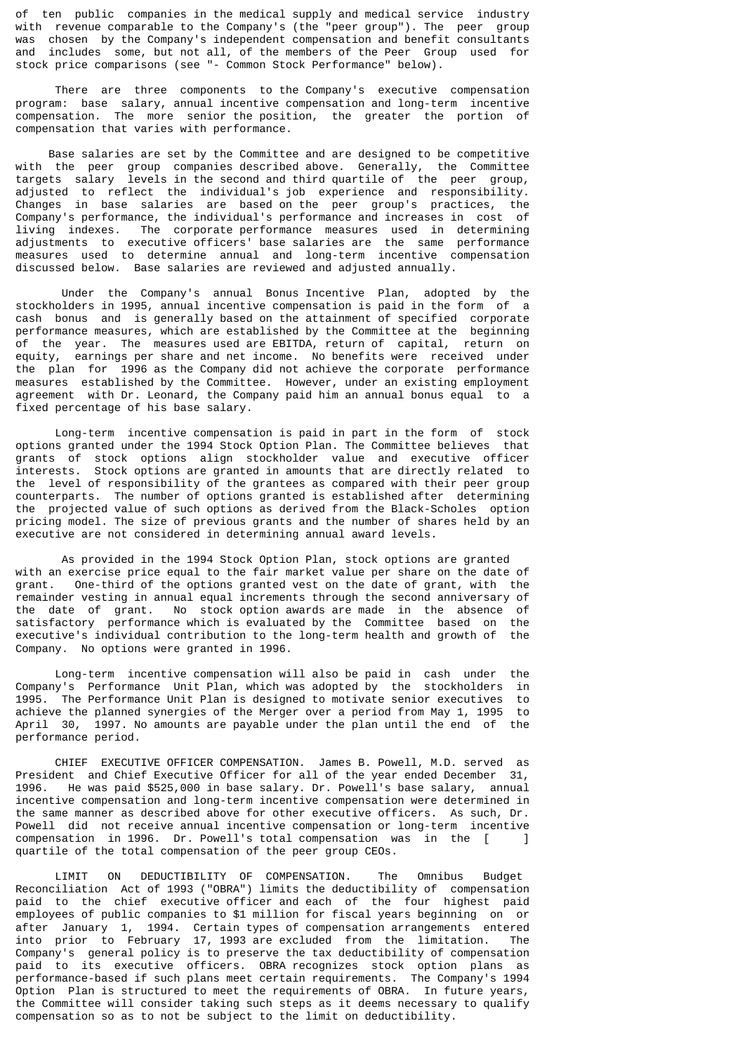of ten public companies in the medical supply and medical service industry with revenue comparable to the Company's (the "peer group"). The peer group was chosen by the Company's independent compensation and benefit consultants and includes some, but not all, of the members of the Peer Group used for stock price comparisons (see "- Common Stock Performance" below).

There are three components to the Company's executive compensation program: base salary, annual incentive compensation and long-term incentive compensation. The more senior the position, the greater the portion of compensation that varies with performance.

Base salaries are set by the Committee and are designed to be competitive with the peer group companies described above. Generally, the Committee targets salary levels in the second and third quartile of the peer group, adjusted to reflect the individual's job experience and responsibility. Changes in base salaries are based on the peer group's practices, the Company's performance, the individual's performance and increases in cost of living indexes. The corporate performance measures used in determining adjustments to executive officers' base salaries are the same performance measures used to determine annual and long-term incentive compensation discussed below. Base salaries are reviewed and adjusted annually.

Under the Company's annual Bonus Incentive Plan, adopted by the stockholders in 1995, annual incentive compensation is paid in the form of a cash bonus and is generally based on the attainment of specified corporate performance measures, which are established by the Committee at the beginning of the year. The measures used are EBITDA, return of capital, return on equity, earnings per share and net income. No benefits were received under the plan for 1996 as the Company did not achieve the corporate performance measures established by the Committee. However, under an existing employment agreement with Dr. Leonard, the Company paid him an annual bonus equal to a fixed percentage of his base salary.

Long-term incentive compensation is paid in part in the form of stock options granted under the 1994 Stock Option Plan. The Committee believes that grants of stock options align stockholder value and executive officer interests. Stock options are granted in amounts that are directly related to the level of responsibility of the grantees as compared with their peer group counterparts. The number of options granted is established after determining the projected value of such options as derived from the Black-Scholes option pricing model. The size of previous grants and the number of shares held by an executive are not considered in determining annual award levels.

As provided in the 1994 Stock Option Plan, stock options are granted with an exercise price equal to the fair market value per share on the date of grant. One-third of the options granted vest on the date of grant, with the remainder vesting in annual equal increments through the second anniversary of the date of grant. No stock option awards are made in the absence of satisfactory performance which is evaluated by the Committee based on the executive's individual contribution to the long-term health and growth of the Company. No options were granted in 1996.

Long-term incentive compensation will also be paid in cash under the Company's Performance Unit Plan, which was adopted by the stockholders in 1995. The Performance Unit Plan is designed to motivate senior executives to achieve the planned synergies of the Merger over a period from May 1, 1995 to April 30, 1997. No amounts are payable under the plan until the end of the performance period.

CHIEF EXECUTIVE OFFICER COMPENSATION. James B. Powell, M.D. served as President and Chief Executive Officer for all of the year ended December 31, 1996. He was paid $525,000 in base salary. Dr. Powell's base salary, annual incentive compensation and long-term incentive compensation were determined in the same manner as described above for other executive officers. As such, Dr. Powell did not receive annual incentive compensation or long-term incentive compensation in 1996. Dr. Powell's total compensation was in the [ ] quartile of the total compensation of the peer group CEOs.

LIMIT ON DEDUCTIBILITY OF COMPENSATION. The Omnibus Budget Reconciliation Act of 1993 ("OBRA") limits the deductibility of compensation paid to the chief executive officer and each of the four highest paid employees of public companies to $1 million for fiscal years beginning on or after January 1, 1994. Certain types of compensation arrangements entered into prior to February 17, 1993 are excluded from the limitation. The Company's general policy is to preserve the tax deductibility of compensation paid to its executive officers. OBRA recognizes stock option plans as performance-based if such plans meet certain requirements. The Company's 1994 Option Plan is structured to meet the requirements of OBRA. In future years, the Committee will consider taking such steps as it deems necessary to qualify compensation so as to not be subject to the limit on deductibility.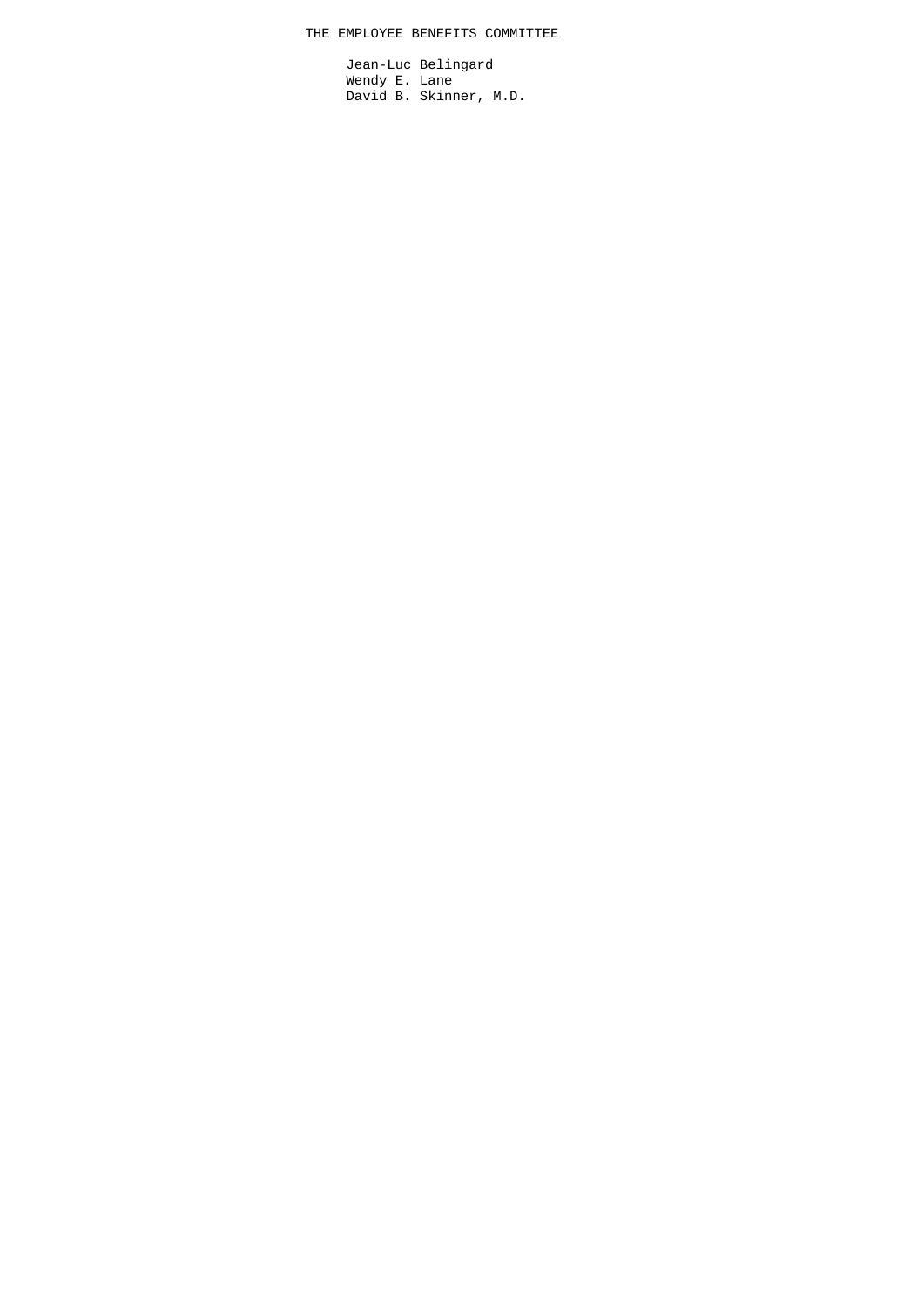THE EMPLOYEE BENEFITS COMMITTEE

Jean-Luc Belingard
Wendy E. Lane
David B. Skinner, M.D.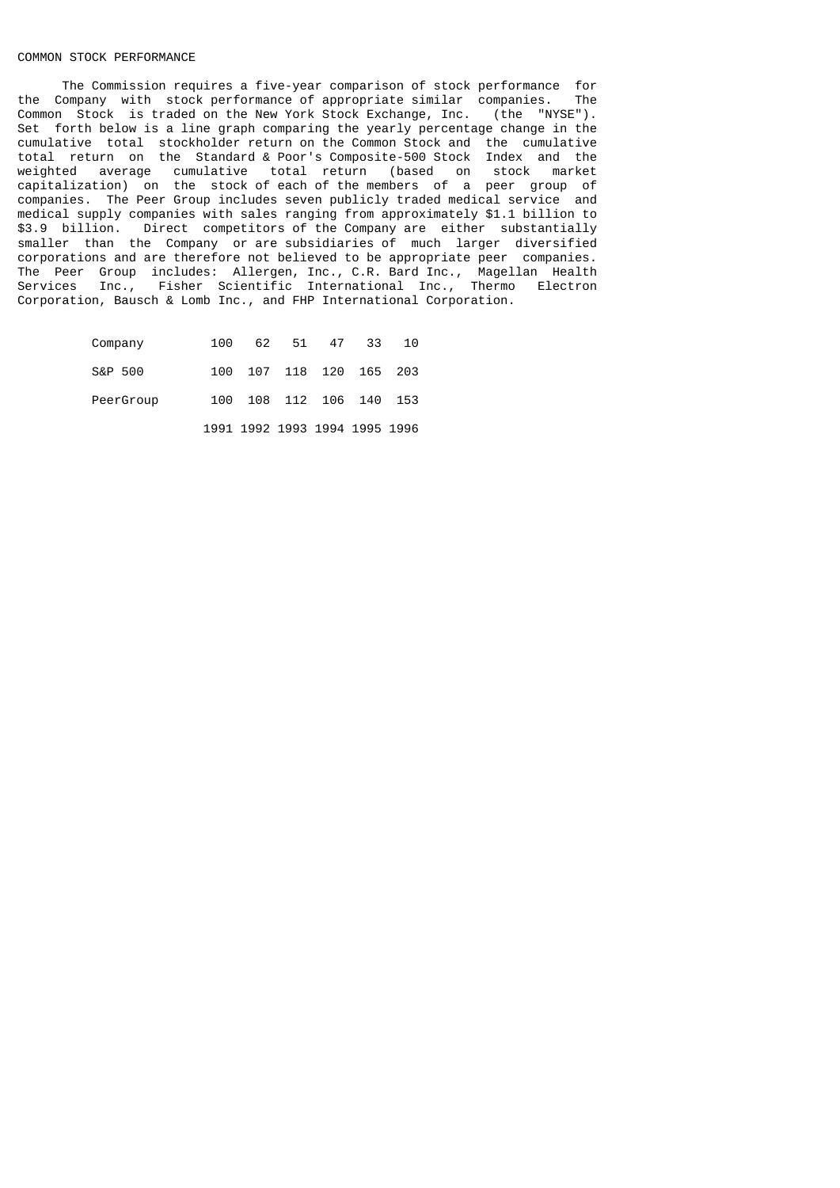COMMON STOCK PERFORMANCE

The Commission requires a five-year comparison of stock performance for the Company with stock performance of appropriate similar companies. The Common Stock is traded on the New York Stock Exchange, Inc. (the "NYSE"). Set forth below is a line graph comparing the yearly percentage change in the cumulative total stockholder return on the Common Stock and the cumulative total return on the Standard & Poor's Composite-500 Stock Index and the weighted average cumulative total return (based on stock market capitalization) on the stock of each of the members of a peer group of companies. The Peer Group includes seven publicly traded medical service and medical supply companies with sales ranging from approximately $1.1 billion to $3.9 billion. Direct competitors of the Company are either substantially smaller than the Company or are subsidiaries of much larger diversified corporations and are therefore not believed to be appropriate peer companies. The Peer Group includes: Allergen, Inc., C.R. Bard Inc., Magellan Health Services Inc., Fisher Scientific International Inc., Thermo Electron Corporation, Bausch & Lomb Inc., and FHP International Corporation.

| | 1991 | 1992 | 1993 | 1994 | 1995 | 1996 |
|---|---|---|---|---|---|---|
| Company | 100 | 62 | 51 | 47 | 33 | 10 |
| S&P 500 | 100 | 107 | 118 | 120 | 165 | 203 |
| PeerGroup | 100 | 108 | 112 | 106 | 140 | 153 |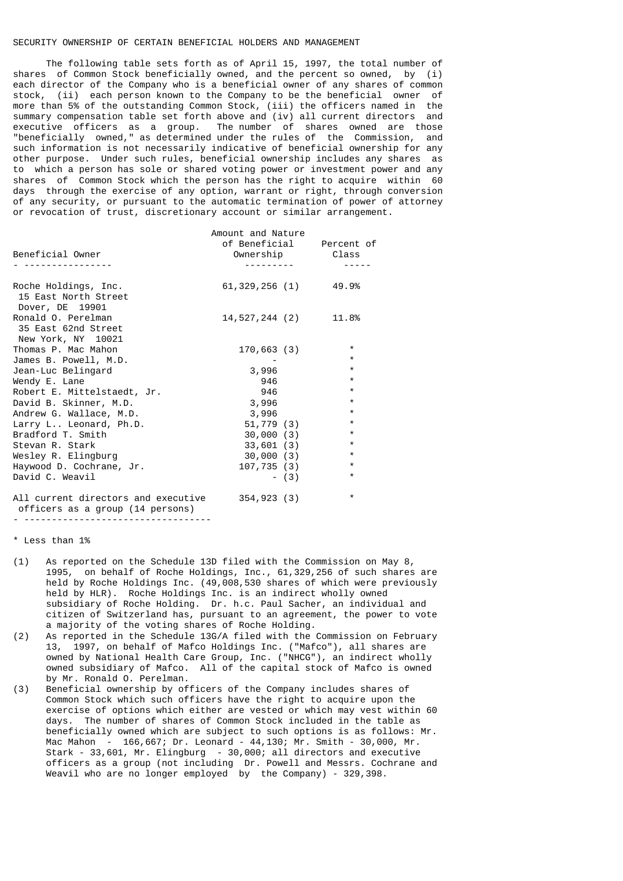## SECURITY OWNERSHIP OF CERTAIN BENEFICIAL HOLDERS AND MANAGEMENT

The following table sets forth as of April 15, 1997, the total number of shares of Common Stock beneficially owned, and the percent so owned, by (i) each director of the Company who is a beneficial owner of any shares of common stock, (ii) each person known to the Company to be the beneficial owner of more than 5% of the outstanding Common Stock, (iii) the officers named in the summary compensation table set forth above and (iv) all current directors and executive officers as a group. The number of shares owned are those "beneficially owned," as determined under the rules of the Commission, and such information is not necessarily indicative of beneficial ownership for any other purpose. Under such rules, beneficial ownership includes any shares as to which a person has sole or shared voting power or investment power and any shares of Common Stock which the person has the right to acquire within 60 days through the exercise of any option, warrant or right, through conversion of any security, or pursuant to the automatic termination of power of attorney or revocation of trust, discretionary account or similar arrangement.

| Beneficial Owner | Amount and Nature of Beneficial Ownership | Percent of Class |
|---|---|---|
| Roche Holdings, Inc.<br>15 East North Street<br>Dover, DE 19901 | 61,329,256 (1) | 49.9% |
| Ronald O. Perelman<br>35 East 62nd Street<br>New York, NY 10021 | 14,527,244 (2) | 11.8% |
| Thomas P. Mac Mahon | 170,663 (3) | * |
| James B. Powell, M.D. | - | * |
| Jean-Luc Belingard | 3,996 | * |
| Wendy E. Lane | 946 | * |
| Robert E. Mittelstaedt, Jr. | 946 | * |
| David B. Skinner, M.D. | 3,996 | * |
| Andrew G. Wallace, M.D. | 3,996 | * |
| Larry L.. Leonard, Ph.D. | 51,779 (3) | * |
| Bradford T. Smith | 30,000 (3) | * |
| Stevan R. Stark | 33,601 (3) | * |
| Wesley R. Elingburg | 30,000 (3) | * |
| Haywood D. Cochrane, Jr. | 107,735 (3) | * |
| David C. Weavil | - (3) | * |
| All current directors and executive officers as a group (14 persons) | 354,923 (3) | * |

\* Less than 1%

(1) As reported on the Schedule 13D filed with the Commission on May 8, 1995, on behalf of Roche Holdings, Inc., 61,329,256 of such shares are held by Roche Holdings Inc. (49,008,530 shares of which were previously held by HLR). Roche Holdings Inc. is an indirect wholly owned subsidiary of Roche Holding. Dr. h.c. Paul Sacher, an individual and citizen of Switzerland has, pursuant to an agreement, the power to vote a majority of the voting shares of Roche Holding.

(2) As reported in the Schedule 13G/A filed with the Commission on February 13, 1997, on behalf of Mafco Holdings Inc. ("Mafco"), all shares are owned by National Health Care Group, Inc. ("NHCG"), an indirect wholly owned subsidiary of Mafco. All of the capital stock of Mafco is owned by Mr. Ronald O. Perelman.

(3) Beneficial ownership by officers of the Company includes shares of Common Stock which such officers have the right to acquire upon the exercise of options which either are vested or which may vest within 60 days. The number of shares of Common Stock included in the table as beneficially owned which are subject to such options is as follows: Mr. Mac Mahon - 166,667; Dr. Leonard - 44,130; Mr. Smith - 30,000, Mr. Stark - 33,601, Mr. Elingburg - 30,000; all directors and executive officers as a group (not including Dr. Powell and Messrs. Cochrane and Weavil who are no longer employed by the Company) - 329,398.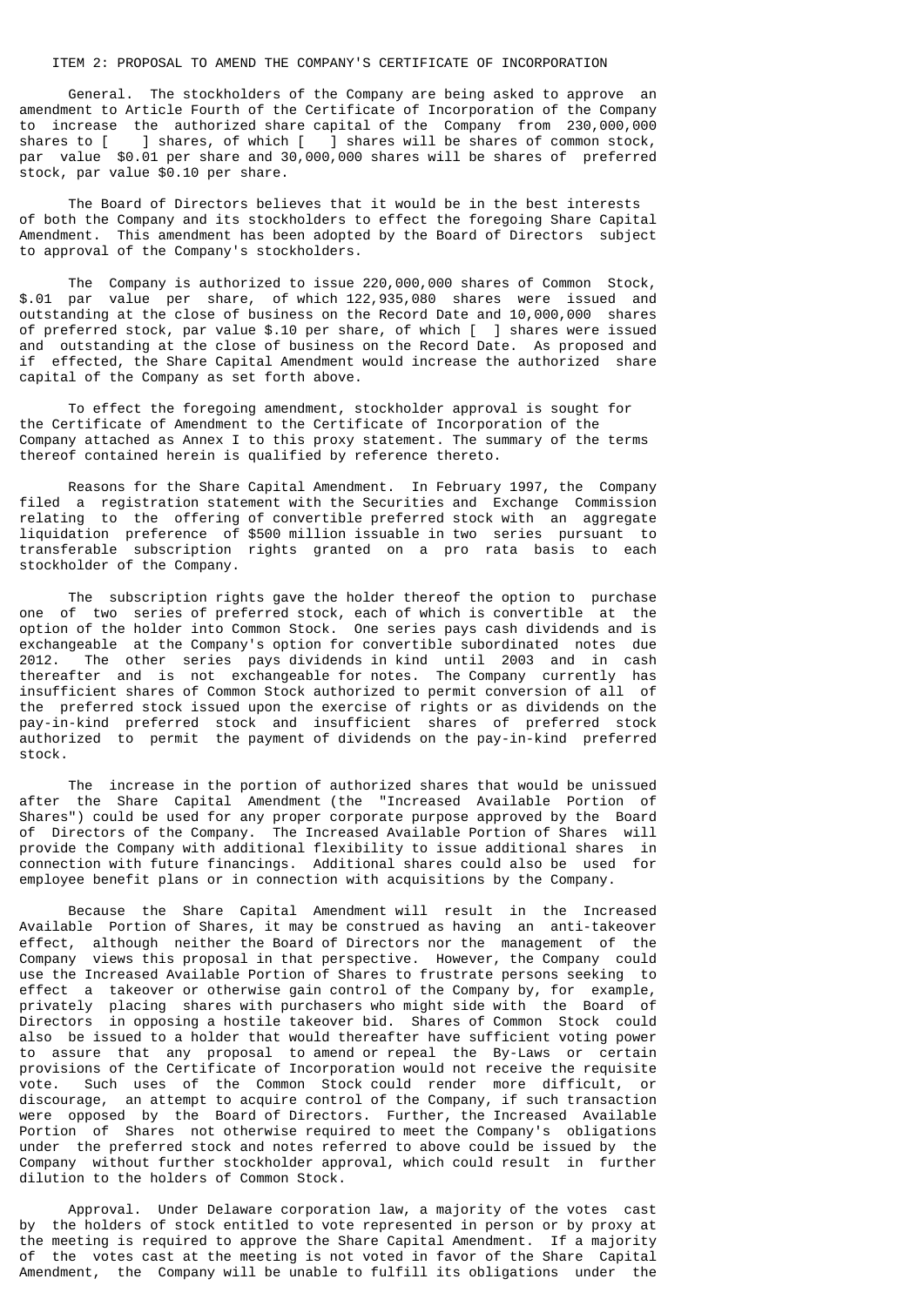## ITEM 2: PROPOSAL TO AMEND THE COMPANY'S CERTIFICATE OF INCORPORATION

**General.** The stockholders of the Company are being asked to approve an amendment to Article Fourth of the Certificate of Incorporation of the Company to increase the authorized share capital of the Company from 230,000,000 shares to [ ] shares, of which [ ] shares will be shares of common stock, par value $0.01 per share and 30,000,000 shares will be shares of preferred stock, par value $0.10 per share.

The Board of Directors believes that it would be in the best interests of both the Company and its stockholders to effect the foregoing Share Capital Amendment. This amendment has been adopted by the Board of Directors subject to approval of the Company's stockholders.

The Company is authorized to issue 220,000,000 shares of Common Stock, $.01 par value per share, of which 122,935,080 shares were issued and outstanding at the close of business on the Record Date and 10,000,000 shares of preferred stock, par value $.10 per share, of which [ ] shares were issued and outstanding at the close of business on the Record Date. As proposed and if effected, the Share Capital Amendment would increase the authorized share capital of the Company as set forth above.

To effect the foregoing amendment, stockholder approval is sought for the Certificate of Amendment to the Certificate of Incorporation of the Company attached as Annex I to this proxy statement. The summary of the terms thereof contained herein is qualified by reference thereto.

**Reasons for the Share Capital Amendment.** In February 1997, the Company filed a registration statement with the Securities and Exchange Commission relating to the offering of convertible preferred stock with an aggregate liquidation preference of $500 million issuable in two series pursuant to transferable subscription rights granted on a pro rata basis to each stockholder of the Company.

The subscription rights gave the holder thereof the option to purchase one of two series of preferred stock, each of which is convertible at the option of the holder into Common Stock. One series pays cash dividends and is exchangeable at the Company's option for convertible subordinated notes due 2012. The other series pays dividends in kind until 2003 and in cash thereafter and is not exchangeable for notes. The Company currently has insufficient shares of Common Stock authorized to permit conversion of all of the preferred stock issued upon the exercise of rights or as dividends on the pay-in-kind preferred stock and insufficient shares of preferred stock authorized to permit the payment of dividends on the pay-in-kind preferred stock.

The increase in the portion of authorized shares that would be unissued after the Share Capital Amendment (the "Increased Available Portion of Shares") could be used for any proper corporate purpose approved by the Board of Directors of the Company. The Increased Available Portion of Shares will provide the Company with additional flexibility to issue additional shares in connection with future financings. Additional shares could also be used for employee benefit plans or in connection with acquisitions by the Company.

Because the Share Capital Amendment will result in the Increased Available Portion of Shares, it may be construed as having an anti-takeover effect, although neither the Board of Directors nor the management of the Company views this proposal in that perspective. However, the Company could use the Increased Available Portion of Shares to frustrate persons seeking to effect a takeover or otherwise gain control of the Company by, for example, privately placing shares with purchasers who might side with the Board of Directors in opposing a hostile takeover bid. Shares of Common Stock could also be issued to a holder that would thereafter have sufficient voting power to assure that any proposal to amend or repeal the By-Laws or certain provisions of the Certificate of Incorporation would not receive the requisite vote. Such uses of the Common Stock could render more difficult, or discourage, an attempt to acquire control of the Company, if such transaction were opposed by the Board of Directors. Further, the Increased Available Portion of Shares not otherwise required to meet the Company's obligations under the preferred stock and notes referred to above could be issued by the Company without further stockholder approval, which could result in further dilution to the holders of Common Stock.

**Approval.** Under Delaware corporation law, a majority of the votes cast by the holders of stock entitled to vote represented in person or by proxy at the meeting is required to approve the Share Capital Amendment. If a majority of the votes cast at the meeting is not voted in favor of the Share Capital Amendment, the Company will be unable to fulfill its obligations under the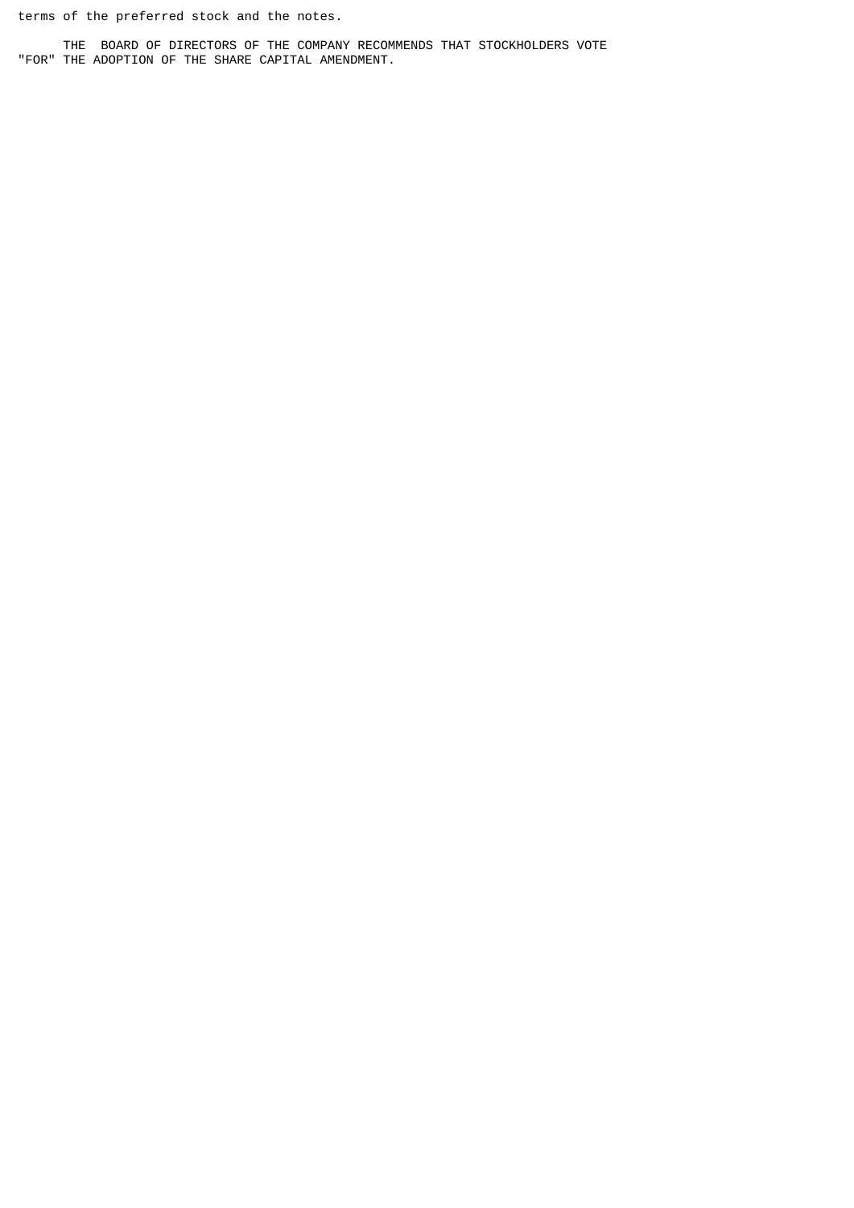terms of the preferred stock and the notes.

THE BOARD OF DIRECTORS OF THE COMPANY RECOMMENDS THAT STOCKHOLDERS VOTE "FOR" THE ADOPTION OF THE SHARE CAPITAL AMENDMENT.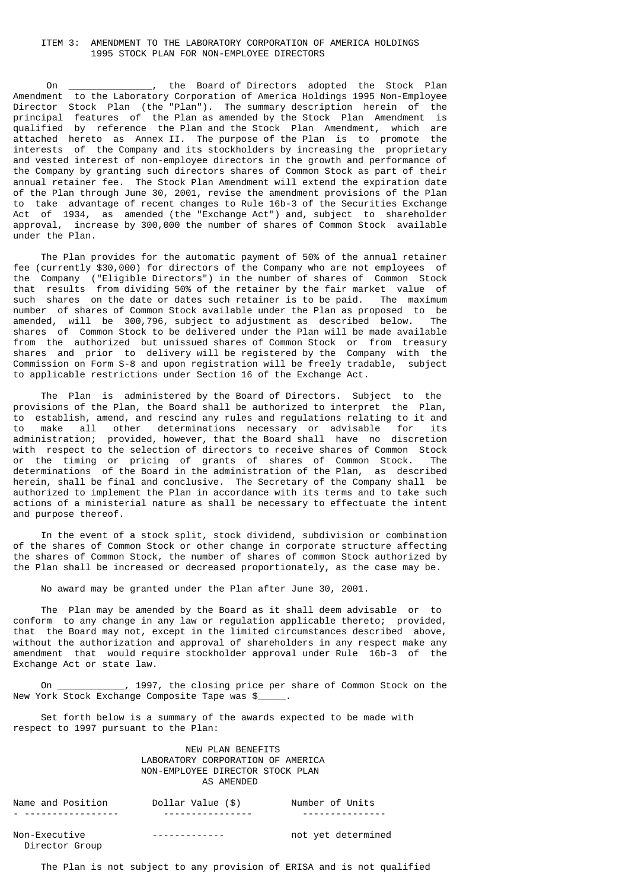ITEM 3: AMENDMENT TO THE LABORATORY CORPORATION OF AMERICA HOLDINGS 1995 STOCK PLAN FOR NON-EMPLOYEE DIRECTORS

On _______________, the Board of Directors adopted the Stock Plan Amendment to the Laboratory Corporation of America Holdings 1995 Non-Employee Director Stock Plan (the "Plan"). The summary description herein of the principal features of the Plan as amended by the Stock Plan Amendment is qualified by reference the Plan and the Stock Plan Amendment, which are attached hereto as Annex II. The purpose of the Plan is to promote the interests of the Company and its stockholders by increasing the proprietary and vested interest of non-employee directors in the growth and performance of the Company by granting such directors shares of Common Stock as part of their annual retainer fee. The Stock Plan Amendment will extend the expiration date of the Plan through June 30, 2001, revise the amendment provisions of the Plan to take advantage of recent changes to Rule 16b-3 of the Securities Exchange Act of 1934, as amended (the "Exchange Act") and, subject to shareholder approval, increase by 300,000 the number of shares of Common Stock available under the Plan.

The Plan provides for the automatic payment of 50% of the annual retainer fee (currently $30,000) for directors of the Company who are not employees of the Company ("Eligible Directors") in the number of shares of Common Stock that results from dividing 50% of the retainer by the fair market value of such shares on the date or dates such retainer is to be paid. The maximum number of shares of Common Stock available under the Plan as proposed to be amended, will be 300,796, subject to adjustment as described below. The shares of Common Stock to be delivered under the Plan will be made available from the authorized but unissued shares of Common Stock or from treasury shares and prior to delivery will be registered by the Company with the Commission on Form S-8 and upon registration will be freely tradable, subject to applicable restrictions under Section 16 of the Exchange Act.

The Plan is administered by the Board of Directors. Subject to the provisions of the Plan, the Board shall be authorized to interpret the Plan, to establish, amend, and rescind any rules and regulations relating to it and to make all other determinations necessary or advisable for its administration; provided, however, that the Board shall have no discretion with respect to the selection of directors to receive shares of Common Stock or the timing or pricing of grants of shares of Common Stock. The determinations of the Board in the administration of the Plan, as described herein, shall be final and conclusive. The Secretary of the Company shall be authorized to implement the Plan in accordance with its terms and to take such actions of a ministerial nature as shall be necessary to effectuate the intent and purpose thereof.

In the event of a stock split, stock dividend, subdivision or combination of the shares of Common Stock or other change in corporate structure affecting the shares of Common Stock, the number of shares of common Stock authorized by the Plan shall be increased or decreased proportionately, as the case may be.

No award may be granted under the Plan after June 30, 2001.

The Plan may be amended by the Board as it shall deem advisable or to conform to any change in any law or regulation applicable thereto; provided, that the Board may not, except in the limited circumstances described above, without the authorization and approval of shareholders in any respect make any amendment that would require stockholder approval under Rule 16b-3 of the Exchange Act or state law.

On ____________, 1997, the closing price per share of Common Stock on the New York Stock Exchange Composite Tape was $_____.

Set forth below is a summary of the awards expected to be made with respect to 1997 pursuant to the Plan:

NEW PLAN BENEFITS
LABORATORY CORPORATION OF AMERICA
NON-EMPLOYEE DIRECTOR STOCK PLAN
AS AMENDED

| Name and Position | Dollar Value ($) | Number of Units |
|---|---|---|
| Non-Executive Director Group | ------------- | not yet determined |

The Plan is not subject to any provision of ERISA and is not qualified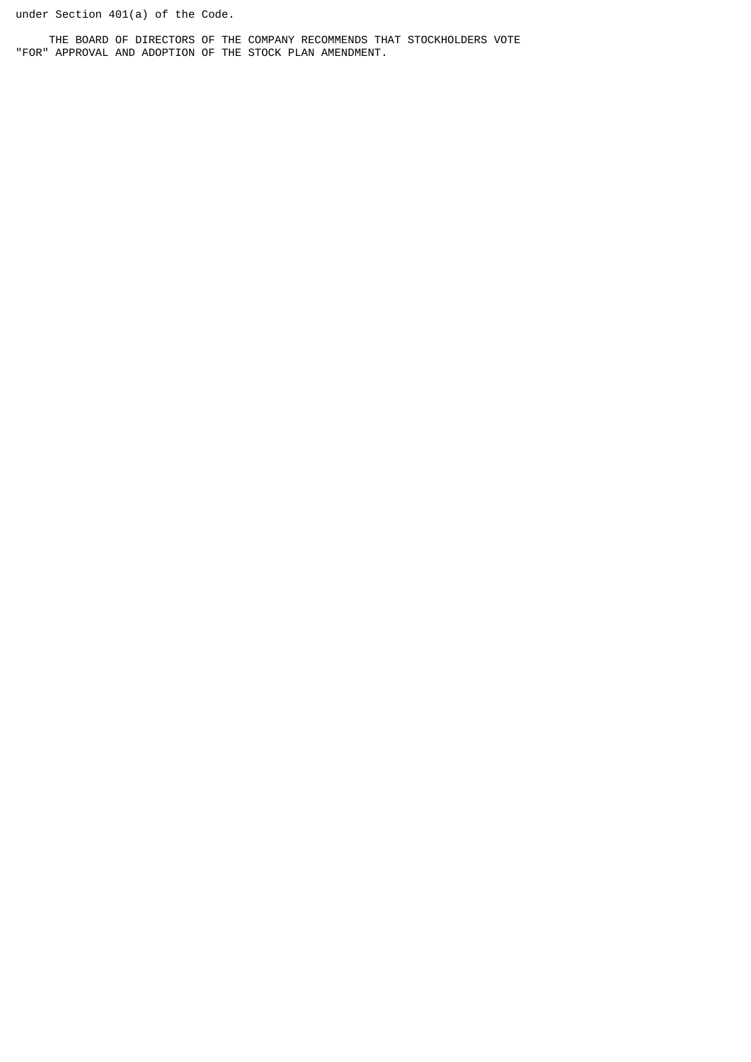under Section 401(a) of the Code.

THE BOARD OF DIRECTORS OF THE COMPANY RECOMMENDS THAT STOCKHOLDERS VOTE "FOR" APPROVAL AND ADOPTION OF THE STOCK PLAN AMENDMENT.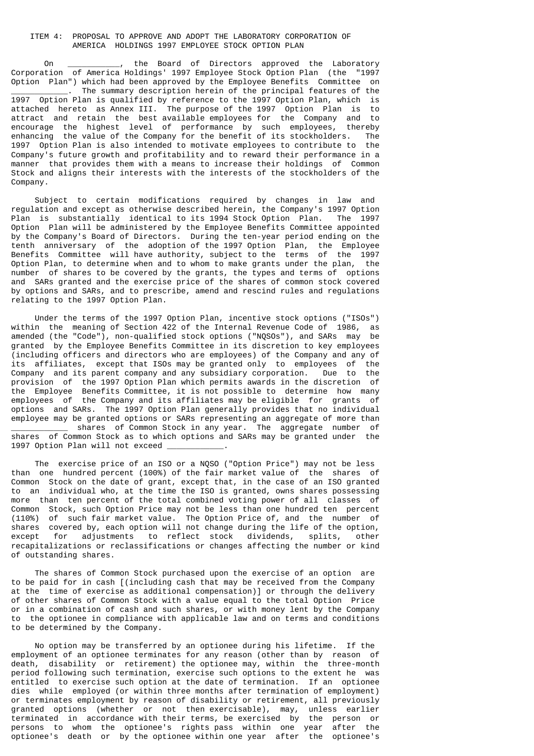ITEM 4: PROPOSAL TO APPROVE AND ADOPT THE LABORATORY CORPORATION OF AMERICA HOLDINGS 1997 EMPLOYEE STOCK OPTION PLAN

On ___________, the Board of Directors approved the Laboratory Corporation of America Holdings' 1997 Employee Stock Option Plan (the "1997 Option Plan") which had been approved by the Employee Benefits Committee on ___________. The summary description herein of the principal features of the 1997 Option Plan is qualified by reference to the 1997 Option Plan, which is attached hereto as Annex III. The purpose of the 1997 Option Plan is to attract and retain the best available employees for the Company and to encourage the highest level of performance by such employees, thereby enhancing the value of the Company for the benefit of its stockholders. The 1997 Option Plan is also intended to motivate employees to contribute to the Company's future growth and profitability and to reward their performance in a manner that provides them with a means to increase their holdings of Common Stock and aligns their interests with the interests of the stockholders of the Company.

Subject to certain modifications required by changes in law and regulation and except as otherwise described herein, the Company's 1997 Option Plan is substantially identical to its 1994 Stock Option Plan. The 1997 Option Plan will be administered by the Employee Benefits Committee appointed by the Company's Board of Directors. During the ten-year period ending on the tenth anniversary of the adoption of the 1997 Option Plan, the Employee Benefits Committee will have authority, subject to the terms of the 1997 Option Plan, to determine when and to whom to make grants under the plan, the number of shares to be covered by the grants, the types and terms of options and SARs granted and the exercise price of the shares of common stock covered by options and SARs, and to prescribe, amend and rescind rules and regulations relating to the 1997 Option Plan.

Under the terms of the 1997 Option Plan, incentive stock options ("ISOs") within the meaning of Section 422 of the Internal Revenue Code of 1986, as amended (the "Code"), non-qualified stock options ("NQSOs"), and SARs may be granted by the Employee Benefits Committee in its discretion to key employees (including officers and directors who are employees) of the Company and any of its affiliates, except that ISOs may be granted only to employees of the Company and its parent company and any subsidiary corporation. Due to the provision of the 1997 Option Plan which permits awards in the discretion of the Employee Benefits Committee, it is not possible to determine how many employees of the Company and its affiliates may be eligible for grants of options and SARs. The 1997 Option Plan generally provides that no individual employee may be granted options or SARs representing an aggregate of more than ____________ shares of Common Stock in any year. The aggregate number of shares of Common Stock as to which options and SARs may be granted under the 1997 Option Plan will not exceed ____________.

The exercise price of an ISO or a NQSO ("Option Price") may not be less than one hundred percent (100%) of the fair market value of the shares of Common Stock on the date of grant, except that, in the case of an ISO granted to an individual who, at the time the ISO is granted, owns shares possessing more than ten percent of the total combined voting power of all classes of Common Stock, such Option Price may not be less than one hundred ten percent (110%) of such fair market value. The Option Price of, and the number of shares covered by, each option will not change during the life of the option, except for adjustments to reflect stock dividends, splits, other recapitalizations or reclassifications or changes affecting the number or kind of outstanding shares.

The shares of Common Stock purchased upon the exercise of an option are to be paid for in cash [(including cash that may be received from the Company at the time of exercise as additional compensation)] or through the delivery of other shares of Common Stock with a value equal to the total Option Price or in a combination of cash and such shares, or with money lent by the Company to the optionee in compliance with applicable law and on terms and conditions to be determined by the Company.

No option may be transferred by an optionee during his lifetime. If the employment of an optionee terminates for any reason (other than by reason of death, disability or retirement) the optionee may, within the three-month period following such termination, exercise such options to the extent he was entitled to exercise such option at the date of termination. If an optionee dies while employed (or within three months after termination of employment) or terminates employment by reason of disability or retirement, all previously granted options (whether or not then exercisable), may, unless earlier terminated in accordance with their terms, be exercised by the person or persons to whom the optionee's rights pass within one year after the optionee's death or by the optionee within one year after the optionee's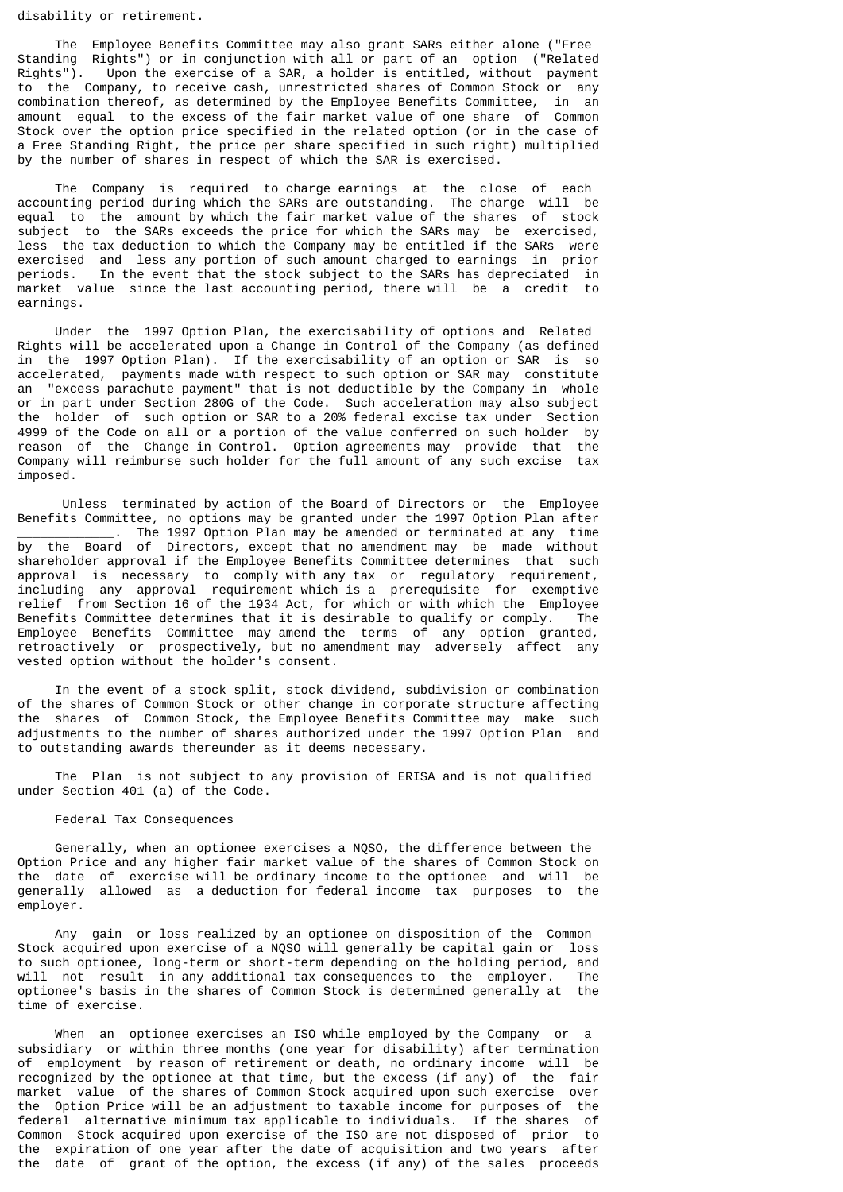disability or retirement.

The Employee Benefits Committee may also grant SARs either alone ("Free Standing Rights") or in conjunction with all or part of an option ("Related Rights"). Upon the exercise of a SAR, a holder is entitled, without payment to the Company, to receive cash, unrestricted shares of Common Stock or any combination thereof, as determined by the Employee Benefits Committee, in an amount equal to the excess of the fair market value of one share of Common Stock over the option price specified in the related option (or in the case of a Free Standing Right, the price per share specified in such right) multiplied by the number of shares in respect of which the SAR is exercised.

The Company is required to charge earnings at the close of each accounting period during which the SARs are outstanding. The charge will be equal to the amount by which the fair market value of the shares of stock subject to the SARs exceeds the price for which the SARs may be exercised, less the tax deduction to which the Company may be entitled if the SARs were exercised and less any portion of such amount charged to earnings in prior periods. In the event that the stock subject to the SARs has depreciated in market value since the last accounting period, there will be a credit to earnings.

Under the 1997 Option Plan, the exercisability of options and Related Rights will be accelerated upon a Change in Control of the Company (as defined in the 1997 Option Plan). If the exercisability of an option or SAR is so accelerated, payments made with respect to such option or SAR may constitute an "excess parachute payment" that is not deductible by the Company in whole or in part under Section 280G of the Code. Such acceleration may also subject the holder of such option or SAR to a 20% federal excise tax under Section 4999 of the Code on all or a portion of the value conferred on such holder by reason of the Change in Control. Option agreements may provide that the Company will reimburse such holder for the full amount of any such excise tax imposed.

Unless terminated by action of the Board of Directors or the Employee Benefits Committee, no options may be granted under the 1997 Option Plan after _____________. The 1997 Option Plan may be amended or terminated at any time by the Board of Directors, except that no amendment may be made without shareholder approval if the Employee Benefits Committee determines that such approval is necessary to comply with any tax or regulatory requirement, including any approval requirement which is a prerequisite for exemptive relief from Section 16 of the 1934 Act, for which or with which the Employee Benefits Committee determines that it is desirable to qualify or comply. The Employee Benefits Committee may amend the terms of any option granted, retroactively or prospectively, but no amendment may adversely affect any vested option without the holder's consent.

In the event of a stock split, stock dividend, subdivision or combination of the shares of Common Stock or other change in corporate structure affecting the shares of Common Stock, the Employee Benefits Committee may make such adjustments to the number of shares authorized under the 1997 Option Plan and to outstanding awards thereunder as it deems necessary.

The Plan is not subject to any provision of ERISA and is not qualified under Section 401 (a) of the Code.

Federal Tax Consequences

Generally, when an optionee exercises a NQSO, the difference between the Option Price and any higher fair market value of the shares of Common Stock on the date of exercise will be ordinary income to the optionee and will be generally allowed as a deduction for federal income tax purposes to the employer.

Any gain or loss realized by an optionee on disposition of the Common Stock acquired upon exercise of a NQSO will generally be capital gain or loss to such optionee, long-term or short-term depending on the holding period, and will not result in any additional tax consequences to the employer. The optionee's basis in the shares of Common Stock is determined generally at the time of exercise.

When an optionee exercises an ISO while employed by the Company or a subsidiary or within three months (one year for disability) after termination of employment by reason of retirement or death, no ordinary income will be recognized by the optionee at that time, but the excess (if any) of the fair market value of the shares of Common Stock acquired upon such exercise over the Option Price will be an adjustment to taxable income for purposes of the federal alternative minimum tax applicable to individuals. If the shares of Common Stock acquired upon exercise of the ISO are not disposed of prior to the expiration of one year after the date of acquisition and two years after the date of grant of the option, the excess (if any) of the sales proceeds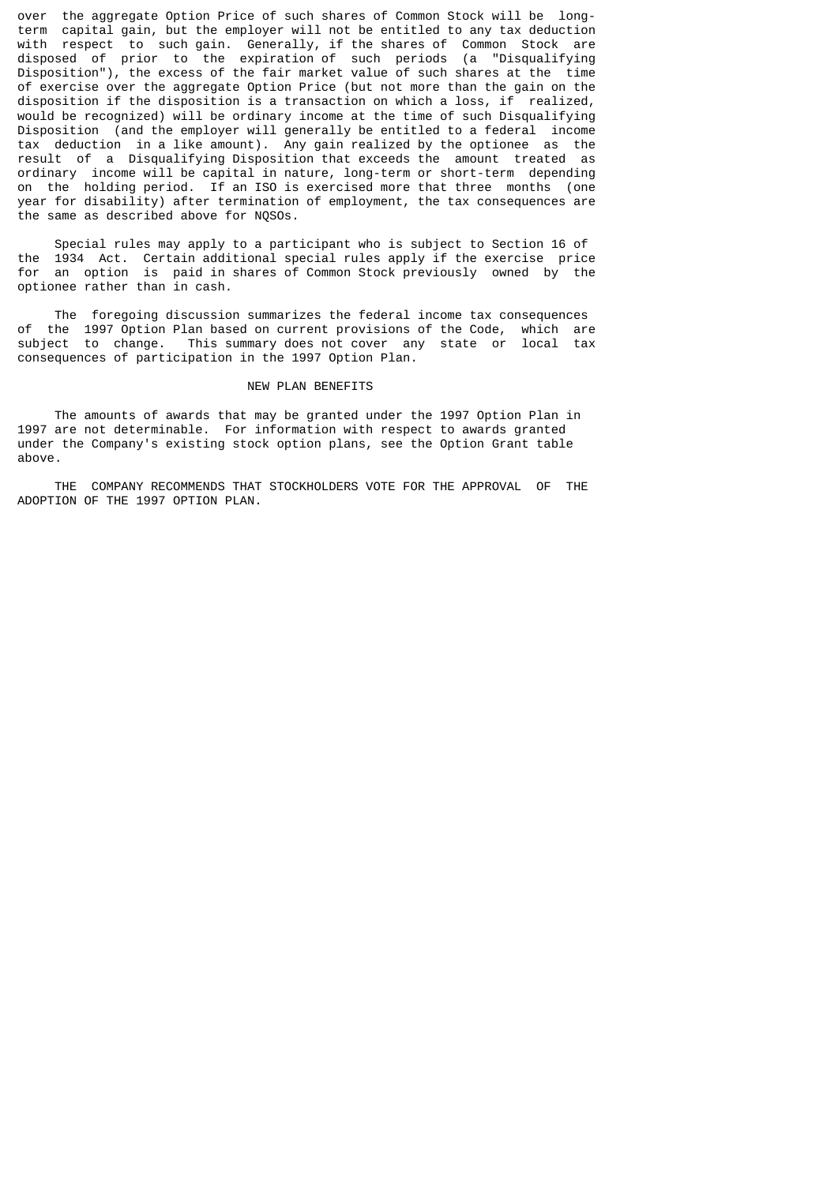over the aggregate Option Price of such shares of Common Stock will be long-term capital gain, but the employer will not be entitled to any tax deduction with respect to such gain. Generally, if the shares of Common Stock are disposed of prior to the expiration of such periods (a "Disqualifying Disposition"), the excess of the fair market value of such shares at the time of exercise over the aggregate Option Price (but not more than the gain on the disposition if the disposition is a transaction on which a loss, if realized, would be recognized) will be ordinary income at the time of such Disqualifying Disposition (and the employer will generally be entitled to a federal income tax deduction in a like amount). Any gain realized by the optionee as the result of a Disqualifying Disposition that exceeds the amount treated as ordinary income will be capital in nature, long-term or short-term depending on the holding period. If an ISO is exercised more that three months (one year for disability) after termination of employment, the tax consequences are the same as described above for NQSOs.

Special rules may apply to a participant who is subject to Section 16 of the 1934 Act. Certain additional special rules apply if the exercise price for an option is paid in shares of Common Stock previously owned by the optionee rather than in cash.

The foregoing discussion summarizes the federal income tax consequences of the 1997 Option Plan based on current provisions of the Code, which are subject to change. This summary does not cover any state or local tax consequences of participation in the 1997 Option Plan.

## NEW PLAN BENEFITS

The amounts of awards that may be granted under the 1997 Option Plan in 1997 are not determinable. For information with respect to awards granted under the Company's existing stock option plans, see the Option Grant table above.

THE COMPANY RECOMMENDS THAT STOCKHOLDERS VOTE FOR THE APPROVAL OF THE ADOPTION OF THE 1997 OPTION PLAN.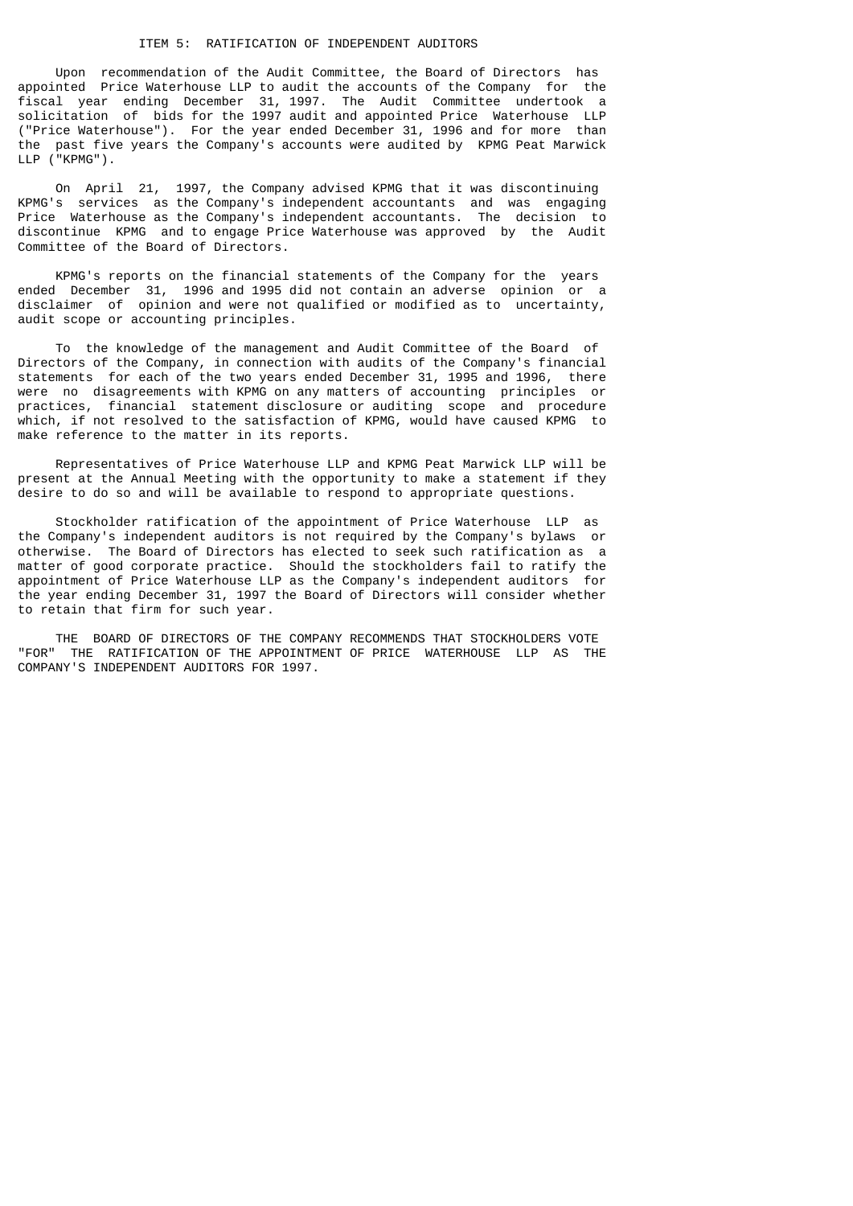## ITEM 5: RATIFICATION OF INDEPENDENT AUDITORS

Upon recommendation of the Audit Committee, the Board of Directors has appointed Price Waterhouse LLP to audit the accounts of the Company for the fiscal year ending December 31, 1997. The Audit Committee undertook a solicitation of bids for the 1997 audit and appointed Price Waterhouse LLP ("Price Waterhouse"). For the year ended December 31, 1996 and for more than the past five years the Company's accounts were audited by KPMG Peat Marwick LLP ("KPMG").

On April 21, 1997, the Company advised KPMG that it was discontinuing KPMG's services as the Company's independent accountants and was engaging Price Waterhouse as the Company's independent accountants. The decision to discontinue KPMG and to engage Price Waterhouse was approved by the Audit Committee of the Board of Directors.

KPMG's reports on the financial statements of the Company for the years ended December 31, 1996 and 1995 did not contain an adverse opinion or a disclaimer of opinion and were not qualified or modified as to uncertainty, audit scope or accounting principles.

To the knowledge of the management and Audit Committee of the Board of Directors of the Company, in connection with audits of the Company's financial statements for each of the two years ended December 31, 1995 and 1996, there were no disagreements with KPMG on any matters of accounting principles or practices, financial statement disclosure or auditing scope and procedure which, if not resolved to the satisfaction of KPMG, would have caused KPMG to make reference to the matter in its reports.

Representatives of Price Waterhouse LLP and KPMG Peat Marwick LLP will be present at the Annual Meeting with the opportunity to make a statement if they desire to do so and will be available to respond to appropriate questions.

Stockholder ratification of the appointment of Price Waterhouse LLP as the Company's independent auditors is not required by the Company's bylaws or otherwise. The Board of Directors has elected to seek such ratification as a matter of good corporate practice. Should the stockholders fail to ratify the appointment of Price Waterhouse LLP as the Company's independent auditors for the year ending December 31, 1997 the Board of Directors will consider whether to retain that firm for such year.

THE BOARD OF DIRECTORS OF THE COMPANY RECOMMENDS THAT STOCKHOLDERS VOTE "FOR" THE RATIFICATION OF THE APPOINTMENT OF PRICE WATERHOUSE LLP AS THE COMPANY'S INDEPENDENT AUDITORS FOR 1997.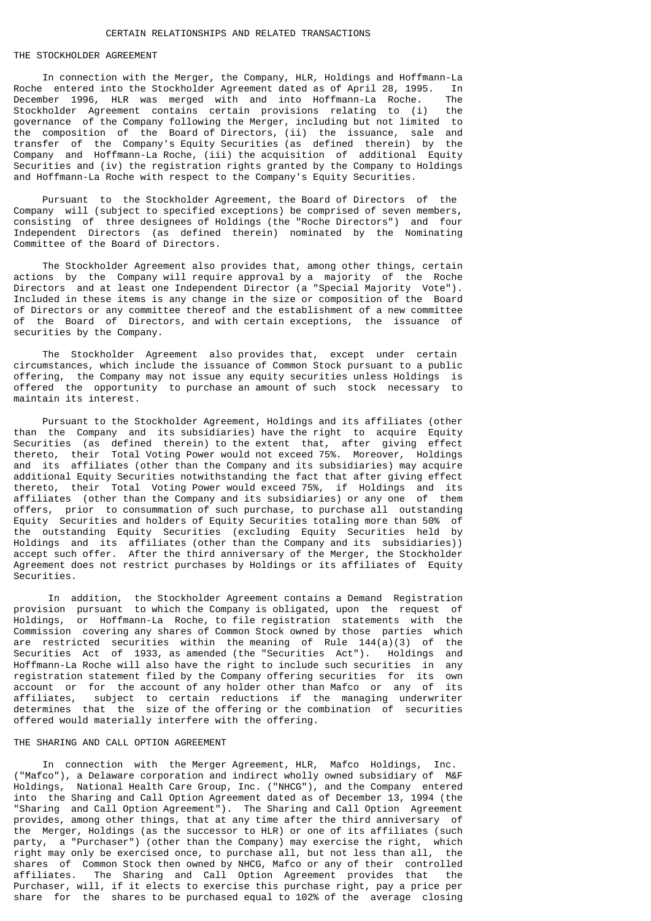# CERTAIN RELATIONSHIPS AND RELATED TRANSACTIONS

## THE STOCKHOLDER AGREEMENT

In connection with the Merger, the Company, HLR, Holdings and Hoffmann-La Roche entered into the Stockholder Agreement dated as of April 28, 1995. In December 1996, HLR was merged with and into Hoffmann-La Roche. The Stockholder Agreement contains certain provisions relating to (i) the governance of the Company following the Merger, including but not limited to the composition of the Board of Directors, (ii) the issuance, sale and transfer of the Company's Equity Securities (as defined therein) by the Company and Hoffmann-La Roche, (iii) the acquisition of additional Equity Securities and (iv) the registration rights granted by the Company to Holdings and Hoffmann-La Roche with respect to the Company's Equity Securities.

Pursuant to the Stockholder Agreement, the Board of Directors of the Company will (subject to specified exceptions) be comprised of seven members, consisting of three designees of Holdings (the "Roche Directors") and four Independent Directors (as defined therein) nominated by the Nominating Committee of the Board of Directors.

The Stockholder Agreement also provides that, among other things, certain actions by the Company will require approval by a majority of the Roche Directors and at least one Independent Director (a "Special Majority Vote"). Included in these items is any change in the size or composition of the Board of Directors or any committee thereof and the establishment of a new committee of the Board of Directors, and with certain exceptions, the issuance of securities by the Company.

The Stockholder Agreement also provides that, except under certain circumstances, which include the issuance of Common Stock pursuant to a public offering, the Company may not issue any equity securities unless Holdings is offered the opportunity to purchase an amount of such stock necessary to maintain its interest.

Pursuant to the Stockholder Agreement, Holdings and its affiliates (other than the Company and its subsidiaries) have the right to acquire Equity Securities (as defined therein) to the extent that, after giving effect thereto, their Total Voting Power would not exceed 75%. Moreover, Holdings and its affiliates (other than the Company and its subsidiaries) may acquire additional Equity Securities notwithstanding the fact that after giving effect thereto, their Total Voting Power would exceed 75%, if Holdings and its affiliates (other than the Company and its subsidiaries) or any one of them offers, prior to consummation of such purchase, to purchase all outstanding Equity Securities and holders of Equity Securities totaling more than 50% of the outstanding Equity Securities (excluding Equity Securities held by Holdings and its affiliates (other than the Company and its subsidiaries)) accept such offer. After the third anniversary of the Merger, the Stockholder Agreement does not restrict purchases by Holdings or its affiliates of Equity Securities.

In addition, the Stockholder Agreement contains a Demand Registration provision pursuant to which the Company is obligated, upon the request of Holdings, or Hoffmann-La Roche, to file registration statements with the Commission covering any shares of Common Stock owned by those parties which are restricted securities within the meaning of Rule 144(a)(3) of the Securities Act of 1933, as amended (the "Securities Act"). Holdings and Hoffmann-La Roche will also have the right to include such securities in any registration statement filed by the Company offering securities for its own account or for the account of any holder other than Mafco or any of its affiliates, subject to certain reductions if the managing underwriter determines that the size of the offering or the combination of securities offered would materially interfere with the offering.

## THE SHARING AND CALL OPTION AGREEMENT

In connection with the Merger Agreement, HLR, Mafco Holdings, Inc. ("Mafco"), a Delaware corporation and indirect wholly owned subsidiary of M&F Holdings, National Health Care Group, Inc. ("NHCG"), and the Company entered into the Sharing and Call Option Agreement dated as of December 13, 1994 (the "Sharing and Call Option Agreement"). The Sharing and Call Option Agreement provides, among other things, that at any time after the third anniversary of the Merger, Holdings (as the successor to HLR) or one of its affiliates (such party, a "Purchaser") (other than the Company) may exercise the right, which right may only be exercised once, to purchase all, but not less than all, the shares of Common Stock then owned by NHCG, Mafco or any of their controlled affiliates. The Sharing and Call Option Agreement provides that the Purchaser, will, if it elects to exercise this purchase right, pay a price per share for the shares to be purchased equal to 102% of the average closing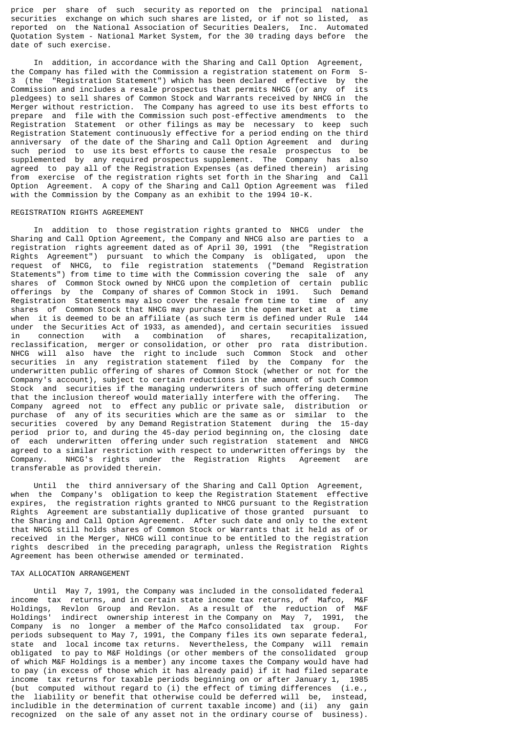price per share of such security as reported on the principal national securities exchange on which such shares are listed, or if not so listed, as reported on the National Association of Securities Dealers, Inc. Automated Quotation System - National Market System, for the 30 trading days before the date of such exercise.

In addition, in accordance with the Sharing and Call Option Agreement, the Company has filed with the Commission a registration statement on Form S-3 (the "Registration Statement") which has been declared effective by the Commission and includes a resale prospectus that permits NHCG (or any of its pledgees) to sell shares of Common Stock and Warrants received by NHCG in the Merger without restriction. The Company has agreed to use its best efforts to prepare and file with the Commission such post-effective amendments to the Registration Statement or other filings as may be necessary to keep such Registration Statement continuously effective for a period ending on the third anniversary of the date of the Sharing and Call Option Agreement and during such period to use its best efforts to cause the resale prospectus to be supplemented by any required prospectus supplement. The Company has also agreed to pay all of the Registration Expenses (as defined therein) arising from exercise of the registration rights set forth in the Sharing and Call Option Agreement. A copy of the Sharing and Call Option Agreement was filed with the Commission by the Company as an exhibit to the 1994 10-K.

REGISTRATION RIGHTS AGREEMENT

In addition to those registration rights granted to NHCG under the Sharing and Call Option Agreement, the Company and NHCG also are parties to a registration rights agreement dated as of April 30, 1991 (the "Registration Rights Agreement") pursuant to which the Company is obligated, upon the request of NHCG, to file registration statements ("Demand Registration Statements") from time to time with the Commission covering the sale of any shares of Common Stock owned by NHCG upon the completion of certain public offerings by the Company of shares of Common Stock in 1991. Such Demand Registration Statements may also cover the resale from time to time of any shares of Common Stock that NHCG may purchase in the open market at a time when it is deemed to be an affiliate (as such term is defined under Rule 144 under the Securities Act of 1933, as amended), and certain securities issued in connection with a combination of shares, recapitalization, reclassification, merger or consolidation, or other pro rata distribution. NHCG will also have the right to include such Common Stock and other securities in any registration statement filed by the Company for the underwritten public offering of shares of Common Stock (whether or not for the Company's account), subject to certain reductions in the amount of such Common Stock and securities if the managing underwriters of such offering determine that the inclusion thereof would materially interfere with the offering. The Company agreed not to effect any public or private sale, distribution or purchase of any of its securities which are the same as or similar to the securities covered by any Demand Registration Statement during the 15-day period prior to, and during the 45-day period beginning on, the closing date of each underwritten offering under such registration statement and NHCG agreed to a similar restriction with respect to underwritten offerings by the Company. NHCG's rights under the Registration Rights Agreement are transferable as provided therein.

Until the third anniversary of the Sharing and Call Option Agreement, when the Company's obligation to keep the Registration Statement effective expires, the registration rights granted to NHCG pursuant to the Registration Rights Agreement are substantially duplicative of those granted pursuant to the Sharing and Call Option Agreement. After such date and only to the extent that NHCG still holds shares of Common Stock or Warrants that it held as of or received in the Merger, NHCG will continue to be entitled to the registration rights described in the preceding paragraph, unless the Registration Rights Agreement has been otherwise amended or terminated.

TAX ALLOCATION ARRANGEMENT

Until May 7, 1991, the Company was included in the consolidated federal income tax returns, and in certain state income tax returns, of Mafco, M&F Holdings, Revlon Group and Revlon. As a result of the reduction of M&F Holdings' indirect ownership interest in the Company on May 7, 1991, the Company is no longer a member of the Mafco consolidated tax group. For periods subsequent to May 7, 1991, the Company files its own separate federal, state and local income tax returns. Nevertheless, the Company will remain obligated to pay to M&F Holdings (or other members of the consolidated group of which M&F Holdings is a member) any income taxes the Company would have had to pay (in excess of those which it has already paid) if it had filed separate income tax returns for taxable periods beginning on or after January 1, 1985 (but computed without regard to (i) the effect of timing differences (i.e., the liability or benefit that otherwise could be deferred will be, instead, includible in the determination of current taxable income) and (ii) any gain recognized on the sale of any asset not in the ordinary course of business).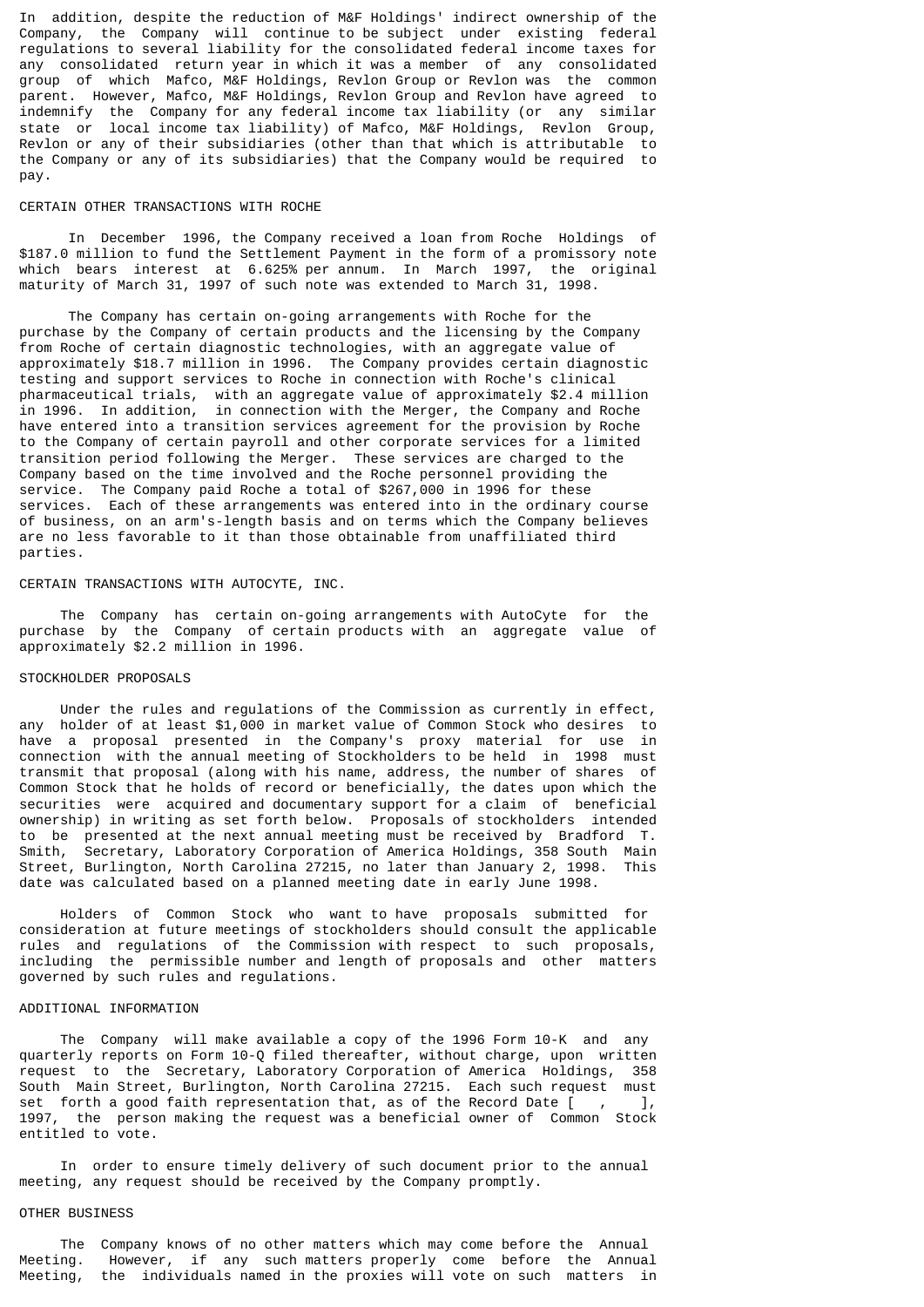In addition, despite the reduction of M&F Holdings' indirect ownership of the Company, the Company will continue to be subject under existing federal regulations to several liability for the consolidated federal income taxes for any consolidated return year in which it was a member of any consolidated group of which Mafco, M&F Holdings, Revlon Group or Revlon was the common parent. However, Mafco, M&F Holdings, Revlon Group and Revlon have agreed to indemnify the Company for any federal income tax liability (or any similar state or local income tax liability) of Mafco, M&F Holdings, Revlon Group, Revlon or any of their subsidiaries (other than that which is attributable to the Company or any of its subsidiaries) that the Company would be required to pay.

## CERTAIN OTHER TRANSACTIONS WITH ROCHE

In December 1996, the Company received a loan from Roche Holdings of $187.0 million to fund the Settlement Payment in the form of a promissory note which bears interest at 6.625% per annum. In March 1997, the original maturity of March 31, 1997 of such note was extended to March 31, 1998.

The Company has certain on-going arrangements with Roche for the purchase by the Company of certain products and the licensing by the Company from Roche of certain diagnostic technologies, with an aggregate value of approximately $18.7 million in 1996. The Company provides certain diagnostic testing and support services to Roche in connection with Roche's clinical pharmaceutical trials, with an aggregate value of approximately $2.4 million in 1996. In addition, in connection with the Merger, the Company and Roche have entered into a transition services agreement for the provision by Roche to the Company of certain payroll and other corporate services for a limited transition period following the Merger. These services are charged to the Company based on the time involved and the Roche personnel providing the service. The Company paid Roche a total of $267,000 in 1996 for these services. Each of these arrangements was entered into in the ordinary course of business, on an arm's-length basis and on terms which the Company believes are no less favorable to it than those obtainable from unaffiliated third parties.

## CERTAIN TRANSACTIONS WITH AUTOCYTE, INC.

The Company has certain on-going arrangements with AutoCyte for the purchase by the Company of certain products with an aggregate value of approximately $2.2 million in 1996.

## STOCKHOLDER PROPOSALS

Under the rules and regulations of the Commission as currently in effect, any holder of at least $1,000 in market value of Common Stock who desires to have a proposal presented in the Company's proxy material for use in connection with the annual meeting of Stockholders to be held in 1998 must transmit that proposal (along with his name, address, the number of shares of Common Stock that he holds of record or beneficially, the dates upon which the securities were acquired and documentary support for a claim of beneficial ownership) in writing as set forth below. Proposals of stockholders intended to be presented at the next annual meeting must be received by Bradford T. Smith, Secretary, Laboratory Corporation of America Holdings, 358 South Main Street, Burlington, North Carolina 27215, no later than January 2, 1998. This date was calculated based on a planned meeting date in early June 1998.

Holders of Common Stock who want to have proposals submitted for consideration at future meetings of stockholders should consult the applicable rules and regulations of the Commission with respect to such proposals, including the permissible number and length of proposals and other matters governed by such rules and regulations.

## ADDITIONAL INFORMATION

The Company will make available a copy of the 1996 Form 10-K and any quarterly reports on Form 10-Q filed thereafter, without charge, upon written request to the Secretary, Laboratory Corporation of America Holdings, 358 South Main Street, Burlington, North Carolina 27215. Each such request must set forth a good faith representation that, as of the Record Date [ , ], 1997, the person making the request was a beneficial owner of Common Stock entitled to vote.

In order to ensure timely delivery of such document prior to the annual meeting, any request should be received by the Company promptly.

## OTHER BUSINESS

The Company knows of no other matters which may come before the Annual Meeting. However, if any such matters properly come before the Annual Meeting, the individuals named in the proxies will vote on such matters in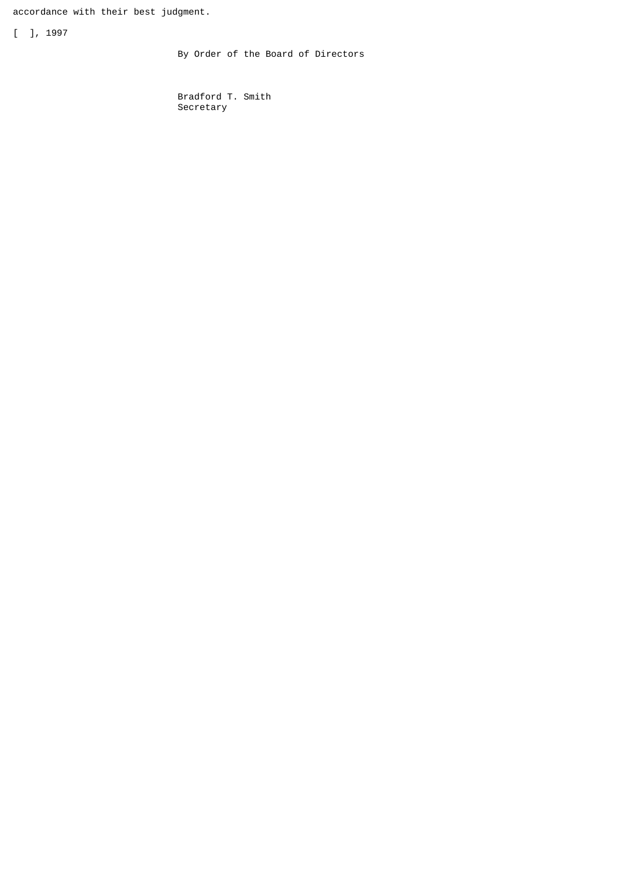accordance with their best judgment.

[ ], 1997

By Order of the Board of Directors

Bradford T. Smith
Secretary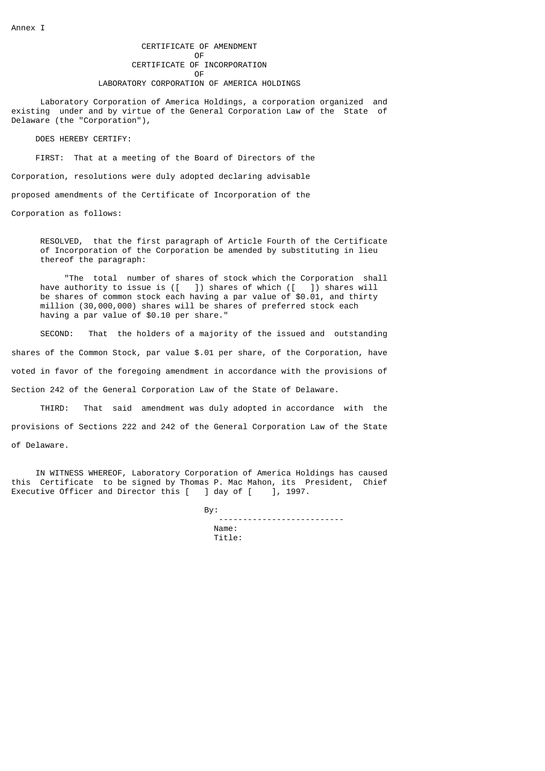Annex I

# CERTIFICATE OF AMENDMENT
## OF
## CERTIFICATE OF INCORPORATION
## OF
## LABORATORY CORPORATION OF AMERICA HOLDINGS

Laboratory Corporation of America Holdings, a corporation organized and existing under and by virtue of the General Corporation Law of the State of Delaware (the "Corporation"),

DOES HEREBY CERTIFY:

FIRST: That at a meeting of the Board of Directors of the Corporation, resolutions were duly adopted declaring advisable proposed amendments of the Certificate of Incorporation of the Corporation as follows:

> RESOLVED, that the first paragraph of Article Fourth of the Certificate of Incorporation of the Corporation be amended by substituting in lieu thereof the paragraph:
>
> "The total number of shares of stock which the Corporation shall have authority to issue is ([ ]) shares of which ([ ]) shares will be shares of common stock each having a par value of $0.01, and thirty million (30,000,000) shares will be shares of preferred stock each having a par value of $0.10 per share."

SECOND: That the holders of a majority of the issued and outstanding shares of the Common Stock, par value $.01 per share, of the Corporation, have voted in favor of the foregoing amendment in accordance with the provisions of Section 242 of the General Corporation Law of the State of Delaware.

THIRD: That said amendment was duly adopted in accordance with the provisions of Sections 222 and 242 of the General Corporation Law of the State of Delaware.

IN WITNESS WHEREOF, Laboratory Corporation of America Holdings has caused this Certificate to be signed by Thomas P. Mac Mahon, its President, Chief Executive Officer and Director this [ ] day of [ ], 1997.

By: \_\_\_\_\_\_\_\_\_\_\_\_\_\_\_\_\_\_\_\_\_\_\_\_\_\_
Name:
Title: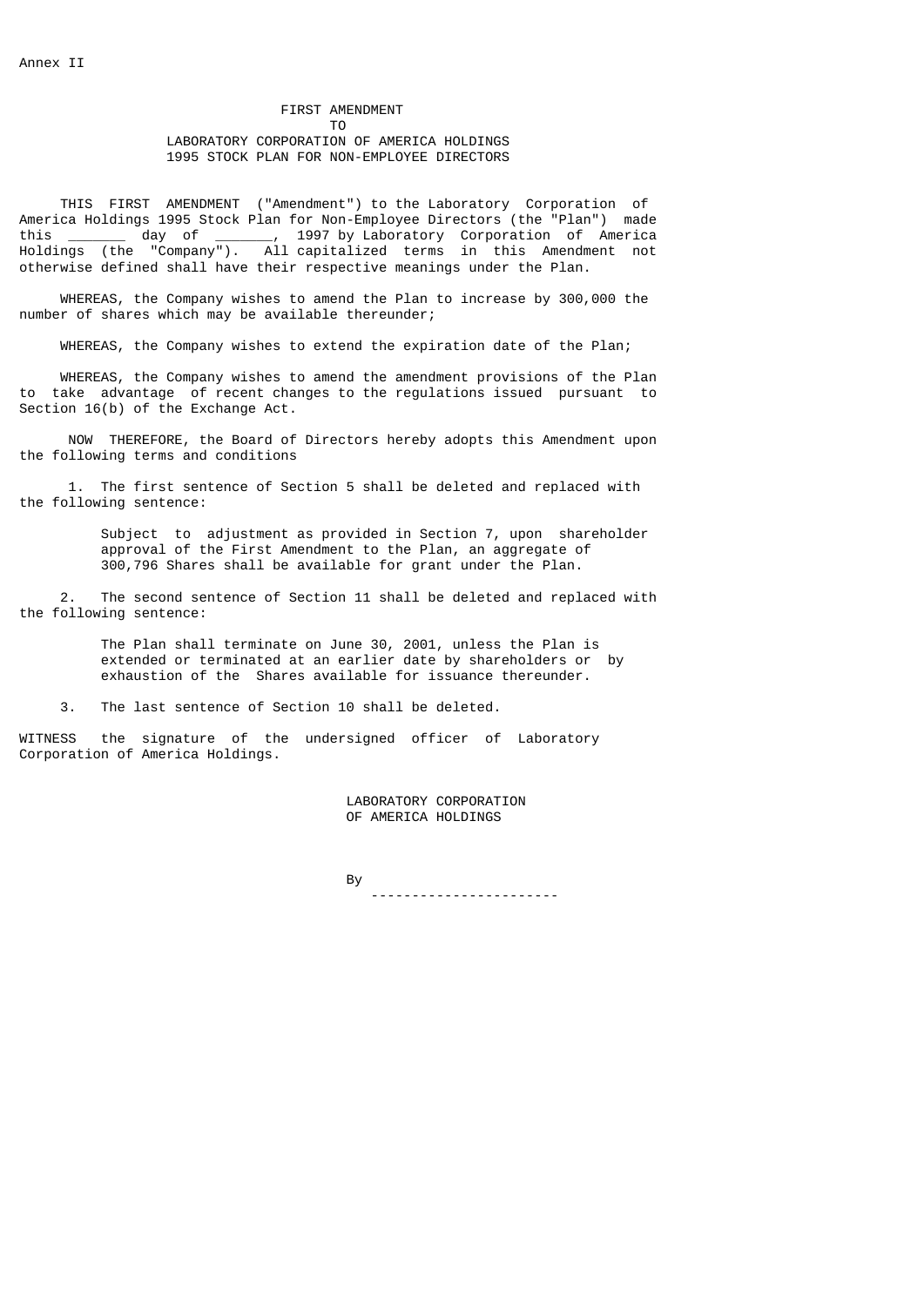Annex II

# FIRST AMENDMENT TO LABORATORY CORPORATION OF AMERICA HOLDINGS 1995 STOCK PLAN FOR NON-EMPLOYEE DIRECTORS

THIS FIRST AMENDMENT ("Amendment") to the Laboratory Corporation of America Holdings 1995 Stock Plan for Non-Employee Directors (the "Plan") made this _______ day of _______, 1997 by Laboratory Corporation of America Holdings (the "Company"). All capitalized terms in this Amendment not otherwise defined shall have their respective meanings under the Plan.

WHEREAS, the Company wishes to amend the Plan to increase by 300,000 the number of shares which may be available thereunder;

WHEREAS, the Company wishes to extend the expiration date of the Plan;

WHEREAS, the Company wishes to amend the amendment provisions of the Plan to take advantage of recent changes to the regulations issued pursuant to Section 16(b) of the Exchange Act.

NOW THEREFORE, the Board of Directors hereby adopts this Amendment upon the following terms and conditions

1. The first sentence of Section 5 shall be deleted and replaced with the following sentence:

> Subject to adjustment as provided in Section 7, upon shareholder approval of the First Amendment to the Plan, an aggregate of 300,796 Shares shall be available for grant under the Plan.

2. The second sentence of Section 11 shall be deleted and replaced with the following sentence:

> The Plan shall terminate on June 30, 2001, unless the Plan is extended or terminated at an earlier date by shareholders or by exhaustion of the Shares available for issuance thereunder.

3. The last sentence of Section 10 shall be deleted.

WITNESS the signature of the undersigned officer of Laboratory Corporation of America Holdings.

LABORATORY CORPORATION
OF AMERICA HOLDINGS

By
----------------------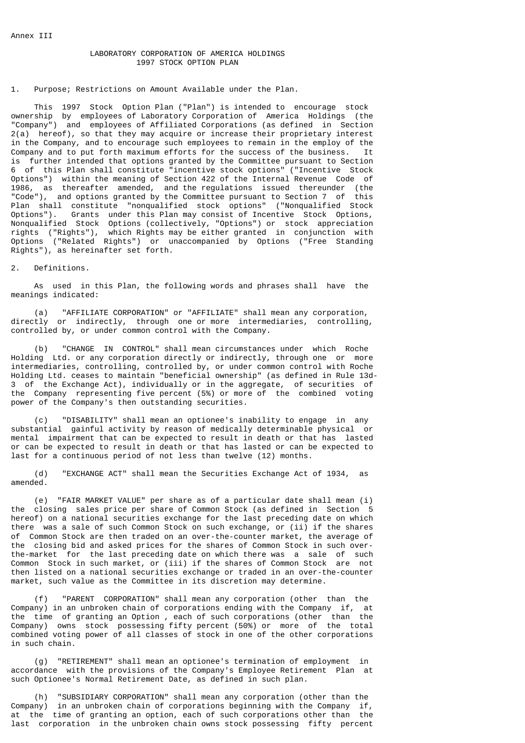Annex III

# LABORATORY CORPORATION OF AMERICA HOLDINGS
## 1997 STOCK OPTION PLAN

1. Purpose; Restrictions on Amount Available under the Plan.

This 1997 Stock Option Plan ("Plan") is intended to encourage stock ownership by employees of Laboratory Corporation of America Holdings (the "Company") and employees of Affiliated Corporations (as defined in Section 2(a) hereof), so that they may acquire or increase their proprietary interest in the Company, and to encourage such employees to remain in the employ of the Company and to put forth maximum efforts for the success of the business. It is further intended that options granted by the Committee pursuant to Section 6 of this Plan shall constitute "incentive stock options" ("Incentive Stock Options") within the meaning of Section 422 of the Internal Revenue Code of 1986, as thereafter amended, and the regulations issued thereunder (the "Code"), and options granted by the Committee pursuant to Section 7 of this Plan shall constitute "nonqualified stock options" ("Nonqualified Stock Options"). Grants under this Plan may consist of Incentive Stock Options, Nonqualified Stock Options (collectively, "Options") or stock appreciation rights ("Rights"), which Rights may be either granted in conjunction with Options ("Related Rights") or unaccompanied by Options ("Free Standing Rights"), as hereinafter set forth.

2. Definitions.

As used in this Plan, the following words and phrases shall have the meanings indicated:

(a) "AFFILIATE CORPORATION" or "AFFILIATE" shall mean any corporation, directly or indirectly, through one or more intermediaries, controlling, controlled by, or under common control with the Company.

(b) "CHANGE IN CONTROL" shall mean circumstances under which Roche Holding Ltd. or any corporation directly or indirectly, through one or more intermediaries, controlling, controlled by, or under common control with Roche Holding Ltd. ceases to maintain "beneficial ownership" (as defined in Rule 13d-3 of the Exchange Act), individually or in the aggregate, of securities of the Company representing five percent (5%) or more of the combined voting power of the Company's then outstanding securities.

(c) "DISABILITY" shall mean an optionee's inability to engage in any substantial gainful activity by reason of medically determinable physical or mental impairment that can be expected to result in death or that has lasted or can be expected to result in death or that has lasted or can be expected to last for a continuous period of not less than twelve (12) months.

(d) "EXCHANGE ACT" shall mean the Securities Exchange Act of 1934, as amended.

(e) "FAIR MARKET VALUE" per share as of a particular date shall mean (i) the closing sales price per share of Common Stock (as defined in Section 5 hereof) on a national securities exchange for the last preceding date on which there was a sale of such Common Stock on such exchange, or (ii) if the shares of Common Stock are then traded on an over-the-counter market, the average of the closing bid and asked prices for the shares of Common Stock in such over-the-market for the last preceding date on which there was a sale of such Common Stock in such market, or (iii) if the shares of Common Stock are not then listed on a national securities exchange or traded in an over-the-counter market, such value as the Committee in its discretion may determine.

(f) "PARENT CORPORATION" shall mean any corporation (other than the Company) in an unbroken chain of corporations ending with the Company if, at the time of granting an Option , each of such corporations (other than the Company) owns stock possessing fifty percent (50%) or more of the total combined voting power of all classes of stock in one of the other corporations in such chain.

(g) "RETIREMENT" shall mean an optionee's termination of employment in accordance with the provisions of the Company's Employee Retirement Plan at such Optionee's Normal Retirement Date, as defined in such plan.

(h) "SUBSIDIARY CORPORATION" shall mean any corporation (other than the Company) in an unbroken chain of corporations beginning with the Company if, at the time of granting an option, each of such corporations other than the last corporation in the unbroken chain owns stock possessing fifty percent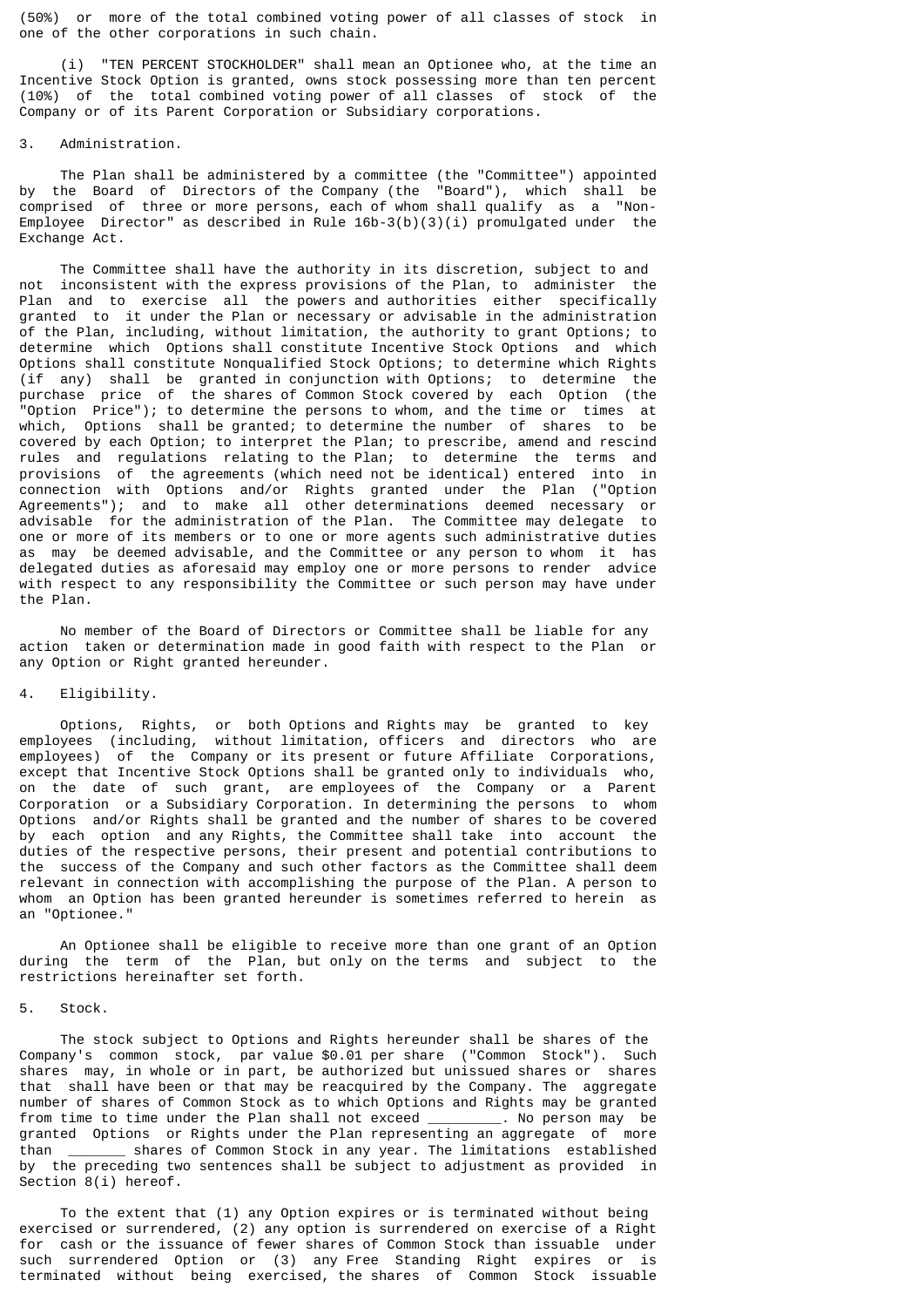(50%) or more of the total combined voting power of all classes of stock in one of the other corporations in such chain.

(i) "TEN PERCENT STOCKHOLDER" shall mean an Optionee who, at the time an Incentive Stock Option is granted, owns stock possessing more than ten percent (10%) of the total combined voting power of all classes of stock of the Company or of its Parent Corporation or Subsidiary corporations.

3. Administration.

The Plan shall be administered by a committee (the "Committee") appointed by the Board of Directors of the Company (the "Board"), which shall be comprised of three or more persons, each of whom shall qualify as a "Non-Employee Director" as described in Rule 16b-3(b)(3)(i) promulgated under the Exchange Act.

The Committee shall have the authority in its discretion, subject to and not inconsistent with the express provisions of the Plan, to administer the Plan and to exercise all the powers and authorities either specifically granted to it under the Plan or necessary or advisable in the administration of the Plan, including, without limitation, the authority to grant Options; to determine which Options shall constitute Incentive Stock Options and which Options shall constitute Nonqualified Stock Options; to determine which Rights (if any) shall be granted in conjunction with Options; to determine the purchase price of the shares of Common Stock covered by each Option (the "Option Price"); to determine the persons to whom, and the time or times at which, Options shall be granted; to determine the number of shares to be covered by each Option; to interpret the Plan; to prescribe, amend and rescind rules and regulations relating to the Plan; to determine the terms and provisions of the agreements (which need not be identical) entered into in connection with Options and/or Rights granted under the Plan ("Option Agreements"); and to make all other determinations deemed necessary or advisable for the administration of the Plan. The Committee may delegate to one or more of its members or to one or more agents such administrative duties as may be deemed advisable, and the Committee or any person to whom it has delegated duties as aforesaid may employ one or more persons to render advice with respect to any responsibility the Committee or such person may have under the Plan.

No member of the Board of Directors or Committee shall be liable for any action taken or determination made in good faith with respect to the Plan or any Option or Right granted hereunder.

4. Eligibility.

Options, Rights, or both Options and Rights may be granted to key employees (including, without limitation, officers and directors who are employees) of the Company or its present or future Affiliate Corporations, except that Incentive Stock Options shall be granted only to individuals who, on the date of such grant, are employees of the Company or a Parent Corporation or a Subsidiary Corporation. In determining the persons to whom Options and/or Rights shall be granted and the number of shares to be covered by each option and any Rights, the Committee shall take into account the duties of the respective persons, their present and potential contributions to the success of the Company and such other factors as the Committee shall deem relevant in connection with accomplishing the purpose of the Plan. A person to whom an Option has been granted hereunder is sometimes referred to herein as an "Optionee."

An Optionee shall be eligible to receive more than one grant of an Option during the term of the Plan, but only on the terms and subject to the restrictions hereinafter set forth.

5. Stock.

The stock subject to Options and Rights hereunder shall be shares of the Company's common stock, par value $0.01 per share ("Common Stock"). Such shares may, in whole or in part, be authorized but unissued shares or shares that shall have been or that may be reacquired by the Company. The aggregate number of shares of Common Stock as to which Options and Rights may be granted from time to time under the Plan shall not exceed _________. No person may be granted Options or Rights under the Plan representing an aggregate of more than _______ shares of Common Stock in any year. The limitations established by the preceding two sentences shall be subject to adjustment as provided in Section 8(i) hereof.

To the extent that (1) any Option expires or is terminated without being exercised or surrendered, (2) any option is surrendered on exercise of a Right for cash or the issuance of fewer shares of Common Stock than issuable under such surrendered Option or (3) any Free Standing Right expires or is terminated without being exercised, the shares of Common Stock issuable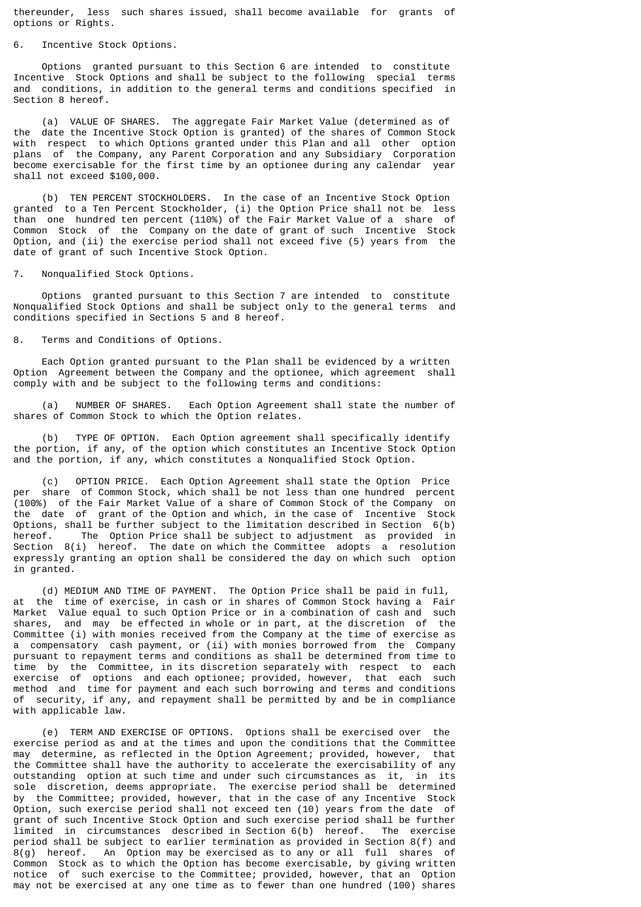thereunder, less such shares issued, shall become available for grants of options or Rights.

6. Incentive Stock Options.

Options granted pursuant to this Section 6 are intended to constitute Incentive Stock Options and shall be subject to the following special terms and conditions, in addition to the general terms and conditions specified in Section 8 hereof.

(a) VALUE OF SHARES. The aggregate Fair Market Value (determined as of the date the Incentive Stock Option is granted) of the shares of Common Stock with respect to which Options granted under this Plan and all other option plans of the Company, any Parent Corporation and any Subsidiary Corporation become exercisable for the first time by an optionee during any calendar year shall not exceed $100,000.

(b) TEN PERCENT STOCKHOLDERS. In the case of an Incentive Stock Option granted to a Ten Percent Stockholder, (i) the Option Price shall not be less than one hundred ten percent (110%) of the Fair Market Value of a share of Common Stock of the Company on the date of grant of such Incentive Stock Option, and (ii) the exercise period shall not exceed five (5) years from the date of grant of such Incentive Stock Option.

7. Nonqualified Stock Options.

Options granted pursuant to this Section 7 are intended to constitute Nonqualified Stock Options and shall be subject only to the general terms and conditions specified in Sections 5 and 8 hereof.

8. Terms and Conditions of Options.

Each Option granted pursuant to the Plan shall be evidenced by a written Option Agreement between the Company and the optionee, which agreement shall comply with and be subject to the following terms and conditions:

(a) NUMBER OF SHARES. Each Option Agreement shall state the number of shares of Common Stock to which the Option relates.

(b) TYPE OF OPTION. Each Option agreement shall specifically identify the portion, if any, of the option which constitutes an Incentive Stock Option and the portion, if any, which constitutes a Nonqualified Stock Option.

(c) OPTION PRICE. Each Option Agreement shall state the Option Price per share of Common Stock, which shall be not less than one hundred percent (100%) of the Fair Market Value of a share of Common Stock of the Company on the date of grant of the Option and which, in the case of Incentive Stock Options, shall be further subject to the limitation described in Section 6(b) hereof. The Option Price shall be subject to adjustment as provided in Section 8(i) hereof. The date on which the Committee adopts a resolution expressly granting an option shall be considered the day on which such option in granted.

(d) MEDIUM AND TIME OF PAYMENT. The Option Price shall be paid in full, at the time of exercise, in cash or in shares of Common Stock having a Fair Market Value equal to such Option Price or in a combination of cash and such shares, and may be effected in whole or in part, at the discretion of the Committee (i) with monies received from the Company at the time of exercise as a compensatory cash payment, or (ii) with monies borrowed from the Company pursuant to repayment terms and conditions as shall be determined from time to time by the Committee, in its discretion separately with respect to each exercise of options and each optionee; provided, however, that each such method and time for payment and each such borrowing and terms and conditions of security, if any, and repayment shall be permitted by and be in compliance with applicable law.

(e) TERM AND EXERCISE OF OPTIONS. Options shall be exercised over the exercise period as and at the times and upon the conditions that the Committee may determine, as reflected in the Option Agreement; provided, however, that the Committee shall have the authority to accelerate the exercisability of any outstanding option at such time and under such circumstances as it, in its sole discretion, deems appropriate. The exercise period shall be determined by the Committee; provided, however, that in the case of any Incentive Stock Option, such exercise period shall not exceed ten (10) years from the date of grant of such Incentive Stock Option and such exercise period shall be further limited in circumstances described in Section 6(b) hereof. The exercise period shall be subject to earlier termination as provided in Section 8(f) and 8(g) hereof. An Option may be exercised as to any or all full shares of Common Stock as to which the Option has become exercisable, by giving written notice of such exercise to the Committee; provided, however, that an Option may not be exercised at any one time as to fewer than one hundred (100) shares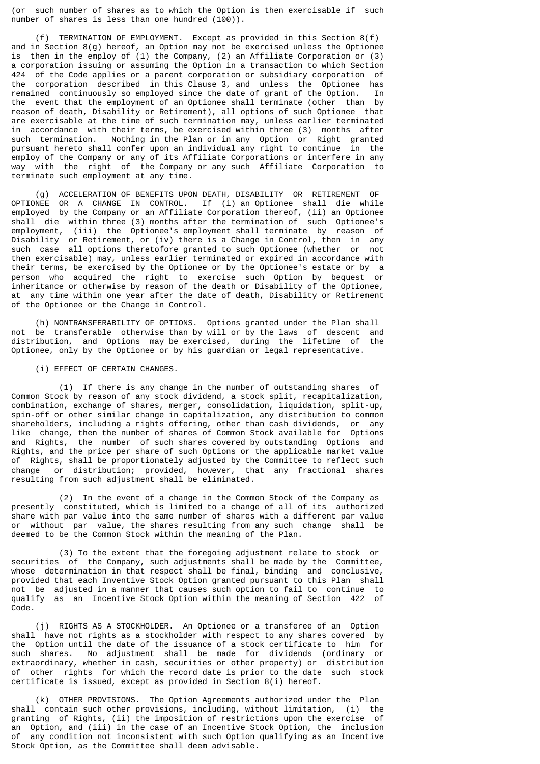(or such number of shares as to which the Option is then exercisable if such number of shares is less than one hundred (100)).

(f) TERMINATION OF EMPLOYMENT. Except as provided in this Section 8(f) and in Section 8(g) hereof, an Option may not be exercised unless the Optionee is then in the employ of (1) the Company, (2) an Affiliate Corporation or (3) a corporation issuing or assuming the Option in a transaction to which Section 424 of the Code applies or a parent corporation or subsidiary corporation of the corporation described in this Clause 3, and unless the Optionee has remained continuously so employed since the date of grant of the Option. In the event that the employment of an Optionee shall terminate (other than by reason of death, Disability or Retirement), all options of such Optionee that are exercisable at the time of such termination may, unless earlier terminated in accordance with their terms, be exercised within three (3) months after such termination. Nothing in the Plan or in any Option or Right granted pursuant hereto shall confer upon an individual any right to continue in the employ of the Company or any of its Affiliate Corporations or interfere in any way with the right of the Company or any such Affiliate Corporation to terminate such employment at any time.

(g) ACCELERATION OF BENEFITS UPON DEATH, DISABILITY OR RETIREMENT OF OPTIONEE OR A CHANGE IN CONTROL. If (i) an Optionee shall die while employed by the Company or an Affiliate Corporation thereof, (ii) an Optionee shall die within three (3) months after the termination of such Optionee's employment, (iii) the Optionee's employment shall terminate by reason of Disability or Retirement, or (iv) there is a Change in Control, then in any such case all options theretofore granted to such Optionee (whether or not then exercisable) may, unless earlier terminated or expired in accordance with their terms, be exercised by the Optionee or by the Optionee's estate or by a person who acquired the right to exercise such Option by bequest or inheritance or otherwise by reason of the death or Disability of the Optionee, at any time within one year after the date of death, Disability or Retirement of the Optionee or the Change in Control.

(h) NONTRANSFERABILITY OF OPTIONS. Options granted under the Plan shall not be transferable otherwise than by will or by the laws of descent and distribution, and Options may be exercised, during the lifetime of the Optionee, only by the Optionee or by his guardian or legal representative.

(i) EFFECT OF CERTAIN CHANGES.

(1) If there is any change in the number of outstanding shares of Common Stock by reason of any stock dividend, a stock split, recapitalization, combination, exchange of shares, merger, consolidation, liquidation, split-up, spin-off or other similar change in capitalization, any distribution to common shareholders, including a rights offering, other than cash dividends, or any like change, then the number of shares of Common Stock available for Options and Rights, the number of such shares covered by outstanding Options and Rights, and the price per share of such Options or the applicable market value of Rights, shall be proportionately adjusted by the Committee to reflect such change or distribution; provided, however, that any fractional shares resulting from such adjustment shall be eliminated.

(2) In the event of a change in the Common Stock of the Company as presently constituted, which is limited to a change of all of its authorized share with par value into the same number of shares with a different par value or without par value, the shares resulting from any such change shall be deemed to be the Common Stock within the meaning of the Plan.

(3) To the extent that the foregoing adjustment relate to stock or securities of the Company, such adjustments shall be made by the Committee, whose determination in that respect shall be final, binding and conclusive, provided that each Inventive Stock Option granted pursuant to this Plan shall not be adjusted in a manner that causes such option to fail to continue to qualify as an Incentive Stock Option within the meaning of Section 422 of Code.

(j) RIGHTS AS A STOCKHOLDER. An Optionee or a transferee of an Option shall have not rights as a stockholder with respect to any shares covered by the Option until the date of the issuance of a stock certificate to him for such shares. No adjustment shall be made for dividends (ordinary or extraordinary, whether in cash, securities or other property) or distribution of other rights for which the record date is prior to the date such stock certificate is issued, except as provided in Section 8(i) hereof.

(k) OTHER PROVISIONS. The Option Agreements authorized under the Plan shall contain such other provisions, including, without limitation, (i) the granting of Rights, (ii) the imposition of restrictions upon the exercise of an Option, and (iii) in the case of an Incentive Stock Option, the inclusion of any condition not inconsistent with such Option qualifying as an Incentive Stock Option, as the Committee shall deem advisable.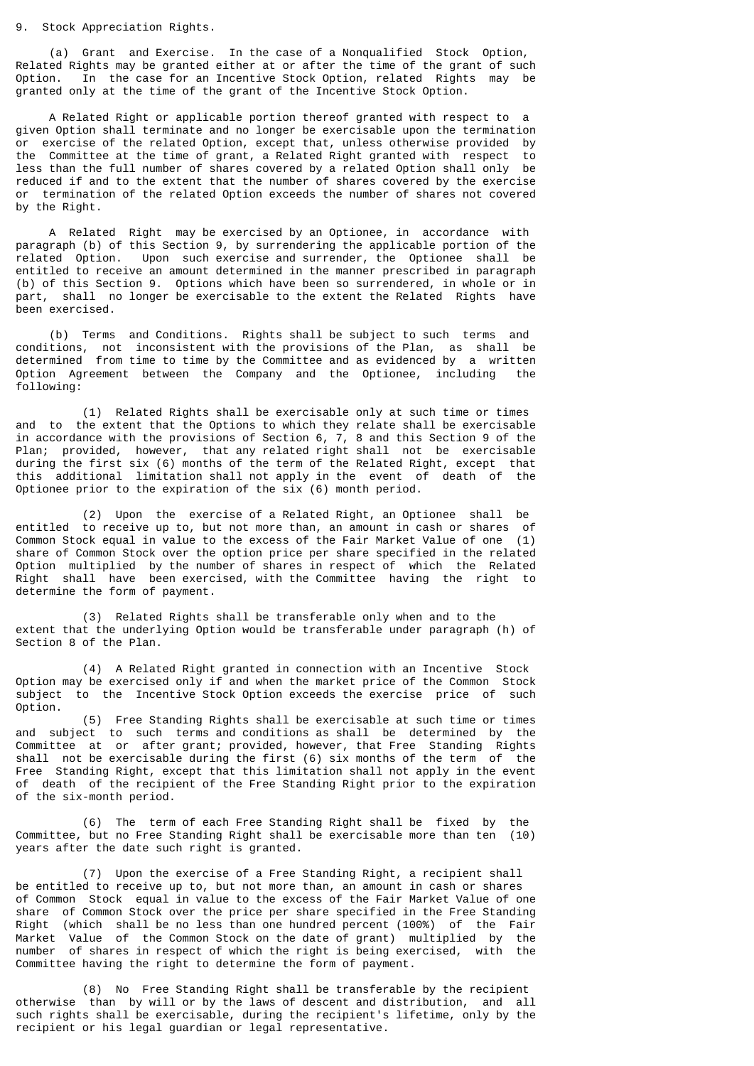9. Stock Appreciation Rights.

(a) Grant and Exercise. In the case of a Nonqualified Stock Option, Related Rights may be granted either at or after the time of the grant of such Option. In the case for an Incentive Stock Option, related Rights may be granted only at the time of the grant of the Incentive Stock Option.

A Related Right or applicable portion thereof granted with respect to a given Option shall terminate and no longer be exercisable upon the termination or exercise of the related Option, except that, unless otherwise provided by the Committee at the time of grant, a Related Right granted with respect to less than the full number of shares covered by a related Option shall only be reduced if and to the extent that the number of shares covered by the exercise or termination of the related Option exceeds the number of shares not covered by the Right.

A Related Right may be exercised by an Optionee, in accordance with paragraph (b) of this Section 9, by surrendering the applicable portion of the related Option. Upon such exercise and surrender, the Optionee shall be entitled to receive an amount determined in the manner prescribed in paragraph (b) of this Section 9. Options which have been so surrendered, in whole or in part, shall no longer be exercisable to the extent the Related Rights have been exercised.

(b) Terms and Conditions. Rights shall be subject to such terms and conditions, not inconsistent with the provisions of the Plan, as shall be determined from time to time by the Committee and as evidenced by a written Option Agreement between the Company and the Optionee, including the following:

(1) Related Rights shall be exercisable only at such time or times and to the extent that the Options to which they relate shall be exercisable in accordance with the provisions of Section 6, 7, 8 and this Section 9 of the Plan; provided, however, that any related right shall not be exercisable during the first six (6) months of the term of the Related Right, except that this additional limitation shall not apply in the event of death of the Optionee prior to the expiration of the six (6) month period.

(2) Upon the exercise of a Related Right, an Optionee shall be entitled to receive up to, but not more than, an amount in cash or shares of Common Stock equal in value to the excess of the Fair Market Value of one (1) share of Common Stock over the option price per share specified in the related Option multiplied by the number of shares in respect of which the Related Right shall have been exercised, with the Committee having the right to determine the form of payment.

(3) Related Rights shall be transferable only when and to the extent that the underlying Option would be transferable under paragraph (h) of Section 8 of the Plan.

(4) A Related Right granted in connection with an Incentive Stock Option may be exercised only if and when the market price of the Common Stock subject to the Incentive Stock Option exceeds the exercise price of such Option.

(5) Free Standing Rights shall be exercisable at such time or times and subject to such terms and conditions as shall be determined by the Committee at or after grant; provided, however, that Free Standing Rights shall not be exercisable during the first (6) six months of the term of the Free Standing Right, except that this limitation shall not apply in the event of death of the recipient of the Free Standing Right prior to the expiration of the six-month period.

(6) The term of each Free Standing Right shall be fixed by the Committee, but no Free Standing Right shall be exercisable more than ten (10) years after the date such right is granted.

(7) Upon the exercise of a Free Standing Right, a recipient shall be entitled to receive up to, but not more than, an amount in cash or shares of Common Stock equal in value to the excess of the Fair Market Value of one share of Common Stock over the price per share specified in the Free Standing Right (which shall be no less than one hundred percent (100%) of the Fair Market Value of the Common Stock on the date of grant) multiplied by the number of shares in respect of which the right is being exercised, with the Committee having the right to determine the form of payment.

(8) No Free Standing Right shall be transferable by the recipient otherwise than by will or by the laws of descent and distribution, and all such rights shall be exercisable, during the recipient's lifetime, only by the recipient or his legal guardian or legal representative.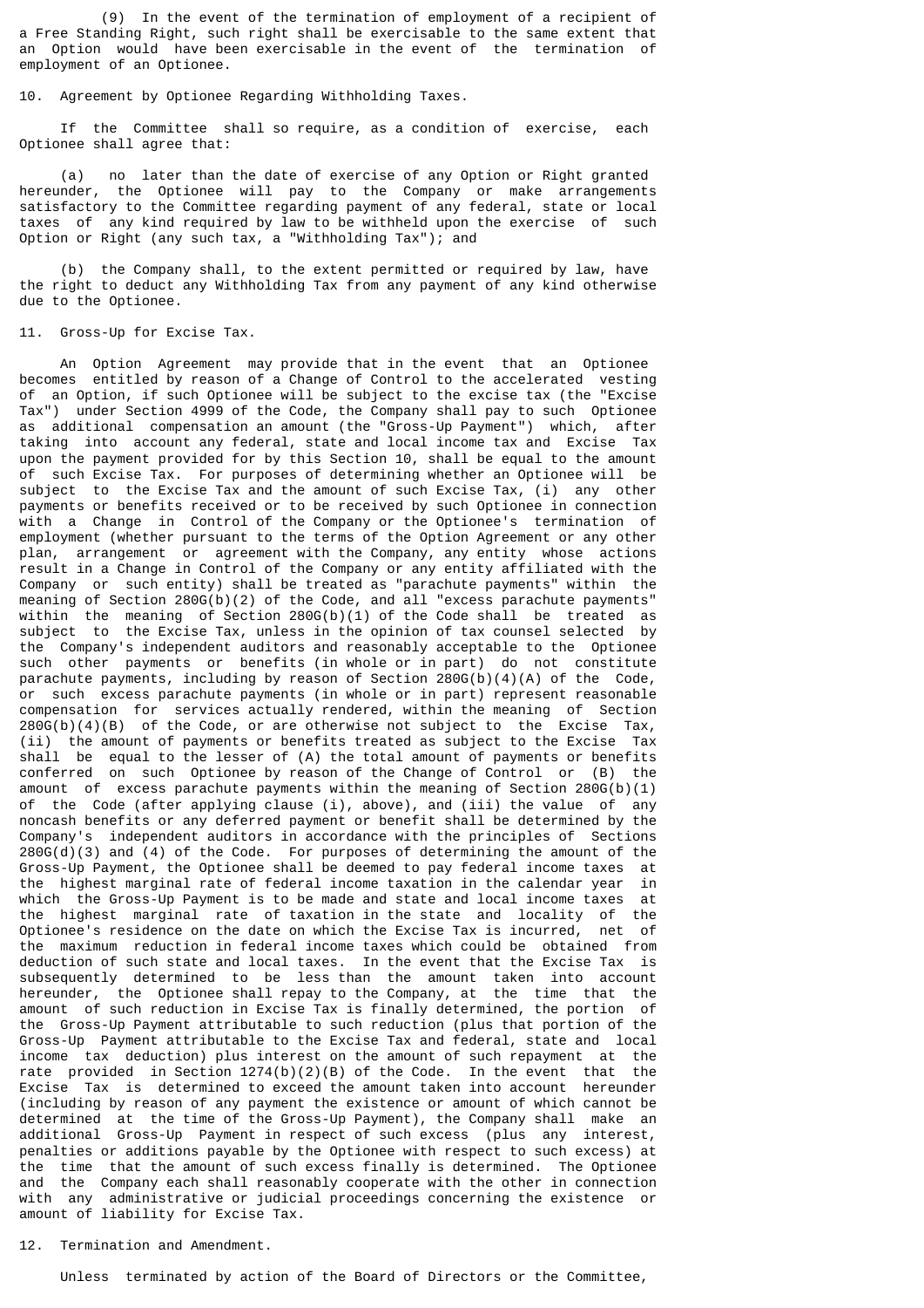(9) In the event of the termination of employment of a recipient of a Free Standing Right, such right shall be exercisable to the same extent that an Option would have been exercisable in the event of the termination of employment of an Optionee.

10. Agreement by Optionee Regarding Withholding Taxes.

If the Committee shall so require, as a condition of exercise, each Optionee shall agree that:

(a) no later than the date of exercise of any Option or Right granted hereunder, the Optionee will pay to the Company or make arrangements satisfactory to the Committee regarding payment of any federal, state or local taxes of any kind required by law to be withheld upon the exercise of such Option or Right (any such tax, a "Withholding Tax"); and

(b) the Company shall, to the extent permitted or required by law, have the right to deduct any Withholding Tax from any payment of any kind otherwise due to the Optionee.

11. Gross-Up for Excise Tax.

An Option Agreement may provide that in the event that an Optionee becomes entitled by reason of a Change of Control to the accelerated vesting of an Option, if such Optionee will be subject to the excise tax (the "Excise Tax") under Section 4999 of the Code, the Company shall pay to such Optionee as additional compensation an amount (the "Gross-Up Payment") which, after taking into account any federal, state and local income tax and Excise Tax upon the payment provided for by this Section 10, shall be equal to the amount of such Excise Tax. For purposes of determining whether an Optionee will be subject to the Excise Tax and the amount of such Excise Tax, (i) any other payments or benefits received or to be received by such Optionee in connection with a Change in Control of the Company or the Optionee's termination of employment (whether pursuant to the terms of the Option Agreement or any other plan, arrangement or agreement with the Company, any entity whose actions result in a Change in Control of the Company or any entity affiliated with the Company or such entity) shall be treated as "parachute payments" within the meaning of Section 280G(b)(2) of the Code, and all "excess parachute payments" within the meaning of Section 280G(b)(1) of the Code shall be treated as subject to the Excise Tax, unless in the opinion of tax counsel selected by the Company's independent auditors and reasonably acceptable to the Optionee such other payments or benefits (in whole or in part) do not constitute parachute payments, including by reason of Section 280G(b)(4)(A) of the Code, or such excess parachute payments (in whole or in part) represent reasonable compensation for services actually rendered, within the meaning of Section 280G(b)(4)(B) of the Code, or are otherwise not subject to the Excise Tax, (ii) the amount of payments or benefits treated as subject to the Excise Tax shall be equal to the lesser of (A) the total amount of payments or benefits conferred on such Optionee by reason of the Change of Control or (B) the amount of excess parachute payments within the meaning of Section 280G(b)(1) of the Code (after applying clause (i), above), and (iii) the value of any noncash benefits or any deferred payment or benefit shall be determined by the Company's independent auditors in accordance with the principles of Sections 280G(d)(3) and (4) of the Code. For purposes of determining the amount of the Gross-Up Payment, the Optionee shall be deemed to pay federal income taxes at the highest marginal rate of federal income taxation in the calendar year in which the Gross-Up Payment is to be made and state and local income taxes at the highest marginal rate of taxation in the state and locality of the Optionee's residence on the date on which the Excise Tax is incurred, net of the maximum reduction in federal income taxes which could be obtained from deduction of such state and local taxes. In the event that the Excise Tax is subsequently determined to be less than the amount taken into account hereunder, the Optionee shall repay to the Company, at the time that the amount of such reduction in Excise Tax is finally determined, the portion of the Gross-Up Payment attributable to such reduction (plus that portion of the Gross-Up Payment attributable to the Excise Tax and federal, state and local income tax deduction) plus interest on the amount of such repayment at the rate provided in Section 1274(b)(2)(B) of the Code. In the event that the Excise Tax is determined to exceed the amount taken into account hereunder (including by reason of any payment the existence or amount of which cannot be determined at the time of the Gross-Up Payment), the Company shall make an additional Gross-Up Payment in respect of such excess (plus any interest, penalties or additions payable by the Optionee with respect to such excess) at the time that the amount of such excess finally is determined. The Optionee and the Company each shall reasonably cooperate with the other in connection with any administrative or judicial proceedings concerning the existence or amount of liability for Excise Tax.

12. Termination and Amendment.

Unless terminated by action of the Board of Directors or the Committee,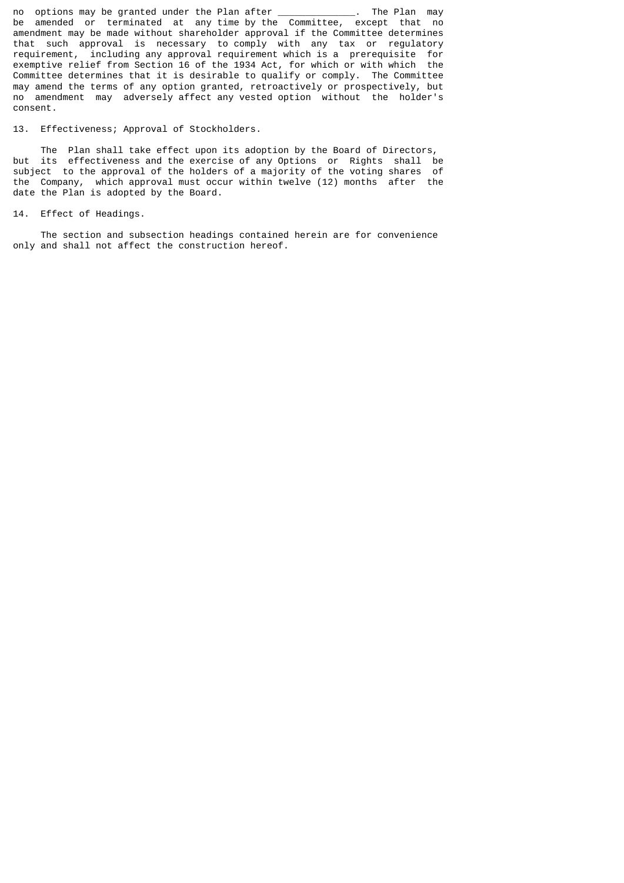no options may be granted under the Plan after _____________. The Plan may be amended or terminated at any time by the Committee, except that no amendment may be made without shareholder approval if the Committee determines that such approval is necessary to comply with any tax or regulatory requirement, including any approval requirement which is a prerequisite for exemptive relief from Section 16 of the 1934 Act, for which or with which the Committee determines that it is desirable to qualify or comply. The Committee may amend the terms of any option granted, retroactively or prospectively, but no amendment may adversely affect any vested option without the holder's consent.

13. Effectiveness; Approval of Stockholders.

The Plan shall take effect upon its adoption by the Board of Directors, but its effectiveness and the exercise of any Options or Rights shall be subject to the approval of the holders of a majority of the voting shares of the Company, which approval must occur within twelve (12) months after the date the Plan is adopted by the Board.

14. Effect of Headings.

The section and subsection headings contained herein are for convenience only and shall not affect the construction hereof.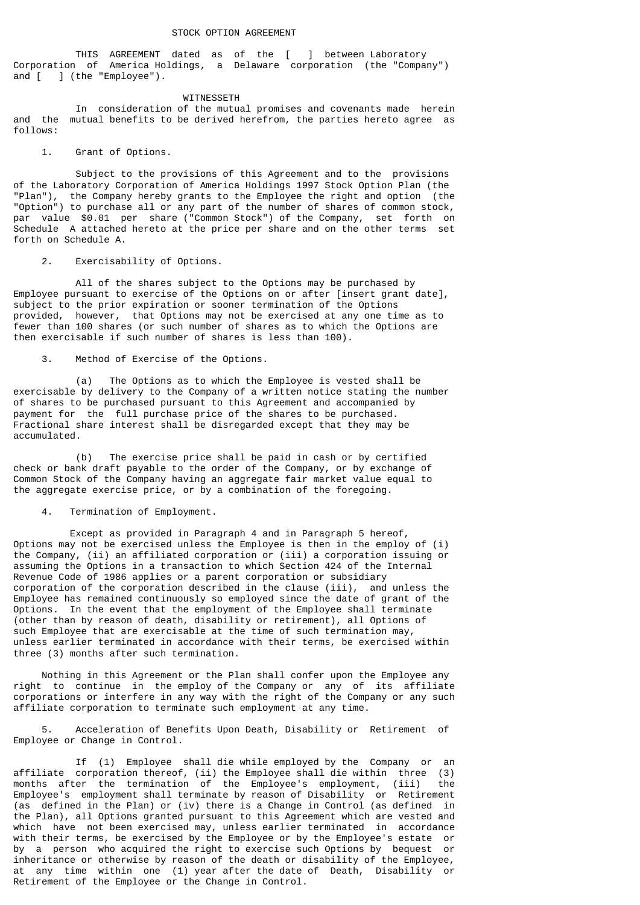# STOCK OPTION AGREEMENT

THIS AGREEMENT dated as of the [ ] between Laboratory Corporation of America Holdings, a Delaware corporation (the "Company") and [ ] (the "Employee").

WITNESSETH

In consideration of the mutual promises and covenants made herein and the mutual benefits to be derived herefrom, the parties hereto agree as follows:

1. Grant of Options.

Subject to the provisions of this Agreement and to the provisions of the Laboratory Corporation of America Holdings 1997 Stock Option Plan (the "Plan"), the Company hereby grants to the Employee the right and option (the "Option") to purchase all or any part of the number of shares of common stock, par value $0.01 per share ("Common Stock") of the Company, set forth on Schedule A attached hereto at the price per share and on the other terms set forth on Schedule A.

2. Exercisability of Options.

All of the shares subject to the Options may be purchased by Employee pursuant to exercise of the Options on or after [insert grant date], subject to the prior expiration or sooner termination of the Options provided, however, that Options may not be exercised at any one time as to fewer than 100 shares (or such number of shares as to which the Options are then exercisable if such number of shares is less than 100).

3. Method of Exercise of the Options.

(a) The Options as to which the Employee is vested shall be exercisable by delivery to the Company of a written notice stating the number of shares to be purchased pursuant to this Agreement and accompanied by payment for the full purchase price of the shares to be purchased. Fractional share interest shall be disregarded except that they may be accumulated.

(b) The exercise price shall be paid in cash or by certified check or bank draft payable to the order of the Company, or by exchange of Common Stock of the Company having an aggregate fair market value equal to the aggregate exercise price, or by a combination of the foregoing.

4. Termination of Employment.

Except as provided in Paragraph 4 and in Paragraph 5 hereof, Options may not be exercised unless the Employee is then in the employ of (i) the Company, (ii) an affiliated corporation or (iii) a corporation issuing or assuming the Options in a transaction to which Section 424 of the Internal Revenue Code of 1986 applies or a parent corporation or subsidiary corporation of the corporation described in the clause (iii), and unless the Employee has remained continuously so employed since the date of grant of the Options. In the event that the employment of the Employee shall terminate (other than by reason of death, disability or retirement), all Options of such Employee that are exercisable at the time of such termination may, unless earlier terminated in accordance with their terms, be exercised within three (3) months after such termination.

Nothing in this Agreement or the Plan shall confer upon the Employee any right to continue in the employ of the Company or any of its affiliate corporations or interfere in any way with the right of the Company or any such affiliate corporation to terminate such employment at any time.

5. Acceleration of Benefits Upon Death, Disability or Retirement of Employee or Change in Control.

If (1) Employee shall die while employed by the Company or an affiliate corporation thereof, (ii) the Employee shall die within three (3) months after the termination of the Employee's employment, (iii) the Employee's employment shall terminate by reason of Disability or Retirement (as defined in the Plan) or (iv) there is a Change in Control (as defined in the Plan), all Options granted pursuant to this Agreement which are vested and which have not been exercised may, unless earlier terminated in accordance with their terms, be exercised by the Employee or by the Employee's estate or by a person who acquired the right to exercise such Options by bequest or inheritance or otherwise by reason of the death or disability of the Employee, at any time within one (1) year after the date of Death, Disability or Retirement of the Employee or the Change in Control.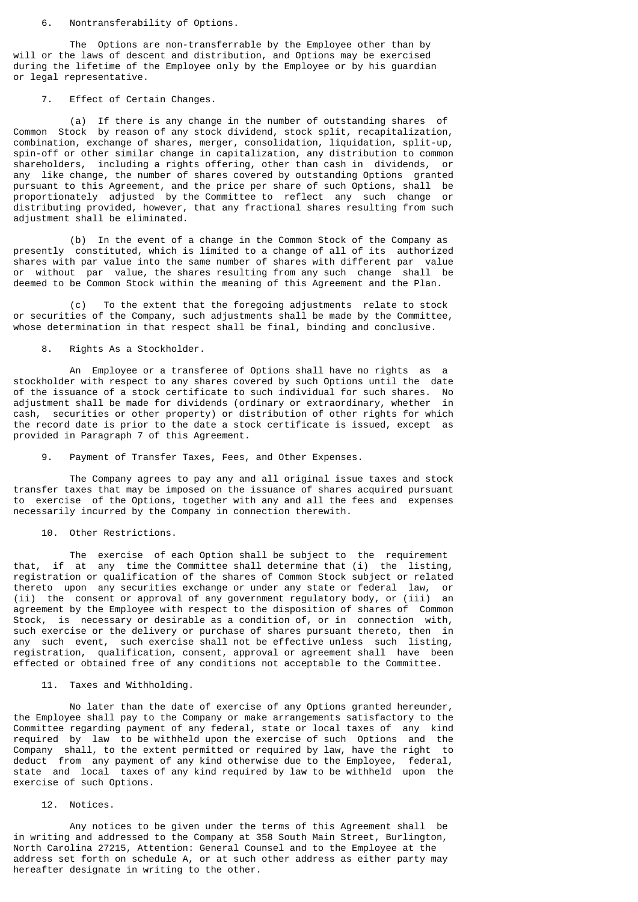6. Nontransferability of Options.

The Options are non-transferrable by the Employee other than by will or the laws of descent and distribution, and Options may be exercised during the lifetime of the Employee only by the Employee or by his guardian or legal representative.

7. Effect of Certain Changes.

(a) If there is any change in the number of outstanding shares of Common Stock by reason of any stock dividend, stock split, recapitalization, combination, exchange of shares, merger, consolidation, liquidation, split-up, spin-off or other similar change in capitalization, any distribution to common shareholders, including a rights offering, other than cash in dividends, or any like change, the number of shares covered by outstanding Options granted pursuant to this Agreement, and the price per share of such Options, shall be proportionately adjusted by the Committee to reflect any such change or distributing provided, however, that any fractional shares resulting from such adjustment shall be eliminated.

(b) In the event of a change in the Common Stock of the Company as presently constituted, which is limited to a change of all of its authorized shares with par value into the same number of shares with different par value or without par value, the shares resulting from any such change shall be deemed to be Common Stock within the meaning of this Agreement and the Plan.

(c) To the extent that the foregoing adjustments relate to stock or securities of the Company, such adjustments shall be made by the Committee, whose determination in that respect shall be final, binding and conclusive.

8. Rights As a Stockholder.

An Employee or a transferee of Options shall have no rights as a stockholder with respect to any shares covered by such Options until the date of the issuance of a stock certificate to such individual for such shares. No adjustment shall be made for dividends (ordinary or extraordinary, whether in cash, securities or other property) or distribution of other rights for which the record date is prior to the date a stock certificate is issued, except as provided in Paragraph 7 of this Agreement.

9. Payment of Transfer Taxes, Fees, and Other Expenses.

The Company agrees to pay any and all original issue taxes and stock transfer taxes that may be imposed on the issuance of shares acquired pursuant to exercise of the Options, together with any and all the fees and expenses necessarily incurred by the Company in connection therewith.

10. Other Restrictions.

The exercise of each Option shall be subject to the requirement that, if at any time the Committee shall determine that (i) the listing, registration or qualification of the shares of Common Stock subject or related thereto upon any securities exchange or under any state or federal law, or (ii) the consent or approval of any government regulatory body, or (iii) an agreement by the Employee with respect to the disposition of shares of Common Stock, is necessary or desirable as a condition of, or in connection with, such exercise or the delivery or purchase of shares pursuant thereto, then in any such event, such exercise shall not be effective unless such listing, registration, qualification, consent, approval or agreement shall have been effected or obtained free of any conditions not acceptable to the Committee.

11. Taxes and Withholding.

No later than the date of exercise of any Options granted hereunder, the Employee shall pay to the Company or make arrangements satisfactory to the Committee regarding payment of any federal, state or local taxes of any kind required by law to be withheld upon the exercise of such Options and the Company shall, to the extent permitted or required by law, have the right to deduct from any payment of any kind otherwise due to the Employee, federal, state and local taxes of any kind required by law to be withheld upon the exercise of such Options.

12. Notices.

Any notices to be given under the terms of this Agreement shall be in writing and addressed to the Company at 358 South Main Street, Burlington, North Carolina 27215, Attention: General Counsel and to the Employee at the address set forth on schedule A, or at such other address as either party may hereafter designate in writing to the other.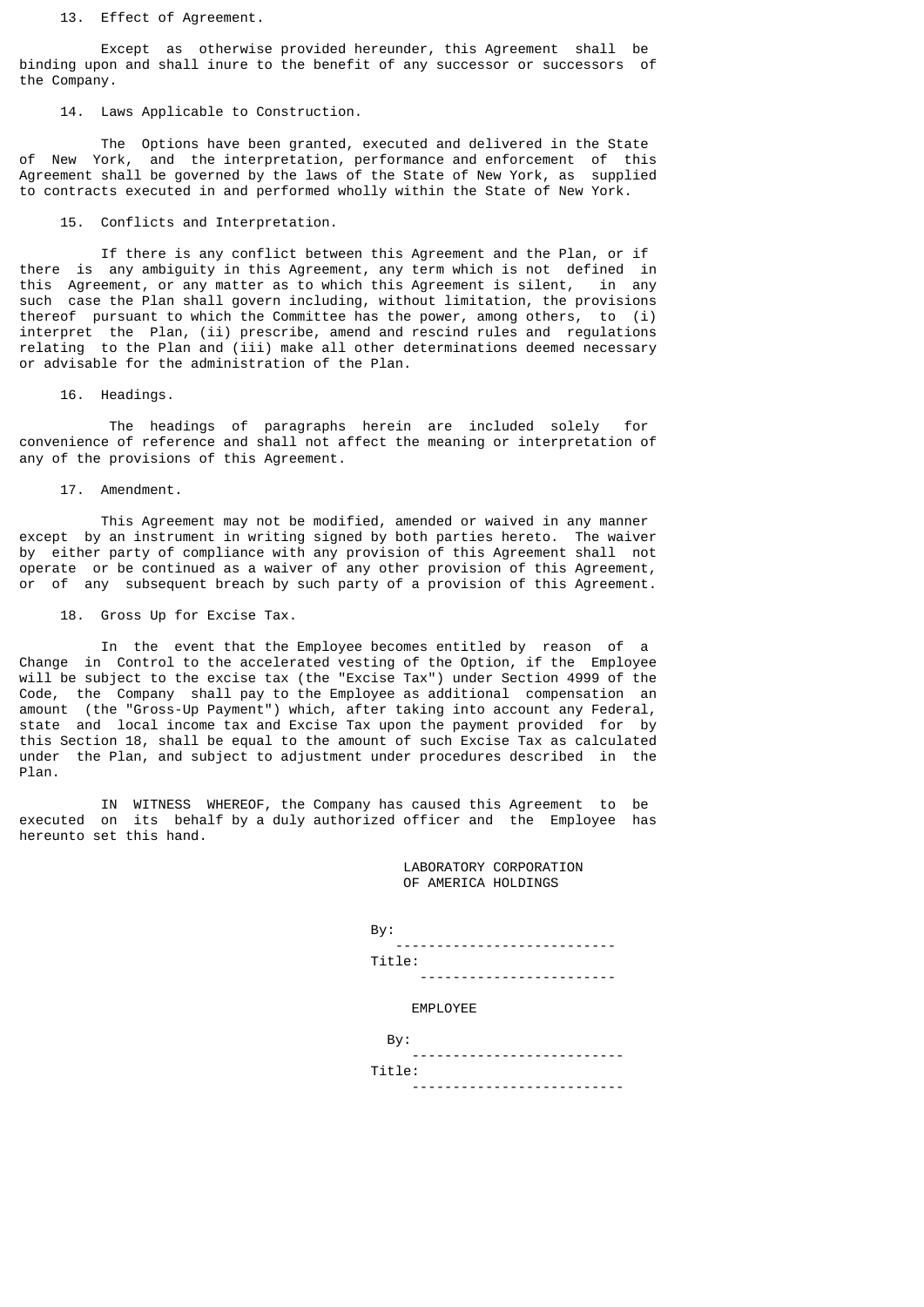13. Effect of Agreement.

Except as otherwise provided hereunder, this Agreement shall be binding upon and shall inure to the benefit of any successor or successors of the Company.

14. Laws Applicable to Construction.

The Options have been granted, executed and delivered in the State of New York, and the interpretation, performance and enforcement of this Agreement shall be governed by the laws of the State of New York, as supplied to contracts executed in and performed wholly within the State of New York.

15. Conflicts and Interpretation.

If there is any conflict between this Agreement and the Plan, or if there is any ambiguity in this Agreement, any term which is not defined in this Agreement, or any matter as to which this Agreement is silent, in any such case the Plan shall govern including, without limitation, the provisions thereof pursuant to which the Committee has the power, among others, to (i) interpret the Plan, (ii) prescribe, amend and rescind rules and regulations relating to the Plan and (iii) make all other determinations deemed necessary or advisable for the administration of the Plan.

16. Headings.

The headings of paragraphs herein are included solely for convenience of reference and shall not affect the meaning or interpretation of any of the provisions of this Agreement.

17. Amendment.

This Agreement may not be modified, amended or waived in any manner except by an instrument in writing signed by both parties hereto. The waiver by either party of compliance with any provision of this Agreement shall not operate or be continued as a waiver of any other provision of this Agreement, or of any subsequent breach by such party of a provision of this Agreement.

18. Gross Up for Excise Tax.

In the event that the Employee becomes entitled by reason of a Change in Control to the accelerated vesting of the Option, if the Employee will be subject to the excise tax (the "Excise Tax") under Section 4999 of the Code, the Company shall pay to the Employee as additional compensation an amount (the "Gross-Up Payment") which, after taking into account any Federal, state and local income tax and Excise Tax upon the payment provided for by this Section 18, shall be equal to the amount of such Excise Tax as calculated under the Plan, and subject to adjustment under procedures described in the Plan.

IN WITNESS WHEREOF, the Company has caused this Agreement to be executed on its behalf by a duly authorized officer and the Employee has hereunto set this hand.

LABORATORY CORPORATION OF AMERICA HOLDINGS

By: \_\_\_\_\_\_\_\_\_\_\_\_\_\_\_\_\_\_\_\_\_\_\_\_\_\_

Title: \_\_\_\_\_\_\_\_\_\_\_\_\_\_\_\_\_\_\_\_\_\_\_\_

EMPLOYEE

By: \_\_\_\_\_\_\_\_\_\_\_\_\_\_\_\_\_\_\_\_\_\_\_\_\_

Title: \_\_\_\_\_\_\_\_\_\_\_\_\_\_\_\_\_\_\_\_\_\_\_\_\_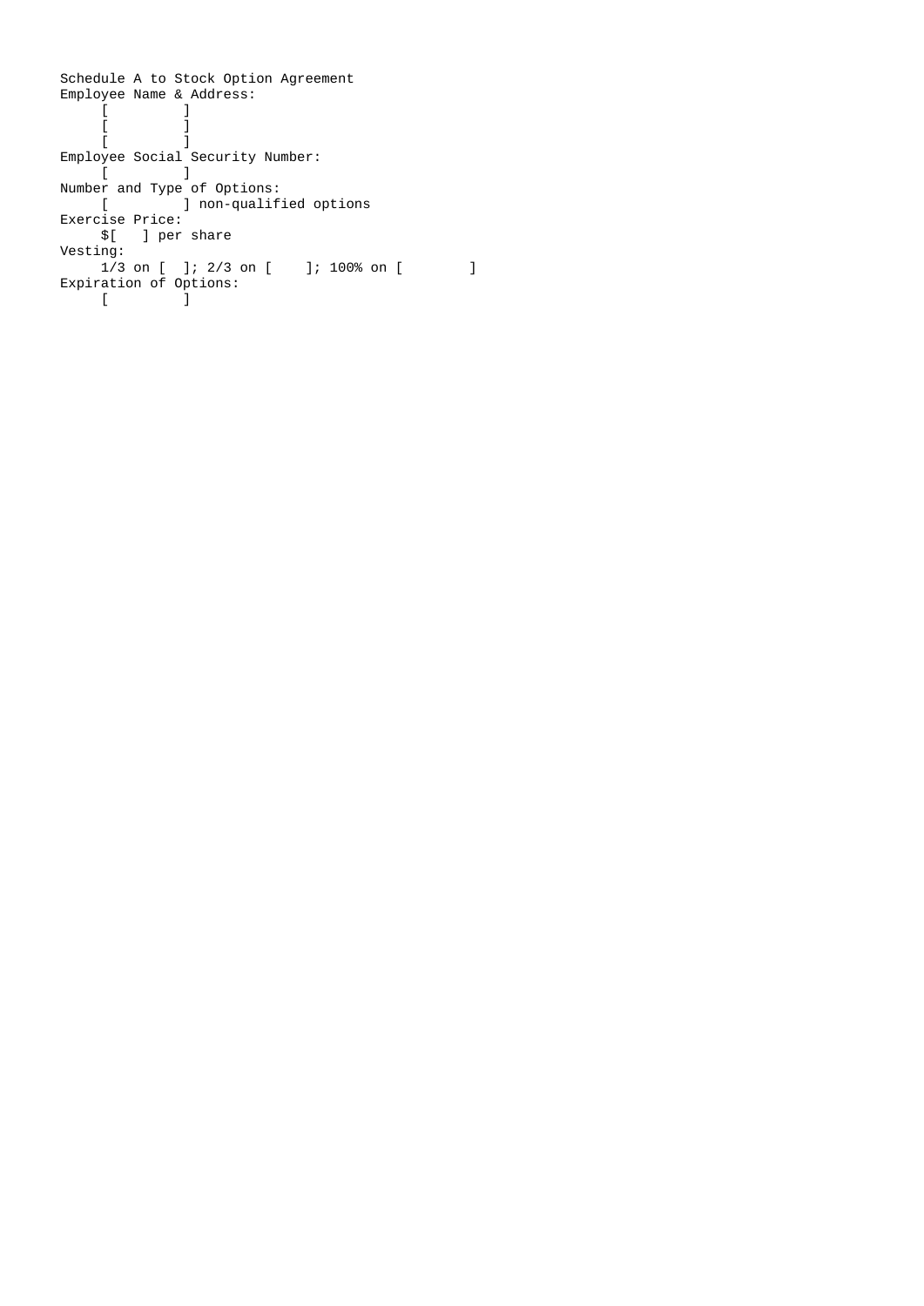Schedule A to Stock Option Agreement

Employee Name & Address:

[ ]
[ ]
[ ]

Employee Social Security Number:

[ ]

Number and Type of Options:

[ ] non-qualified options

Exercise Price:

$[ ] per share

Vesting:

1/3 on [ ]; 2/3 on [ ]; 100% on [ ]

Expiration of Options:

[ ]